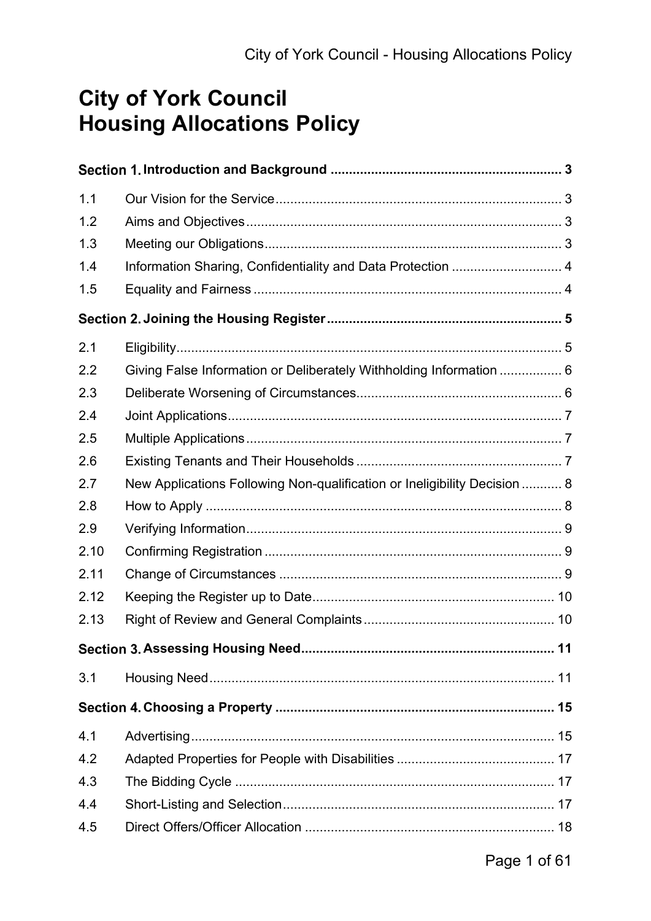# City of York Council
# Housing Allocations Policy

**Section 1. Introduction and Background** .............................................................. 3

| | | |
|---|---|---|
| 1.1 | Our Vision for the Service | 3 |
| 1.2 | Aims and Objectives | 3 |
| 1.3 | Meeting our Obligations | 3 |
| 1.4 | Information Sharing, Confidentiality and Data Protection | 4 |
| 1.5 | Equality and Fairness | 4 |

**Section 2. Joining the Housing Register** .............................................................. 5

| | | |
|---|---|---|
| 2.1 | Eligibility | 5 |
| 2.2 | Giving False Information or Deliberately Withholding Information | 6 |
| 2.3 | Deliberate Worsening of Circumstances | 6 |
| 2.4 | Joint Applications | 7 |
| 2.5 | Multiple Applications | 7 |
| 2.6 | Existing Tenants and Their Households | 7 |
| 2.7 | New Applications Following Non-qualification or Ineligibility Decision | 8 |
| 2.8 | How to Apply | 8 |
| 2.9 | Verifying Information | 9 |
| 2.10 | Confirming Registration | 9 |
| 2.11 | Change of Circumstances | 9 |
| 2.12 | Keeping the Register up to Date | 10 |
| 2.13 | Right of Review and General Complaints | 10 |

**Section 3. Assessing Housing Need** .................................................................... 11

| | | |
|---|---|---|
| 3.1 | Housing Need | 11 |

**Section 4. Choosing a Property** ........................................................................... 15

| | | |
|---|---|---|
| 4.1 | Advertising | 15 |
| 4.2 | Adapted Properties for People with Disabilities | 17 |
| 4.3 | The Bidding Cycle | 17 |
| 4.4 | Short-Listing and Selection | 17 |
| 4.5 | Direct Offers/Officer Allocation | 18 |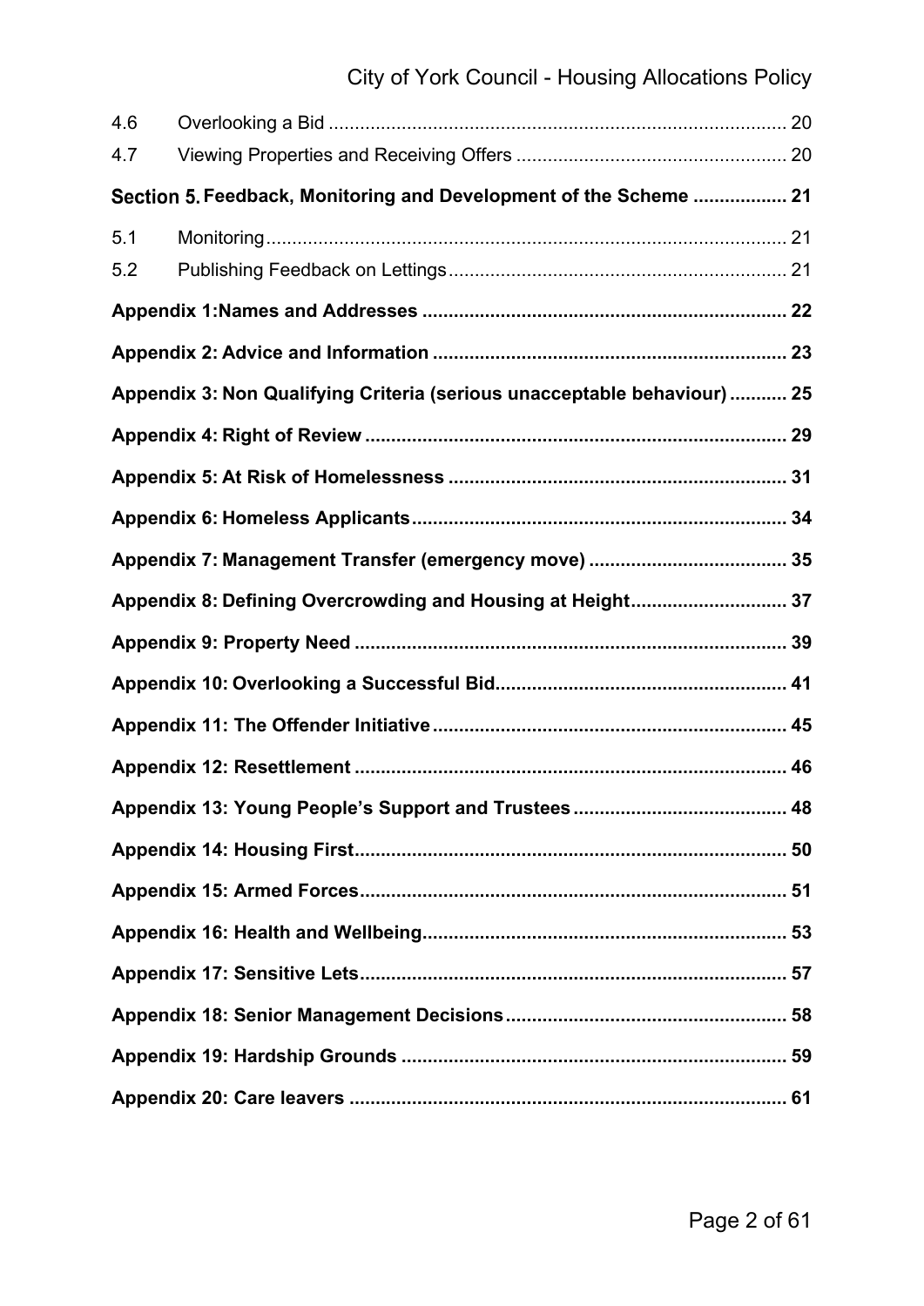| | | |
|---|---|---|
| 4.6 | Overlooking a Bid | 20 |
| 4.7 | Viewing Properties and Receiving Offers | 20 |
| **Section 5.** | **Feedback, Monitoring and Development of the Scheme** | **21** |
| 5.1 | Monitoring | 21 |
| 5.2 | Publishing Feedback on Lettings | 21 |

**Appendix 1:Names and Addresses** ..... **22**

**Appendix 2: Advice and Information** ..... **23**

**Appendix 3: Non Qualifying Criteria (serious unacceptable behaviour)** ..... **25**

**Appendix 4: Right of Review** ..... **29**

**Appendix 5: At Risk of Homelessness** ..... **31**

**Appendix 6: Homeless Applicants** ..... **34**

**Appendix 7: Management Transfer (emergency move)** ..... **35**

**Appendix 8: Defining Overcrowding and Housing at Height** ..... **37**

**Appendix 9: Property Need** ..... **39**

**Appendix 10: Overlooking a Successful Bid** ..... **41**

**Appendix 11: The Offender Initiative** ..... **45**

**Appendix 12: Resettlement** ..... **46**

**Appendix 13: Young People's Support and Trustees** ..... **48**

**Appendix 14: Housing First** ..... **50**

**Appendix 15: Armed Forces** ..... **51**

**Appendix 16: Health and Wellbeing** ..... **53**

**Appendix 17: Sensitive Lets** ..... **57**

**Appendix 18: Senior Management Decisions** ..... **58**

**Appendix 19: Hardship Grounds** ..... **59**

**Appendix 20: Care leavers** ..... **61**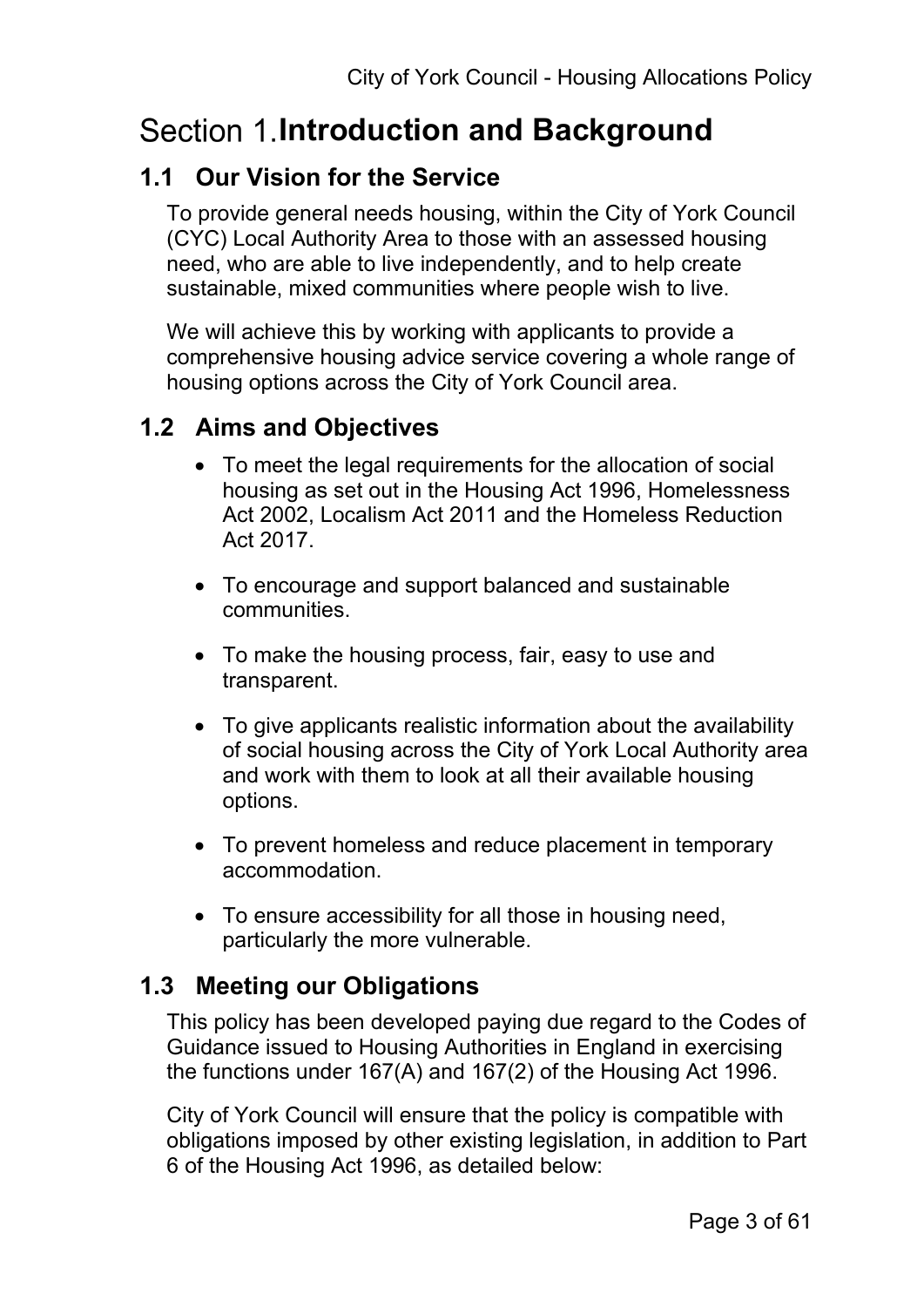# Section 1. Introduction and Background

## 1.1 Our Vision for the Service

To provide general needs housing, within the City of York Council (CYC) Local Authority Area to those with an assessed housing need, who are able to live independently, and to help create sustainable, mixed communities where people wish to live.

We will achieve this by working with applicants to provide a comprehensive housing advice service covering a whole range of housing options across the City of York Council area.

## 1.2 Aims and Objectives

- To meet the legal requirements for the allocation of social housing as set out in the Housing Act 1996, Homelessness Act 2002, Localism Act 2011 and the Homeless Reduction Act 2017.
- To encourage and support balanced and sustainable communities.
- To make the housing process, fair, easy to use and transparent.
- To give applicants realistic information about the availability of social housing across the City of York Local Authority area and work with them to look at all their available housing options.
- To prevent homeless and reduce placement in temporary accommodation.
- To ensure accessibility for all those in housing need, particularly the more vulnerable.

## 1.3 Meeting our Obligations

This policy has been developed paying due regard to the Codes of Guidance issued to Housing Authorities in England in exercising the functions under 167(A) and 167(2) of the Housing Act 1996.

City of York Council will ensure that the policy is compatible with obligations imposed by other existing legislation, in addition to Part 6 of the Housing Act 1996, as detailed below: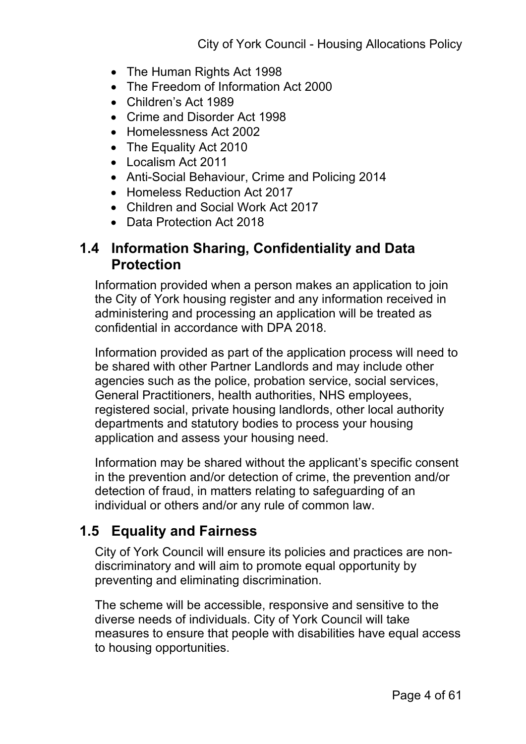- The Human Rights Act 1998
- The Freedom of Information Act 2000
- Children's Act 1989
- Crime and Disorder Act 1998
- Homelessness Act 2002
- The Equality Act 2010
- Localism Act 2011
- Anti-Social Behaviour, Crime and Policing 2014
- Homeless Reduction Act 2017
- Children and Social Work Act 2017
- Data Protection Act 2018

## 1.4 Information Sharing, Confidentiality and Data Protection

Information provided when a person makes an application to join the City of York housing register and any information received in administering and processing an application will be treated as confidential in accordance with DPA 2018.

Information provided as part of the application process will need to be shared with other Partner Landlords and may include other agencies such as the police, probation service, social services, General Practitioners, health authorities, NHS employees, registered social, private housing landlords, other local authority departments and statutory bodies to process your housing application and assess your housing need.

Information may be shared without the applicant's specific consent in the prevention and/or detection of crime, the prevention and/or detection of fraud, in matters relating to safeguarding of an individual or others and/or any rule of common law.

## 1.5 Equality and Fairness

City of York Council will ensure its policies and practices are non-discriminatory and will aim to promote equal opportunity by preventing and eliminating discrimination.

The scheme will be accessible, responsive and sensitive to the diverse needs of individuals. City of York Council will take measures to ensure that people with disabilities have equal access to housing opportunities.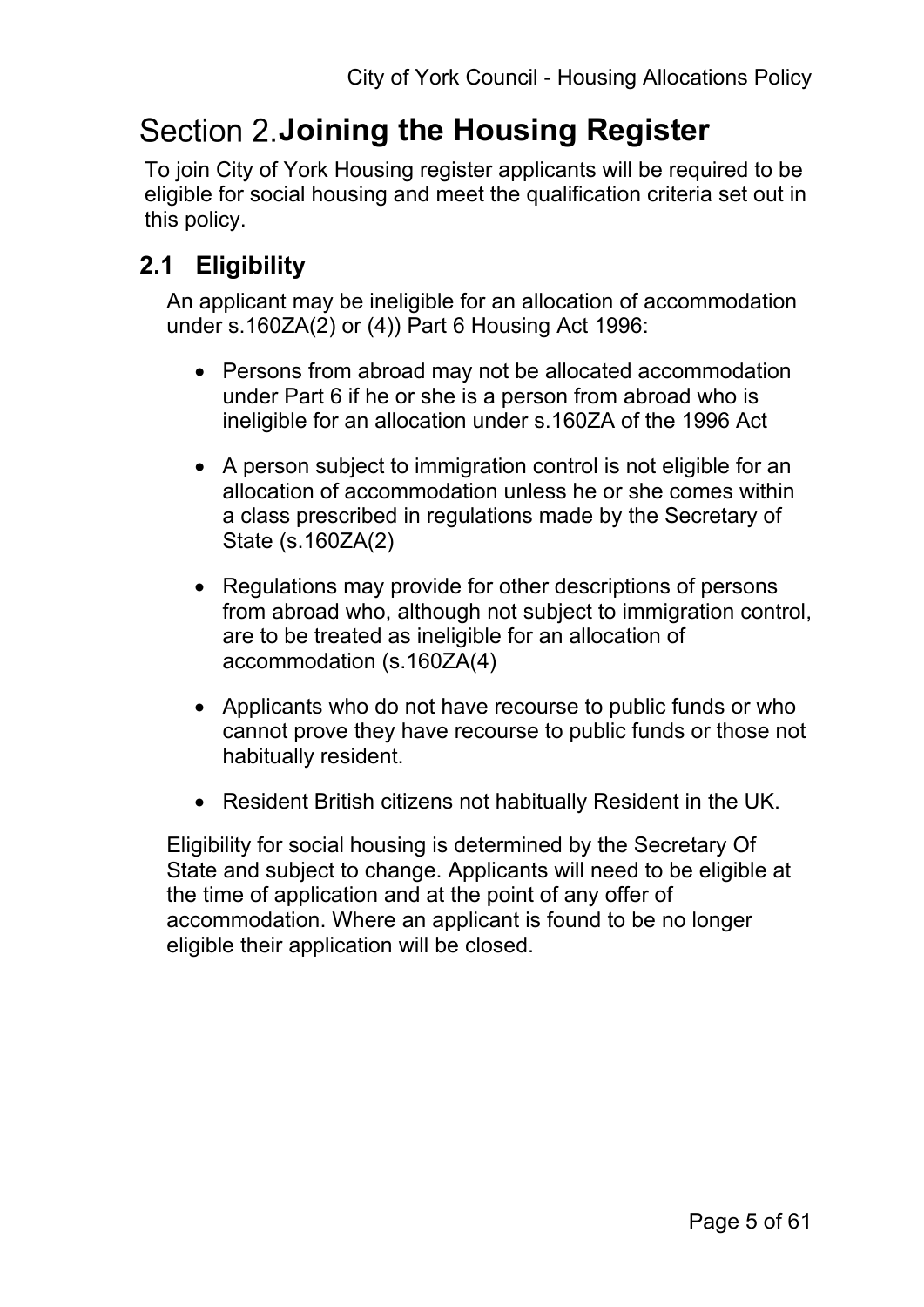# Section 2. Joining the Housing Register

To join City of York Housing register applicants will be required to be eligible for social housing and meet the qualification criteria set out in this policy.

## 2.1 Eligibility

An applicant may be ineligible for an allocation of accommodation under s.160ZA(2) or (4)) Part 6 Housing Act 1996:

- Persons from abroad may not be allocated accommodation under Part 6 if he or she is a person from abroad who is ineligible for an allocation under s.160ZA of the 1996 Act
- A person subject to immigration control is not eligible for an allocation of accommodation unless he or she comes within a class prescribed in regulations made by the Secretary of State (s.160ZA(2)
- Regulations may provide for other descriptions of persons from abroad who, although not subject to immigration control, are to be treated as ineligible for an allocation of accommodation (s.160ZA(4)
- Applicants who do not have recourse to public funds or who cannot prove they have recourse to public funds or those not habitually resident.
- Resident British citizens not habitually Resident in the UK.

Eligibility for social housing is determined by the Secretary Of State and subject to change. Applicants will need to be eligible at the time of application and at the point of any offer of accommodation. Where an applicant is found to be no longer eligible their application will be closed.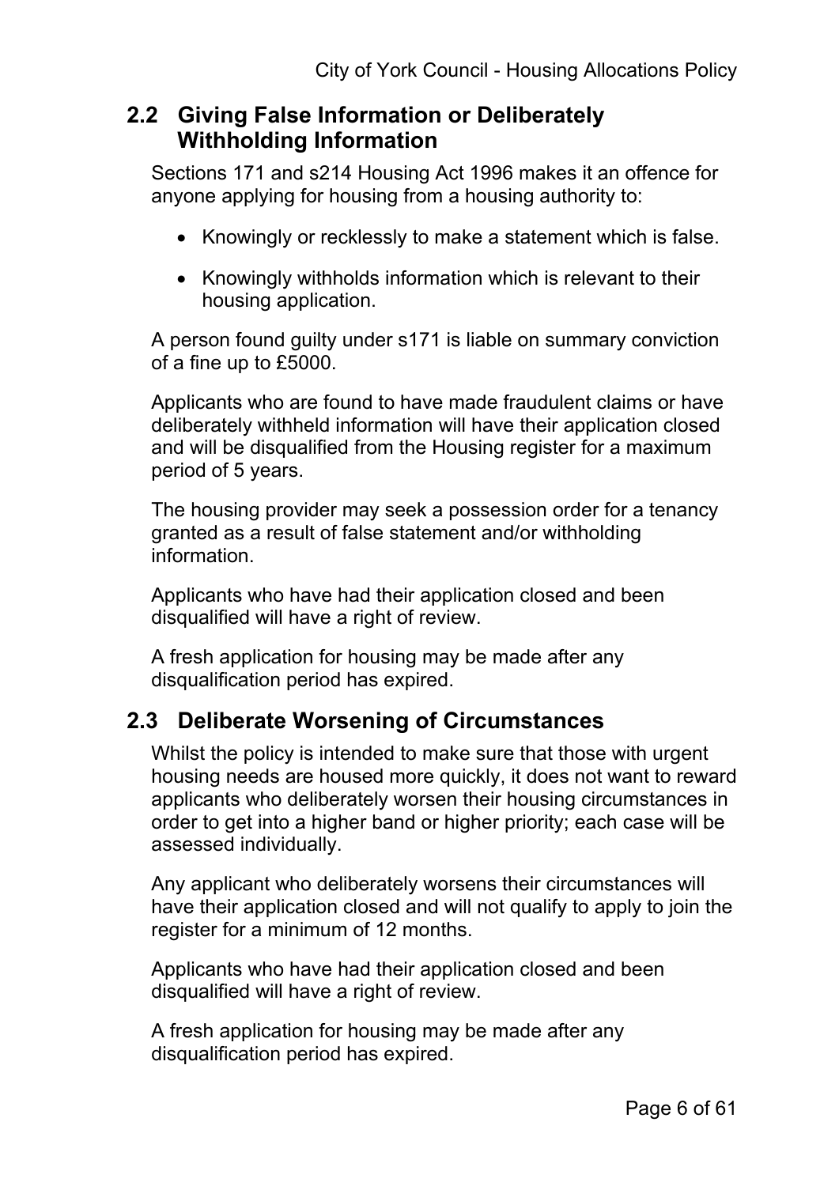## 2.2 Giving False Information or Deliberately Withholding Information

Sections 171 and s214 Housing Act 1996 makes it an offence for anyone applying for housing from a housing authority to:

- Knowingly or recklessly to make a statement which is false.
- Knowingly withholds information which is relevant to their housing application.

A person found guilty under s171 is liable on summary conviction of a fine up to £5000.

Applicants who are found to have made fraudulent claims or have deliberately withheld information will have their application closed and will be disqualified from the Housing register for a maximum period of 5 years.

The housing provider may seek a possession order for a tenancy granted as a result of false statement and/or withholding information.

Applicants who have had their application closed and been disqualified will have a right of review.

A fresh application for housing may be made after any disqualification period has expired.

## 2.3 Deliberate Worsening of Circumstances

Whilst the policy is intended to make sure that those with urgent housing needs are housed more quickly, it does not want to reward applicants who deliberately worsen their housing circumstances in order to get into a higher band or higher priority; each case will be assessed individually.

Any applicant who deliberately worsens their circumstances will have their application closed and will not qualify to apply to join the register for a minimum of 12 months.

Applicants who have had their application closed and been disqualified will have a right of review.

A fresh application for housing may be made after any disqualification period has expired.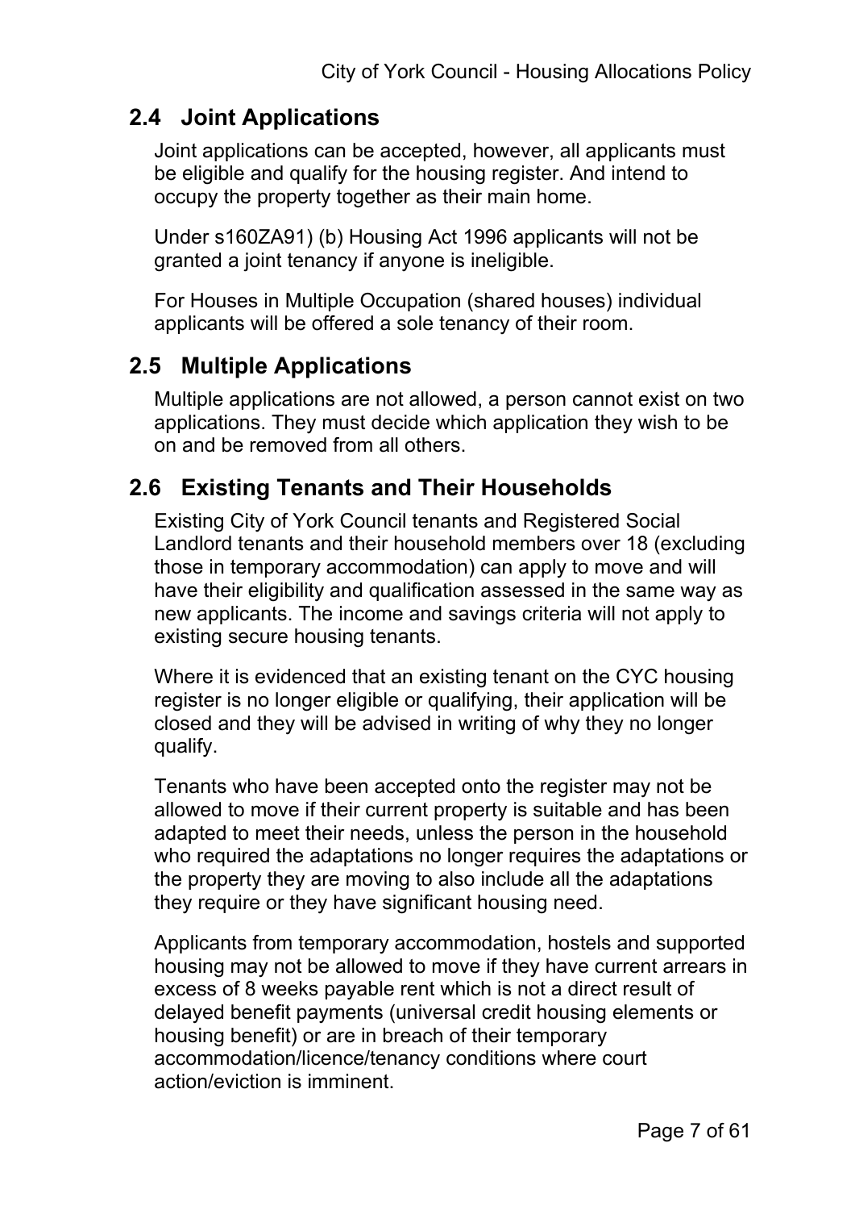## 2.4 Joint Applications

Joint applications can be accepted, however, all applicants must be eligible and qualify for the housing register. And intend to occupy the property together as their main home.

Under s160ZA91) (b) Housing Act 1996 applicants will not be granted a joint tenancy if anyone is ineligible.

For Houses in Multiple Occupation (shared houses) individual applicants will be offered a sole tenancy of their room.

## 2.5 Multiple Applications

Multiple applications are not allowed, a person cannot exist on two applications. They must decide which application they wish to be on and be removed from all others.

## 2.6 Existing Tenants and Their Households

Existing City of York Council tenants and Registered Social Landlord tenants and their household members over 18 (excluding those in temporary accommodation) can apply to move and will have their eligibility and qualification assessed in the same way as new applicants. The income and savings criteria will not apply to existing secure housing tenants.

Where it is evidenced that an existing tenant on the CYC housing register is no longer eligible or qualifying, their application will be closed and they will be advised in writing of why they no longer qualify.

Tenants who have been accepted onto the register may not be allowed to move if their current property is suitable and has been adapted to meet their needs, unless the person in the household who required the adaptations no longer requires the adaptations or the property they are moving to also include all the adaptations they require or they have significant housing need.

Applicants from temporary accommodation, hostels and supported housing may not be allowed to move if they have current arrears in excess of 8 weeks payable rent which is not a direct result of delayed benefit payments (universal credit housing elements or housing benefit) or are in breach of their temporary accommodation/licence/tenancy conditions where court action/eviction is imminent.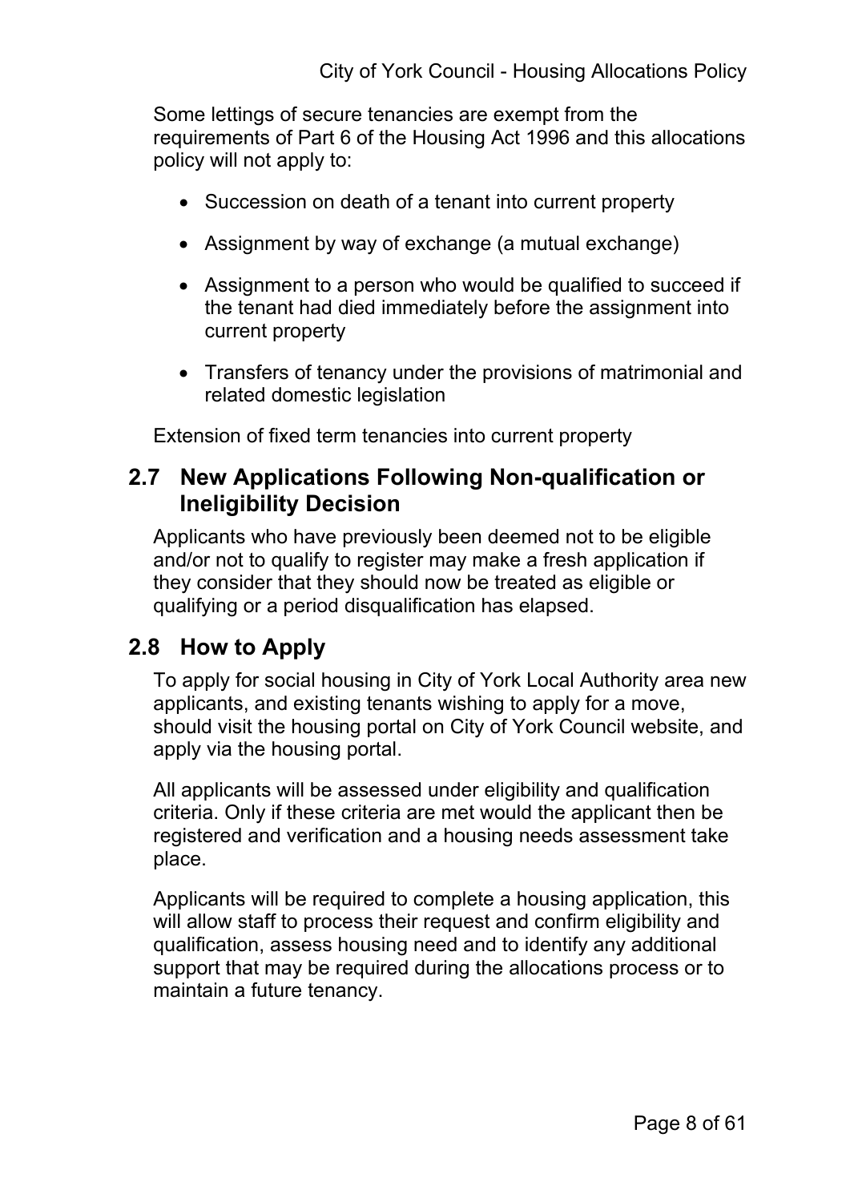Some lettings of secure tenancies are exempt from the requirements of Part 6 of the Housing Act 1996 and this allocations policy will not apply to:

- Succession on death of a tenant into current property
- Assignment by way of exchange (a mutual exchange)
- Assignment to a person who would be qualified to succeed if the tenant had died immediately before the assignment into current property
- Transfers of tenancy under the provisions of matrimonial and related domestic legislation

Extension of fixed term tenancies into current property

## 2.7 New Applications Following Non-qualification or Ineligibility Decision

Applicants who have previously been deemed not to be eligible and/or not to qualify to register may make a fresh application if they consider that they should now be treated as eligible or qualifying or a period disqualification has elapsed.

## 2.8 How to Apply

To apply for social housing in City of York Local Authority area new applicants, and existing tenants wishing to apply for a move, should visit the housing portal on City of York Council website, and apply via the housing portal.

All applicants will be assessed under eligibility and qualification criteria. Only if these criteria are met would the applicant then be registered and verification and a housing needs assessment take place.

Applicants will be required to complete a housing application, this will allow staff to process their request and confirm eligibility and qualification, assess housing need and to identify any additional support that may be required during the allocations process or to maintain a future tenancy.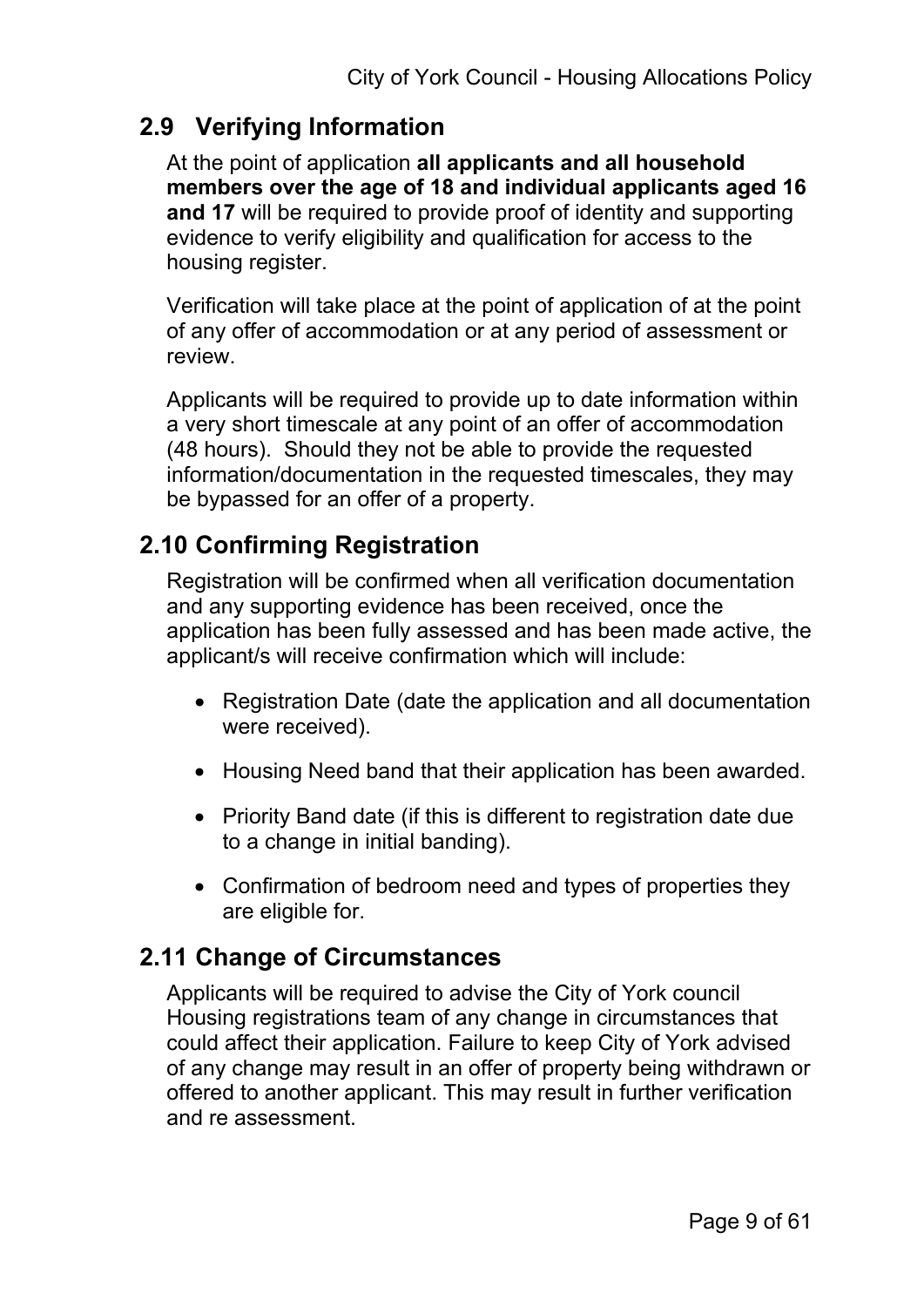## 2.9 Verifying Information

At the point of application **all applicants and all household members over the age of 18 and individual applicants aged 16 and 17** will be required to provide proof of identity and supporting evidence to verify eligibility and qualification for access to the housing register.

Verification will take place at the point of application of at the point of any offer of accommodation or at any period of assessment or review.

Applicants will be required to provide up to date information within a very short timescale at any point of an offer of accommodation (48 hours). Should they not be able to provide the requested information/documentation in the requested timescales, they may be bypassed for an offer of a property.

## 2.10 Confirming Registration

Registration will be confirmed when all verification documentation and any supporting evidence has been received, once the application has been fully assessed and has been made active, the applicant/s will receive confirmation which will include:

- Registration Date (date the application and all documentation were received).
- Housing Need band that their application has been awarded.
- Priority Band date (if this is different to registration date due to a change in initial banding).
- Confirmation of bedroom need and types of properties they are eligible for.

## 2.11 Change of Circumstances

Applicants will be required to advise the City of York council Housing registrations team of any change in circumstances that could affect their application. Failure to keep City of York advised of any change may result in an offer of property being withdrawn or offered to another applicant. This may result in further verification and re assessment.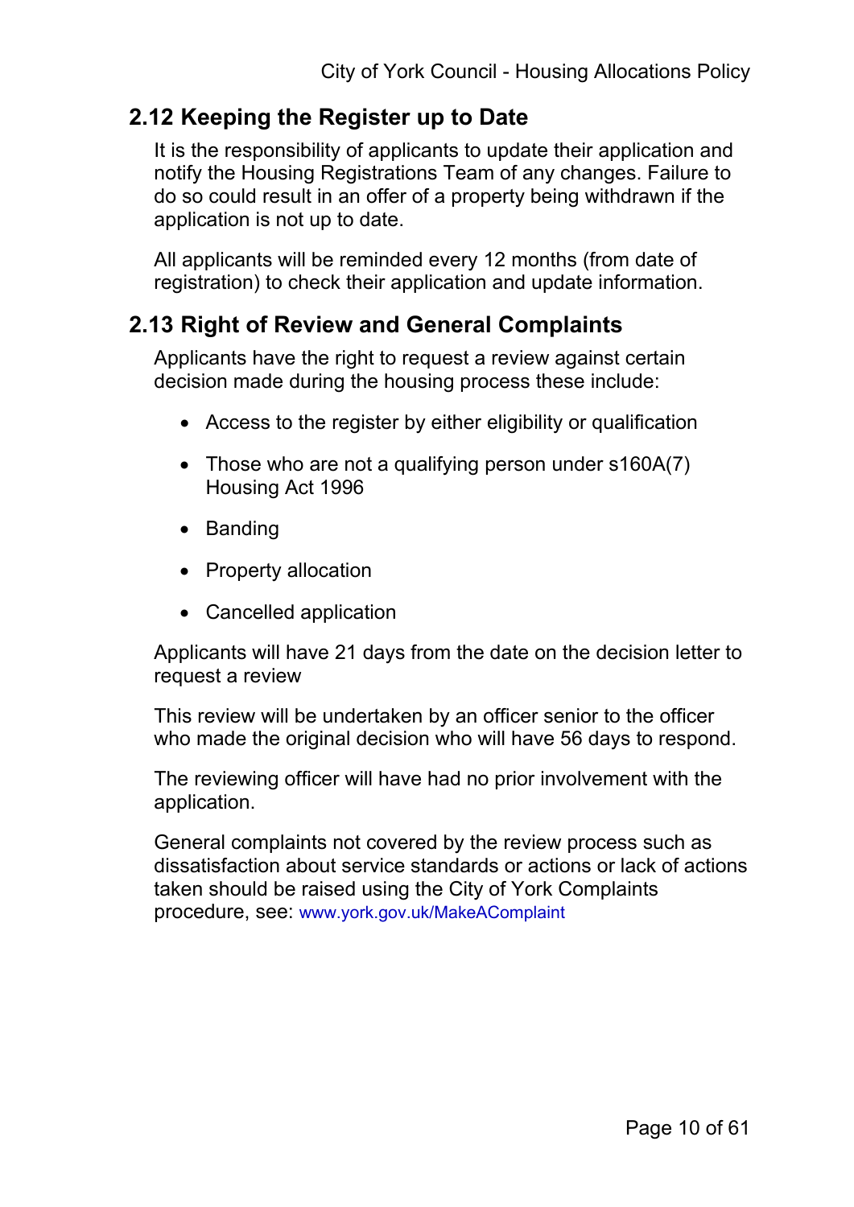## 2.12 Keeping the Register up to Date

It is the responsibility of applicants to update their application and notify the Housing Registrations Team of any changes. Failure to do so could result in an offer of a property being withdrawn if the application is not up to date.

All applicants will be reminded every 12 months (from date of registration) to check their application and update information.

## 2.13 Right of Review and General Complaints

Applicants have the right to request a review against certain decision made during the housing process these include:

- Access to the register by either eligibility or qualification
- Those who are not a qualifying person under s160A(7) Housing Act 1996
- Banding
- Property allocation
- Cancelled application

Applicants will have 21 days from the date on the decision letter to request a review

This review will be undertaken by an officer senior to the officer who made the original decision who will have 56 days to respond.

The reviewing officer will have had no prior involvement with the application.

General complaints not covered by the review process such as dissatisfaction about service standards or actions or lack of actions taken should be raised using the City of York Complaints procedure, see: www.york.gov.uk/MakeAComplaint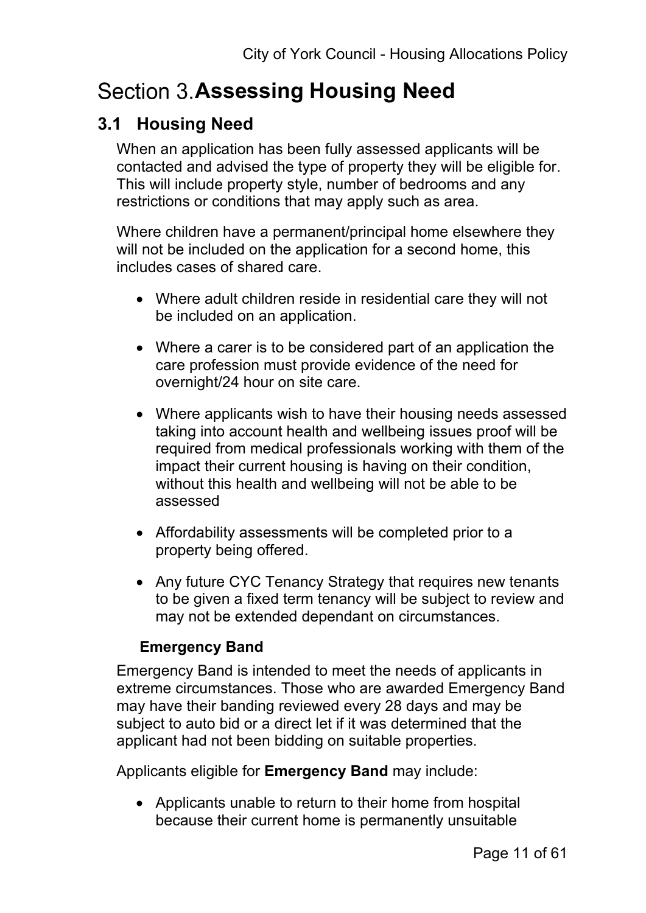# Section 3. Assessing Housing Need

## 3.1 Housing Need

When an application has been fully assessed applicants will be contacted and advised the type of property they will be eligible for. This will include property style, number of bedrooms and any restrictions or conditions that may apply such as area.

Where children have a permanent/principal home elsewhere they will not be included on the application for a second home, this includes cases of shared care.

- Where adult children reside in residential care they will not be included on an application.
- Where a carer is to be considered part of an application the care profession must provide evidence of the need for overnight/24 hour on site care.
- Where applicants wish to have their housing needs assessed taking into account health and wellbeing issues proof will be required from medical professionals working with them of the impact their current housing is having on their condition, without this health and wellbeing will not be able to be assessed
- Affordability assessments will be completed prior to a property being offered.
- Any future CYC Tenancy Strategy that requires new tenants to be given a fixed term tenancy will be subject to review and may not be extended dependant on circumstances.

### Emergency Band

Emergency Band is intended to meet the needs of applicants in extreme circumstances. Those who are awarded Emergency Band may have their banding reviewed every 28 days and may be subject to auto bid or a direct let if it was determined that the applicant had not been bidding on suitable properties.

Applicants eligible for **Emergency Band** may include:

- Applicants unable to return to their home from hospital because their current home is permanently unsuitable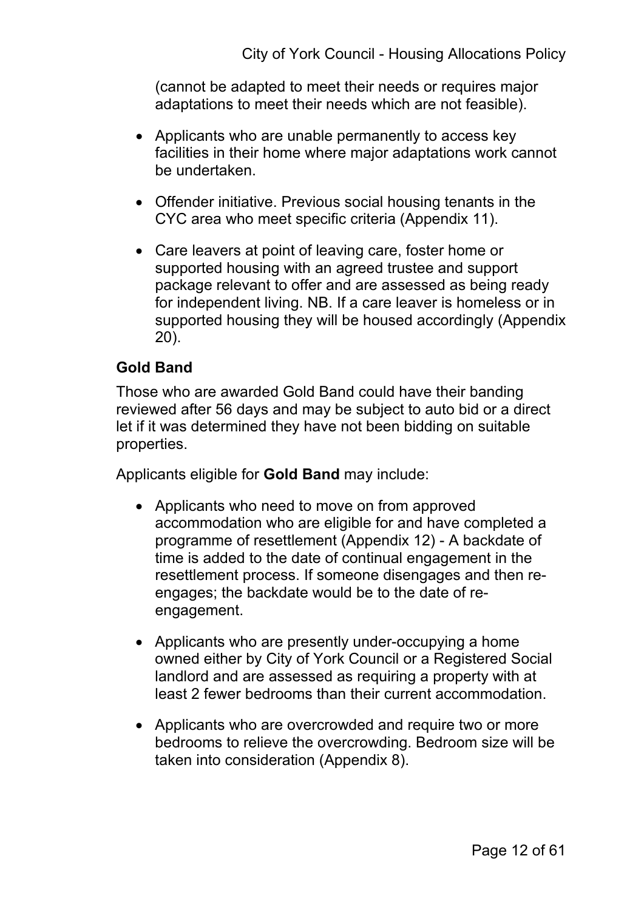(cannot be adapted to meet their needs or requires major adaptations to meet their needs which are not feasible).

- Applicants who are unable permanently to access key facilities in their home where major adaptations work cannot be undertaken.
- Offender initiative. Previous social housing tenants in the CYC area who meet specific criteria (Appendix 11).
- Care leavers at point of leaving care, foster home or supported housing with an agreed trustee and support package relevant to offer and are assessed as being ready for independent living. NB. If a care leaver is homeless or in supported housing they will be housed accordingly (Appendix 20).

**Gold Band**

Those who are awarded Gold Band could have their banding reviewed after 56 days and may be subject to auto bid or a direct let if it was determined they have not been bidding on suitable properties.

Applicants eligible for **Gold Band** may include:

- Applicants who need to move on from approved accommodation who are eligible for and have completed a programme of resettlement (Appendix 12) - A backdate of time is added to the date of continual engagement in the resettlement process. If someone disengages and then re-engages; the backdate would be to the date of re-engagement.
- Applicants who are presently under-occupying a home owned either by City of York Council or a Registered Social landlord and are assessed as requiring a property with at least 2 fewer bedrooms than their current accommodation.
- Applicants who are overcrowded and require two or more bedrooms to relieve the overcrowding. Bedroom size will be taken into consideration (Appendix 8).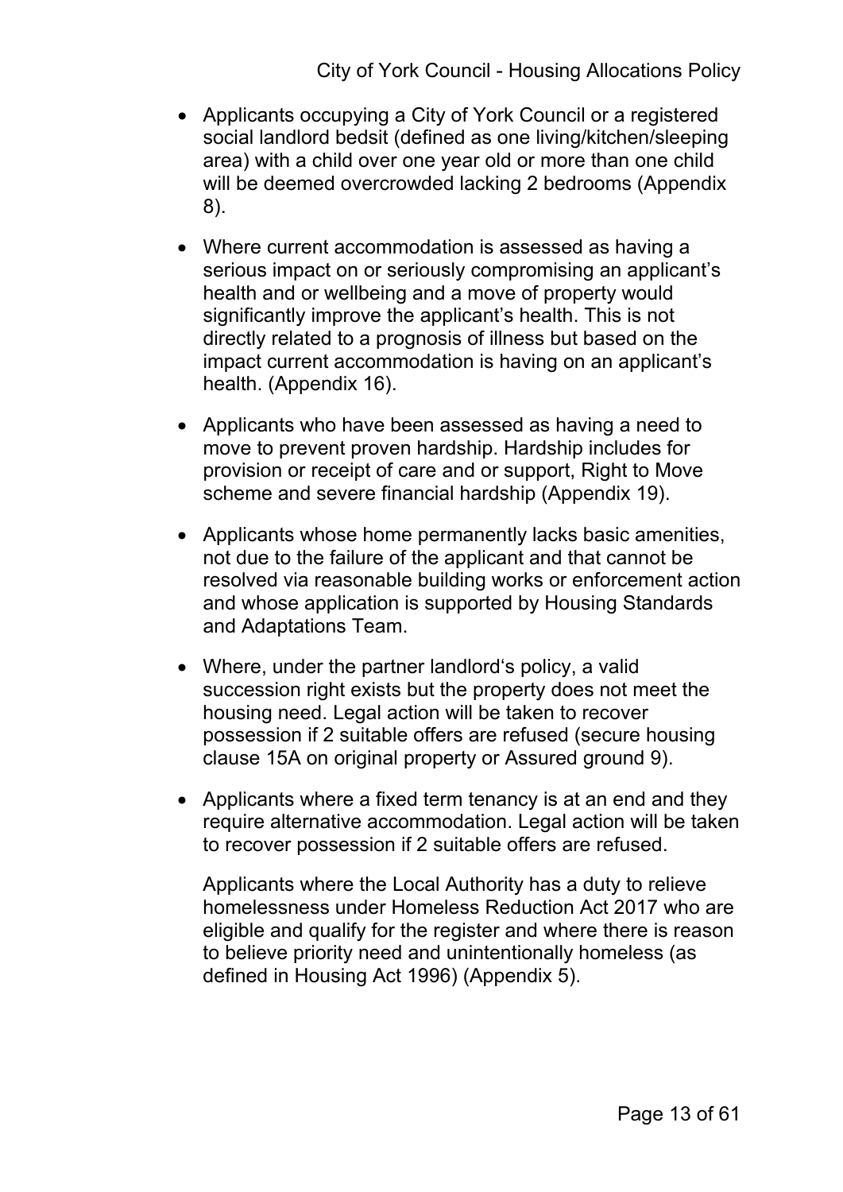- Applicants occupying a City of York Council or a registered social landlord bedsit (defined as one living/kitchen/sleeping area) with a child over one year old or more than one child will be deemed overcrowded lacking 2 bedrooms (Appendix 8).

- Where current accommodation is assessed as having a serious impact on or seriously compromising an applicant's health and or wellbeing and a move of property would significantly improve the applicant's health. This is not directly related to a prognosis of illness but based on the impact current accommodation is having on an applicant's health. (Appendix 16).

- Applicants who have been assessed as having a need to move to prevent proven hardship. Hardship includes for provision or receipt of care and or support, Right to Move scheme and severe financial hardship (Appendix 19).

- Applicants whose home permanently lacks basic amenities, not due to the failure of the applicant and that cannot be resolved via reasonable building works or enforcement action and whose application is supported by Housing Standards and Adaptations Team.

- Where, under the partner landlord's policy, a valid succession right exists but the property does not meet the housing need. Legal action will be taken to recover possession if 2 suitable offers are refused (secure housing clause 15A on original property or Assured ground 9).

- Applicants where a fixed term tenancy is at an end and they require alternative accommodation. Legal action will be taken to recover possession if 2 suitable offers are refused.

  Applicants where the Local Authority has a duty to relieve homelessness under Homeless Reduction Act 2017 who are eligible and qualify for the register and where there is reason to believe priority need and unintentionally homeless (as defined in Housing Act 1996) (Appendix 5).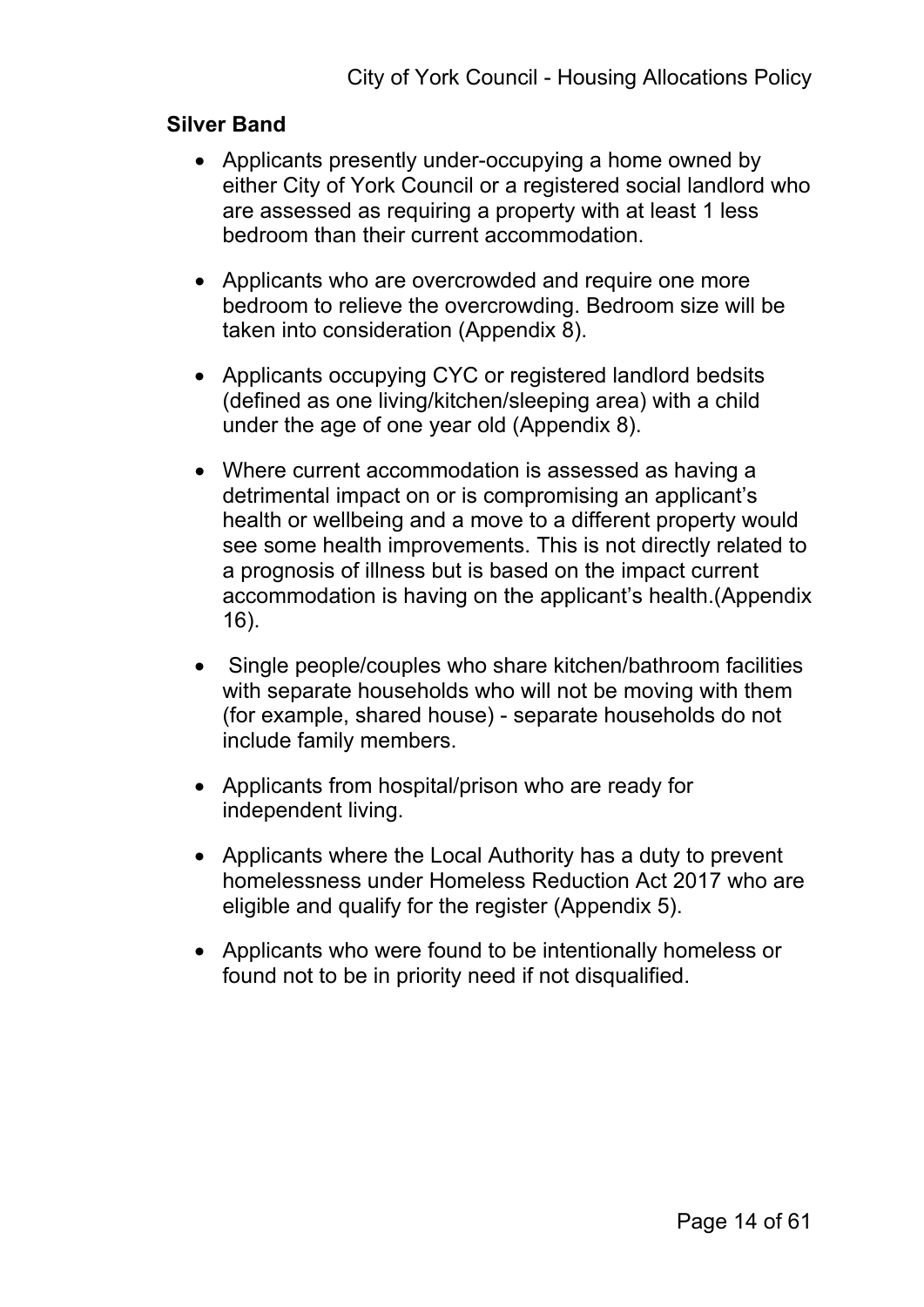**Silver Band**

- Applicants presently under-occupying a home owned by either City of York Council or a registered social landlord who are assessed as requiring a property with at least 1 less bedroom than their current accommodation.

- Applicants who are overcrowded and require one more bedroom to relieve the overcrowding. Bedroom size will be taken into consideration (Appendix 8).

- Applicants occupying CYC or registered landlord bedsits (defined as one living/kitchen/sleeping area) with a child under the age of one year old (Appendix 8).

- Where current accommodation is assessed as having a detrimental impact on or is compromising an applicant's health or wellbeing and a move to a different property would see some health improvements. This is not directly related to a prognosis of illness but is based on the impact current accommodation is having on the applicant's health.(Appendix 16).

- Single people/couples who share kitchen/bathroom facilities with separate households who will not be moving with them (for example, shared house) - separate households do not include family members.

- Applicants from hospital/prison who are ready for independent living.

- Applicants where the Local Authority has a duty to prevent homelessness under Homeless Reduction Act 2017 who are eligible and qualify for the register (Appendix 5).

- Applicants who were found to be intentionally homeless or found not to be in priority need if not disqualified.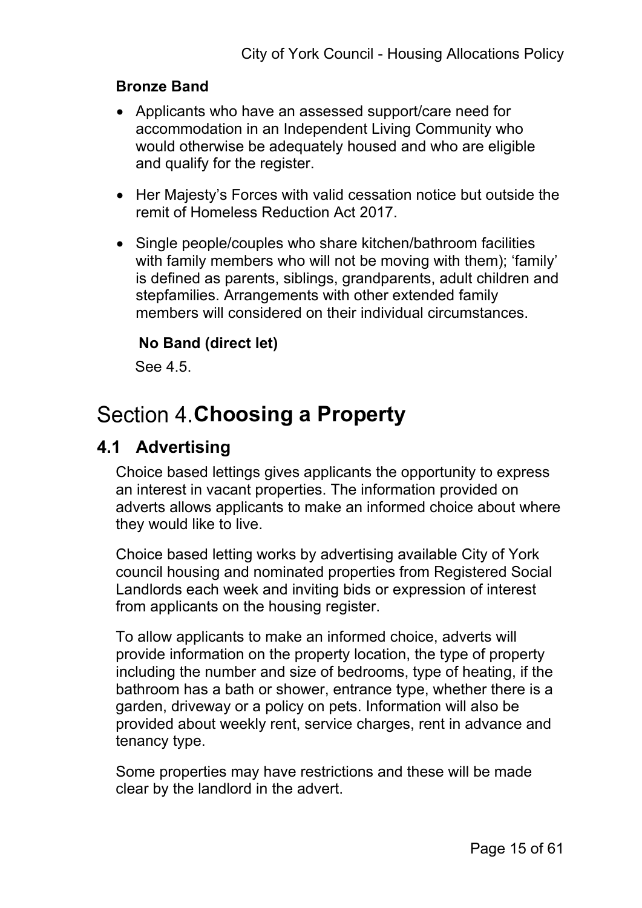**Bronze Band**

- Applicants who have an assessed support/care need for accommodation in an Independent Living Community who would otherwise be adequately housed and who are eligible and qualify for the register.
- Her Majesty's Forces with valid cessation notice but outside the remit of Homeless Reduction Act 2017.
- Single people/couples who share kitchen/bathroom facilities with family members who will not be moving with them); 'family' is defined as parents, siblings, grandparents, adult children and stepfamilies. Arrangements with other extended family members will considered on their individual circumstances.

**No Band (direct let)**

See 4.5.

# Section 4. Choosing a Property

## 4.1 Advertising

Choice based lettings gives applicants the opportunity to express an interest in vacant properties. The information provided on adverts allows applicants to make an informed choice about where they would like to live.

Choice based letting works by advertising available City of York council housing and nominated properties from Registered Social Landlords each week and inviting bids or expression of interest from applicants on the housing register.

To allow applicants to make an informed choice, adverts will provide information on the property location, the type of property including the number and size of bedrooms, type of heating, if the bathroom has a bath or shower, entrance type, whether there is a garden, driveway or a policy on pets. Information will also be provided about weekly rent, service charges, rent in advance and tenancy type.

Some properties may have restrictions and these will be made clear by the landlord in the advert.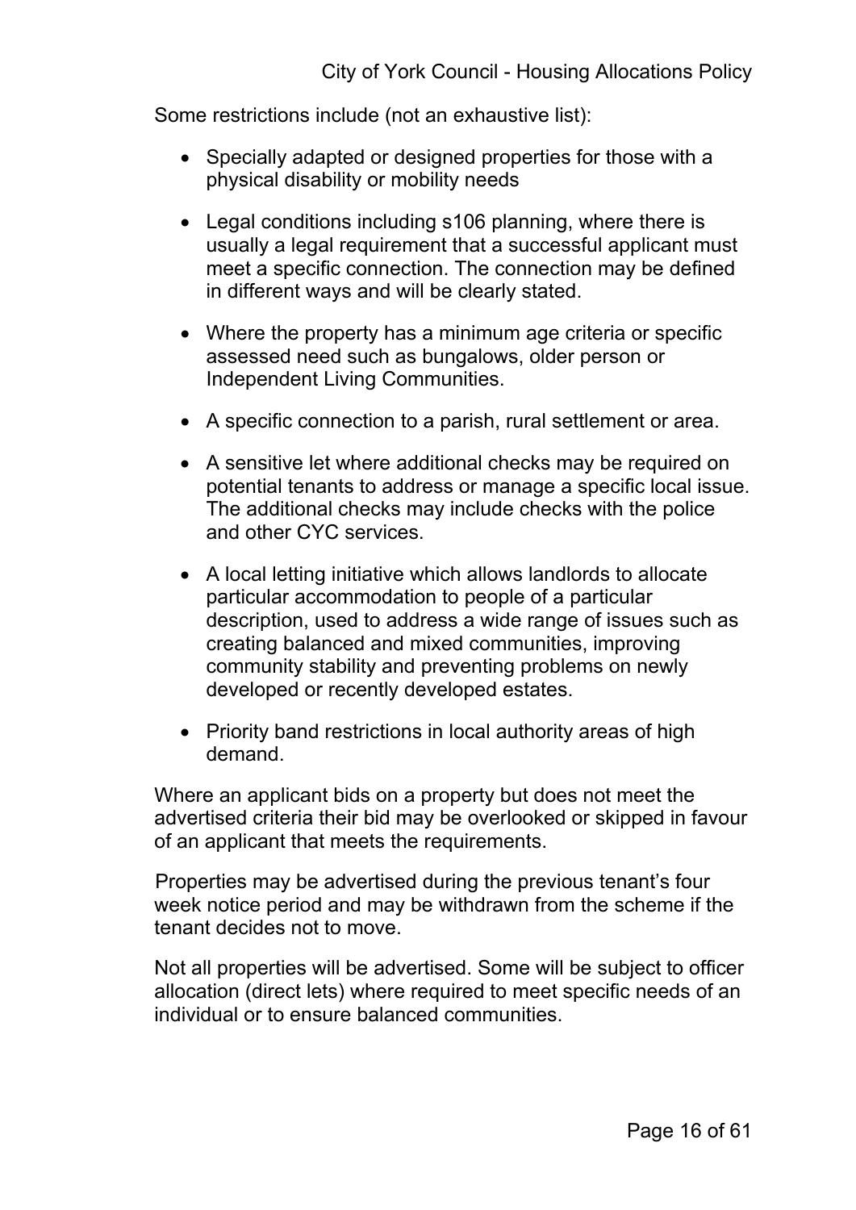Some restrictions include (not an exhaustive list):

- Specially adapted or designed properties for those with a physical disability or mobility needs
- Legal conditions including s106 planning, where there is usually a legal requirement that a successful applicant must meet a specific connection. The connection may be defined in different ways and will be clearly stated.
- Where the property has a minimum age criteria or specific assessed need such as bungalows, older person or Independent Living Communities.
- A specific connection to a parish, rural settlement or area.
- A sensitive let where additional checks may be required on potential tenants to address or manage a specific local issue. The additional checks may include checks with the police and other CYC services.
- A local letting initiative which allows landlords to allocate particular accommodation to people of a particular description, used to address a wide range of issues such as creating balanced and mixed communities, improving community stability and preventing problems on newly developed or recently developed estates.
- Priority band restrictions in local authority areas of high demand.

Where an applicant bids on a property but does not meet the advertised criteria their bid may be overlooked or skipped in favour of an applicant that meets the requirements.

Properties may be advertised during the previous tenant's four week notice period and may be withdrawn from the scheme if the tenant decides not to move.

Not all properties will be advertised. Some will be subject to officer allocation (direct lets) where required to meet specific needs of an individual or to ensure balanced communities.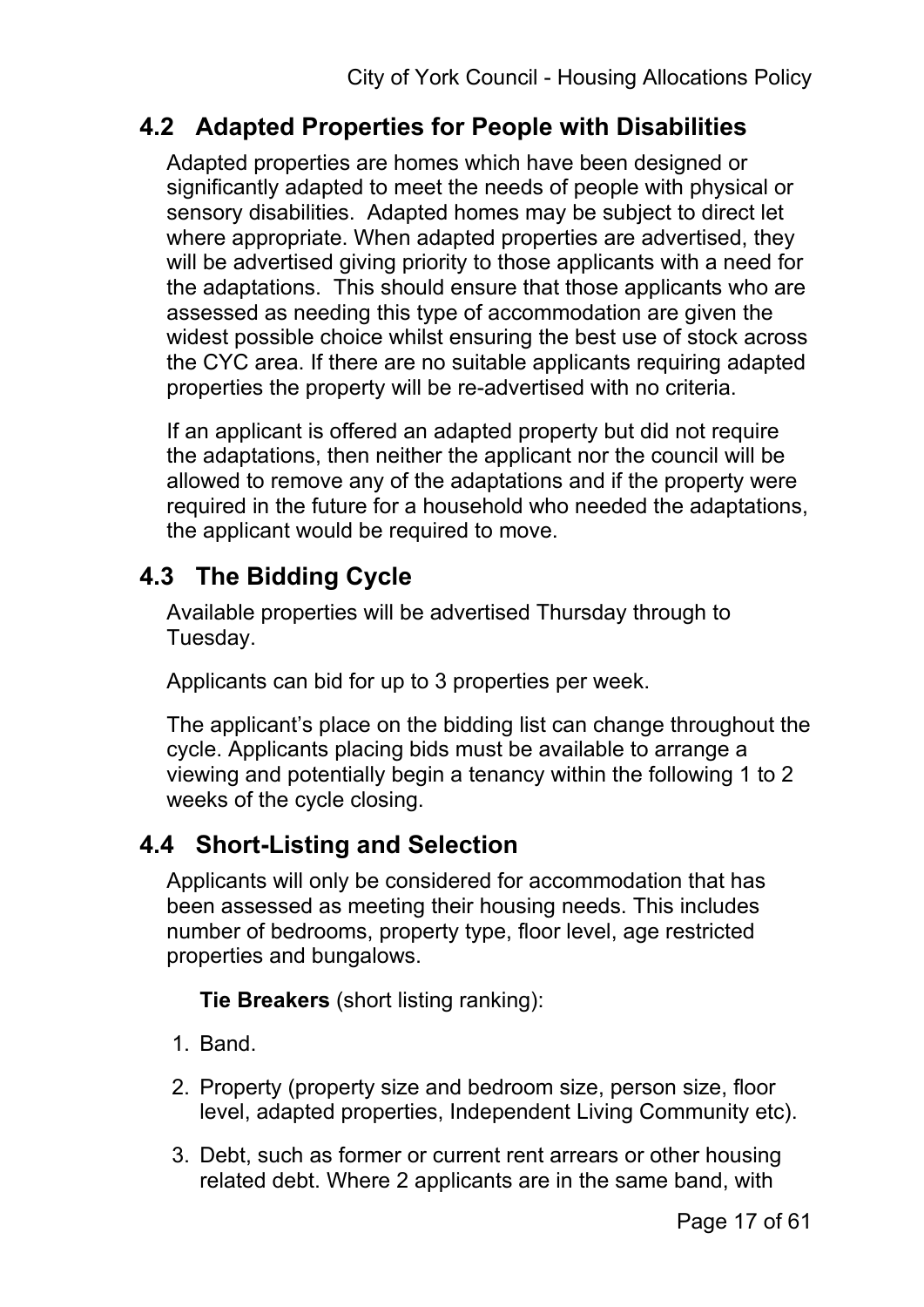## 4.2 Adapted Properties for People with Disabilities

Adapted properties are homes which have been designed or significantly adapted to meet the needs of people with physical or sensory disabilities. Adapted homes may be subject to direct let where appropriate. When adapted properties are advertised, they will be advertised giving priority to those applicants with a need for the adaptations. This should ensure that those applicants who are assessed as needing this type of accommodation are given the widest possible choice whilst ensuring the best use of stock across the CYC area. If there are no suitable applicants requiring adapted properties the property will be re-advertised with no criteria.

If an applicant is offered an adapted property but did not require the adaptations, then neither the applicant nor the council will be allowed to remove any of the adaptations and if the property were required in the future for a household who needed the adaptations, the applicant would be required to move.

## 4.3 The Bidding Cycle

Available properties will be advertised Thursday through to Tuesday.

Applicants can bid for up to 3 properties per week.

The applicant's place on the bidding list can change throughout the cycle. Applicants placing bids must be available to arrange a viewing and potentially begin a tenancy within the following 1 to 2 weeks of the cycle closing.

## 4.4 Short-Listing and Selection

Applicants will only be considered for accommodation that has been assessed as meeting their housing needs. This includes number of bedrooms, property type, floor level, age restricted properties and bungalows.

**Tie Breakers** (short listing ranking):

1. Band.
2. Property (property size and bedroom size, person size, floor level, adapted properties, Independent Living Community etc).
3. Debt, such as former or current rent arrears or other housing related debt. Where 2 applicants are in the same band, with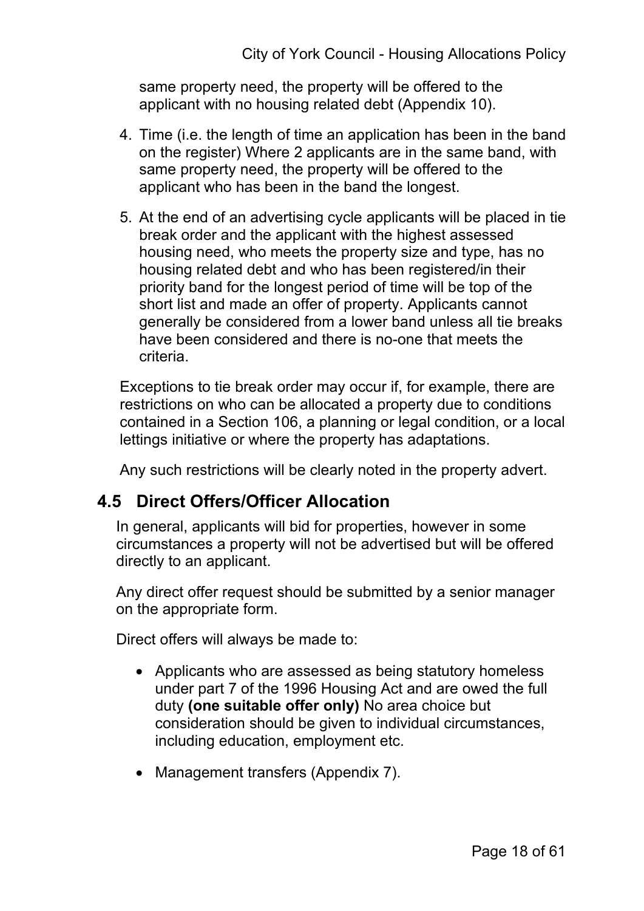same property need, the property will be offered to the applicant with no housing related debt (Appendix 10).

4. Time (i.e. the length of time an application has been in the band on the register) Where 2 applicants are in the same band, with same property need, the property will be offered to the applicant who has been in the band the longest.

5. At the end of an advertising cycle applicants will be placed in tie break order and the applicant with the highest assessed housing need, who meets the property size and type, has no housing related debt and who has been registered/in their priority band for the longest period of time will be top of the short list and made an offer of property. Applicants cannot generally be considered from a lower band unless all tie breaks have been considered and there is no-one that meets the criteria.

Exceptions to tie break order may occur if, for example, there are restrictions on who can be allocated a property due to conditions contained in a Section 106, a planning or legal condition, or a local lettings initiative or where the property has adaptations.

Any such restrictions will be clearly noted in the property advert.

## 4.5 Direct Offers/Officer Allocation

In general, applicants will bid for properties, however in some circumstances a property will not be advertised but will be offered directly to an applicant.

Any direct offer request should be submitted by a senior manager on the appropriate form.

Direct offers will always be made to:

- Applicants who are assessed as being statutory homeless under part 7 of the 1996 Housing Act and are owed the full duty **(one suitable offer only)** No area choice but consideration should be given to individual circumstances, including education, employment etc.
- Management transfers (Appendix 7).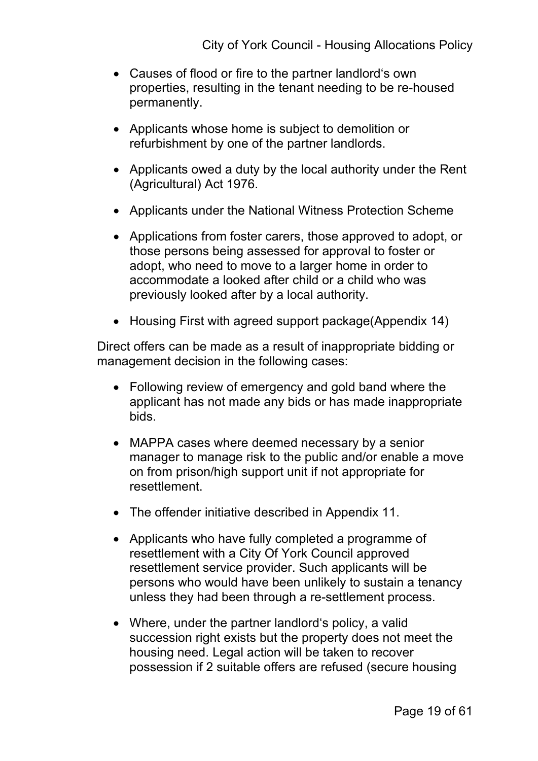- Causes of flood or fire to the partner landlord's own properties, resulting in the tenant needing to be re-housed permanently.
- Applicants whose home is subject to demolition or refurbishment by one of the partner landlords.
- Applicants owed a duty by the local authority under the Rent (Agricultural) Act 1976.
- Applicants under the National Witness Protection Scheme
- Applications from foster carers, those approved to adopt, or those persons being assessed for approval to foster or adopt, who need to move to a larger home in order to accommodate a looked after child or a child who was previously looked after by a local authority.
- Housing First with agreed support package(Appendix 14)

Direct offers can be made as a result of inappropriate bidding or management decision in the following cases:

- Following review of emergency and gold band where the applicant has not made any bids or has made inappropriate bids.
- MAPPA cases where deemed necessary by a senior manager to manage risk to the public and/or enable a move on from prison/high support unit if not appropriate for resettlement.
- The offender initiative described in Appendix 11.
- Applicants who have fully completed a programme of resettlement with a City Of York Council approved resettlement service provider. Such applicants will be persons who would have been unlikely to sustain a tenancy unless they had been through a re-settlement process.
- Where, under the partner landlord's policy, a valid succession right exists but the property does not meet the housing need. Legal action will be taken to recover possession if 2 suitable offers are refused (secure housing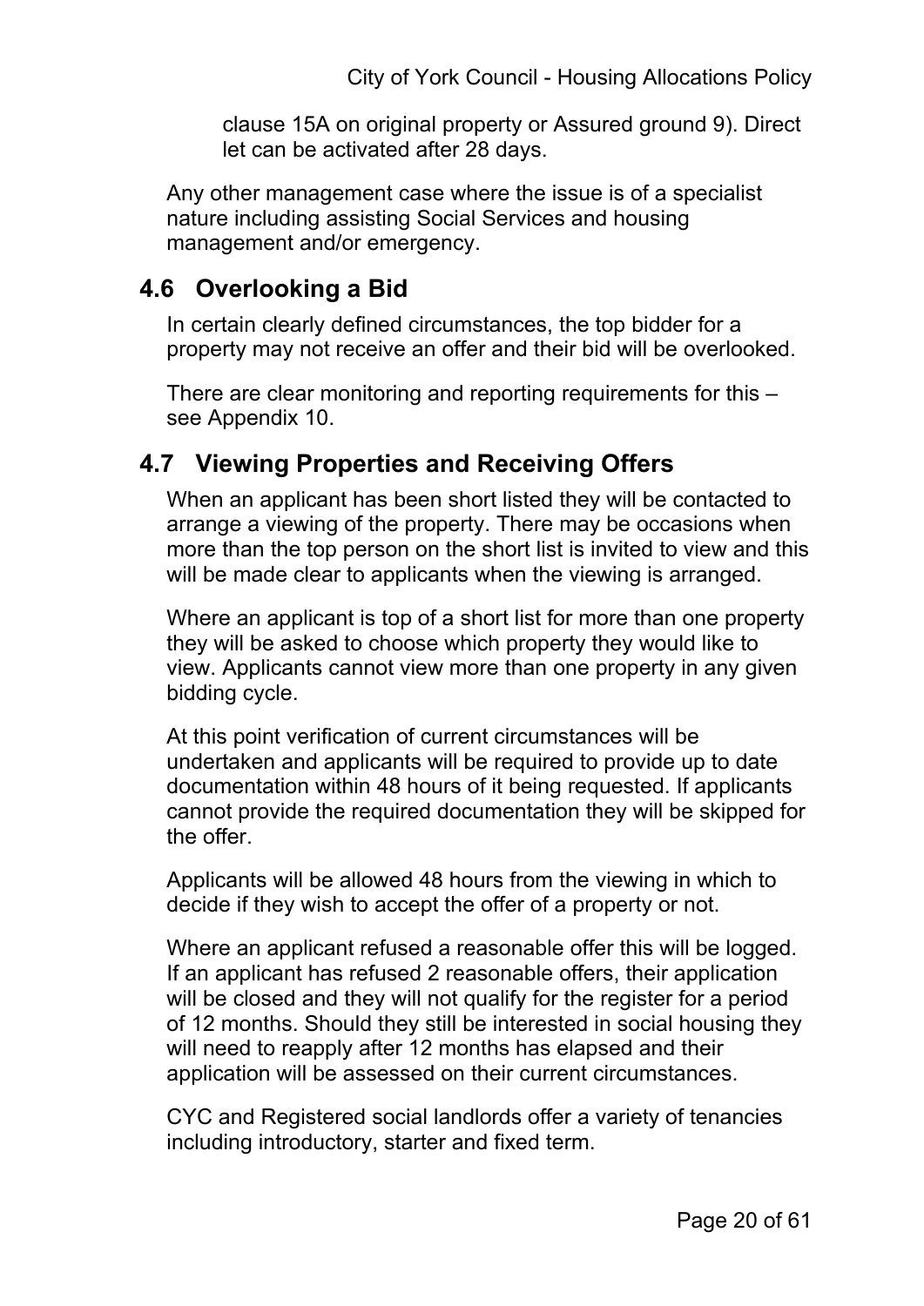clause 15A on original property or Assured ground 9). Direct let can be activated after 28 days.

Any other management case where the issue is of a specialist nature including assisting Social Services and housing management and/or emergency.

## 4.6 Overlooking a Bid

In certain clearly defined circumstances, the top bidder for a property may not receive an offer and their bid will be overlooked.

There are clear monitoring and reporting requirements for this – see Appendix 10.

## 4.7 Viewing Properties and Receiving Offers

When an applicant has been short listed they will be contacted to arrange a viewing of the property. There may be occasions when more than the top person on the short list is invited to view and this will be made clear to applicants when the viewing is arranged.

Where an applicant is top of a short list for more than one property they will be asked to choose which property they would like to view. Applicants cannot view more than one property in any given bidding cycle.

At this point verification of current circumstances will be undertaken and applicants will be required to provide up to date documentation within 48 hours of it being requested. If applicants cannot provide the required documentation they will be skipped for the offer.

Applicants will be allowed 48 hours from the viewing in which to decide if they wish to accept the offer of a property or not.

Where an applicant refused a reasonable offer this will be logged. If an applicant has refused 2 reasonable offers, their application will be closed and they will not qualify for the register for a period of 12 months. Should they still be interested in social housing they will need to reapply after 12 months has elapsed and their application will be assessed on their current circumstances.

CYC and Registered social landlords offer a variety of tenancies including introductory, starter and fixed term.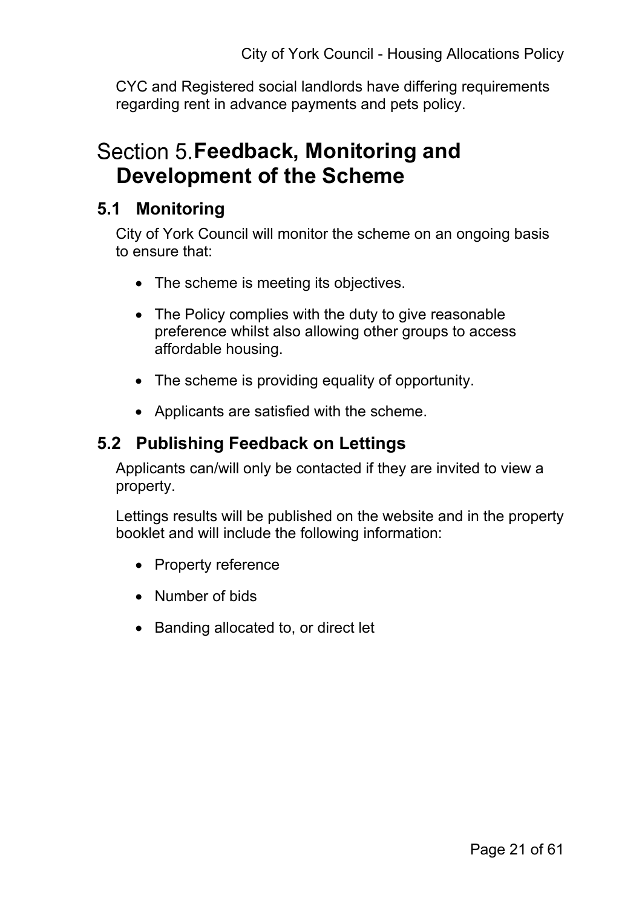CYC and Registered social landlords have differing requirements regarding rent in advance payments and pets policy.

# Section 5. Feedback, Monitoring and Development of the Scheme

## 5.1 Monitoring

City of York Council will monitor the scheme on an ongoing basis to ensure that:

- The scheme is meeting its objectives.
- The Policy complies with the duty to give reasonable preference whilst also allowing other groups to access affordable housing.
- The scheme is providing equality of opportunity.
- Applicants are satisfied with the scheme.

## 5.2 Publishing Feedback on Lettings

Applicants can/will only be contacted if they are invited to view a property.

Lettings results will be published on the website and in the property booklet and will include the following information:

- Property reference
- Number of bids
- Banding allocated to, or direct let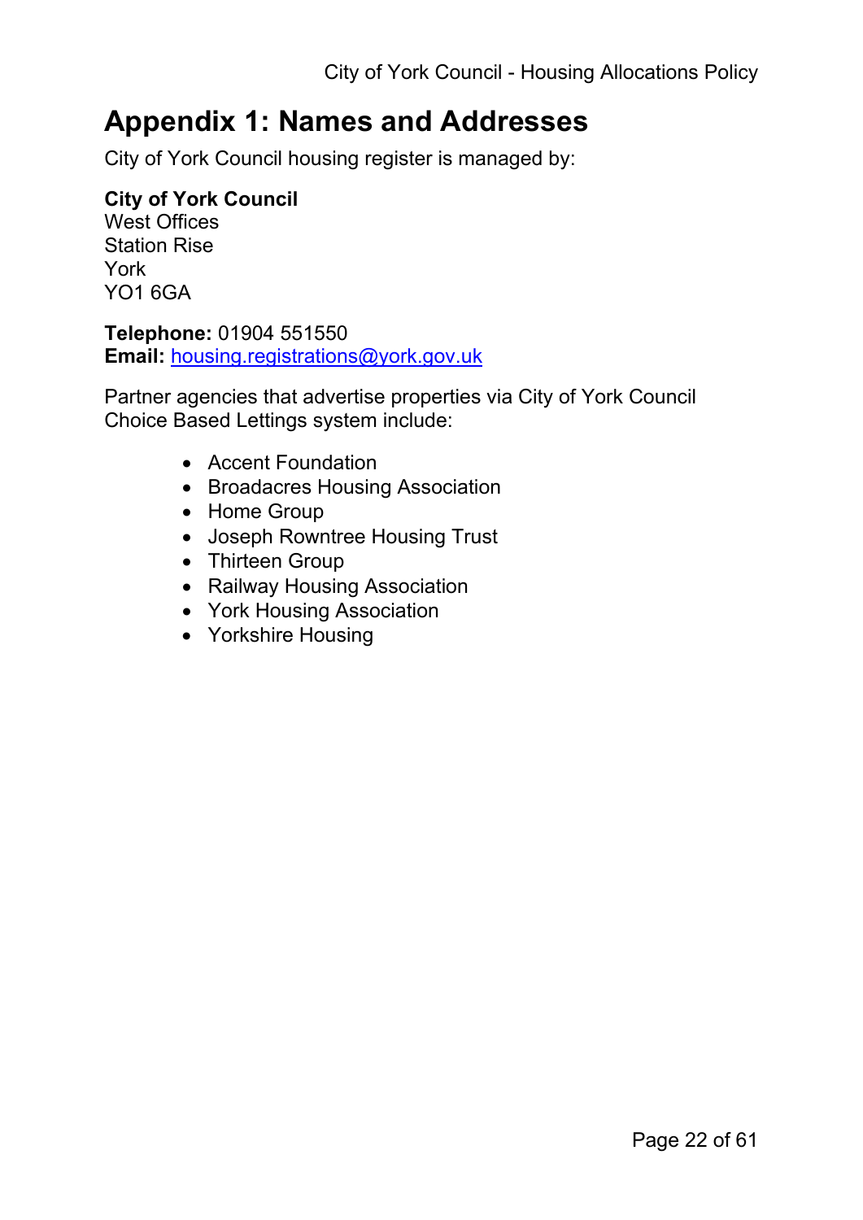# Appendix 1: Names and Addresses

City of York Council housing register is managed by:

**City of York Council**
West Offices
Station Rise
York
YO1 6GA

**Telephone:** 01904 551550
**Email:** housing.registrations@york.gov.uk

Partner agencies that advertise properties via City of York Council Choice Based Lettings system include:

- Accent Foundation
- Broadacres Housing Association
- Home Group
- Joseph Rowntree Housing Trust
- Thirteen Group
- Railway Housing Association
- York Housing Association
- Yorkshire Housing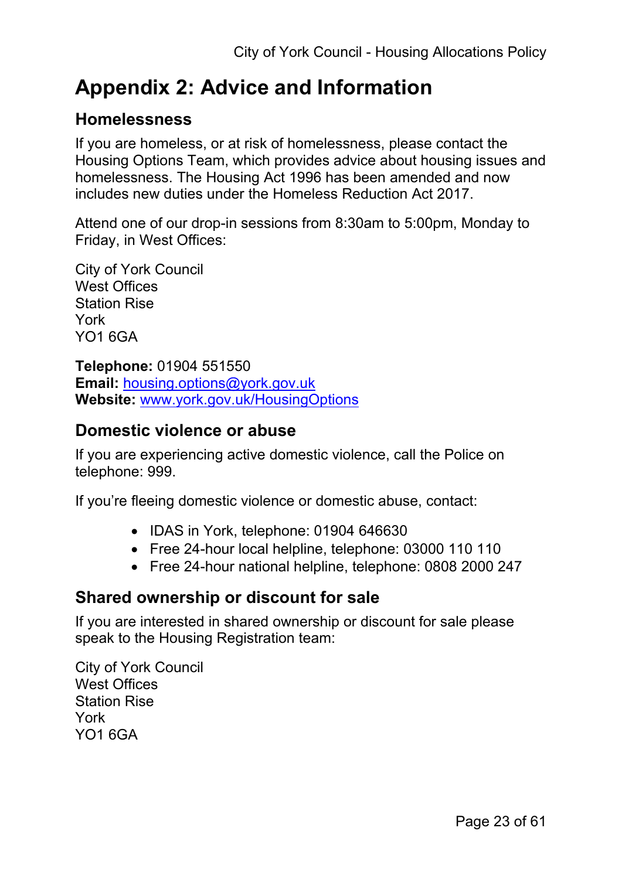# Appendix 2: Advice and Information

## Homelessness

If you are homeless, or at risk of homelessness, please contact the Housing Options Team, which provides advice about housing issues and homelessness. The Housing Act 1996 has been amended and now includes new duties under the Homeless Reduction Act 2017.

Attend one of our drop-in sessions from 8:30am to 5:00pm, Monday to Friday, in West Offices:

City of York Council
West Offices
Station Rise
York
YO1 6GA

**Telephone:** 01904 551550
**Email:** housing.options@york.gov.uk
**Website:** www.york.gov.uk/HousingOptions

## Domestic violence or abuse

If you are experiencing active domestic violence, call the Police on telephone: 999.

If you're fleeing domestic violence or domestic abuse, contact:

- IDAS in York, telephone: 01904 646630
- Free 24-hour local helpline, telephone: 03000 110 110
- Free 24-hour national helpline, telephone: 0808 2000 247

## Shared ownership or discount for sale

If you are interested in shared ownership or discount for sale please speak to the Housing Registration team:

City of York Council
West Offices
Station Rise
York
YO1 6GA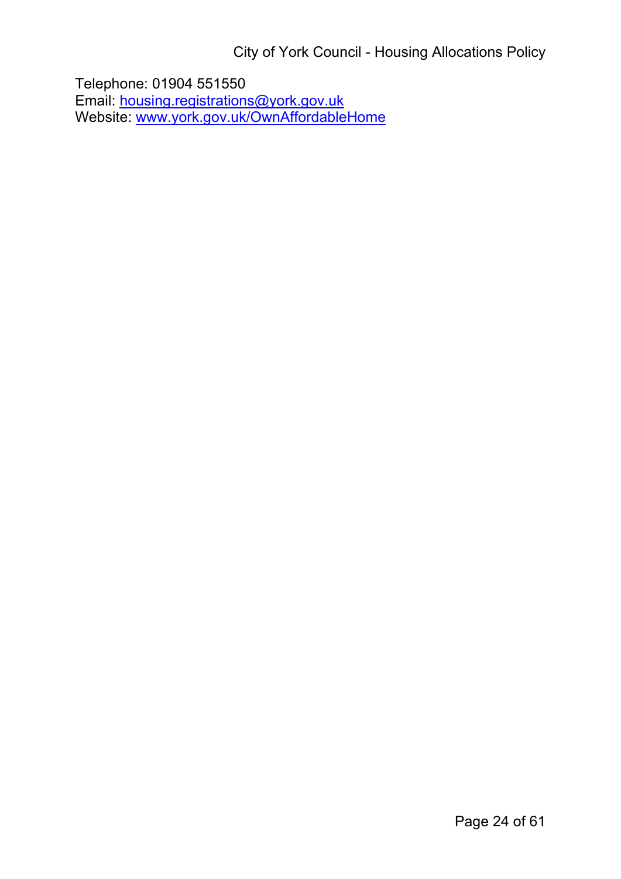Telephone: 01904 551550
Email: [housing.registrations@york.gov.uk](mailto:housing.registrations@york.gov.uk)
Website: [www.york.gov.uk/OwnAffordableHome](http://www.york.gov.uk/OwnAffordableHome)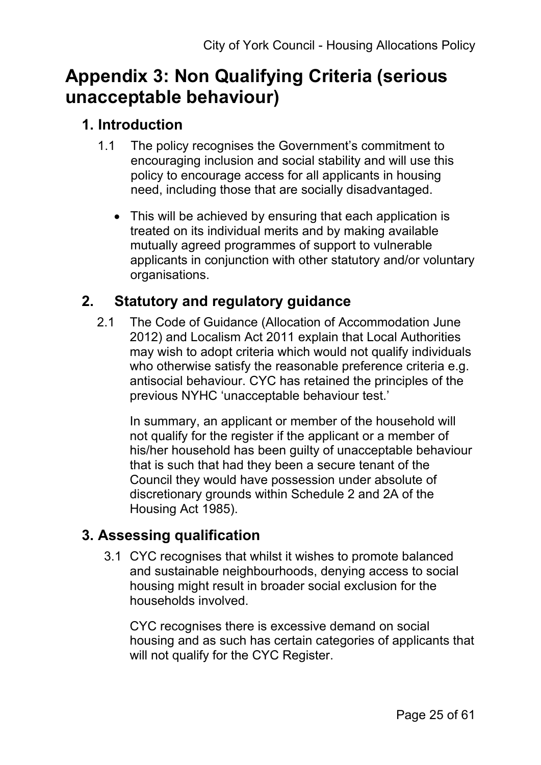# Appendix 3: Non Qualifying Criteria (serious unacceptable behaviour)

## 1. Introduction

1.1 The policy recognises the Government's commitment to encouraging inclusion and social stability and will use this policy to encourage access for all applicants in housing need, including those that are socially disadvantaged.

- This will be achieved by ensuring that each application is treated on its individual merits and by making available mutually agreed programmes of support to vulnerable applicants in conjunction with other statutory and/or voluntary organisations.

## 2. Statutory and regulatory guidance

2.1 The Code of Guidance (Allocation of Accommodation June 2012) and Localism Act 2011 explain that Local Authorities may wish to adopt criteria which would not qualify individuals who otherwise satisfy the reasonable preference criteria e.g. antisocial behaviour. CYC has retained the principles of the previous NYHC 'unacceptable behaviour test.'

In summary, an applicant or member of the household will not qualify for the register if the applicant or a member of his/her household has been guilty of unacceptable behaviour that is such that had they been a secure tenant of the Council they would have possession under absolute of discretionary grounds within Schedule 2 and 2A of the Housing Act 1985).

## 3. Assessing qualification

3.1 CYC recognises that whilst it wishes to promote balanced and sustainable neighbourhoods, denying access to social housing might result in broader social exclusion for the households involved.

CYC recognises there is excessive demand on social housing and as such has certain categories of applicants that will not qualify for the CYC Register.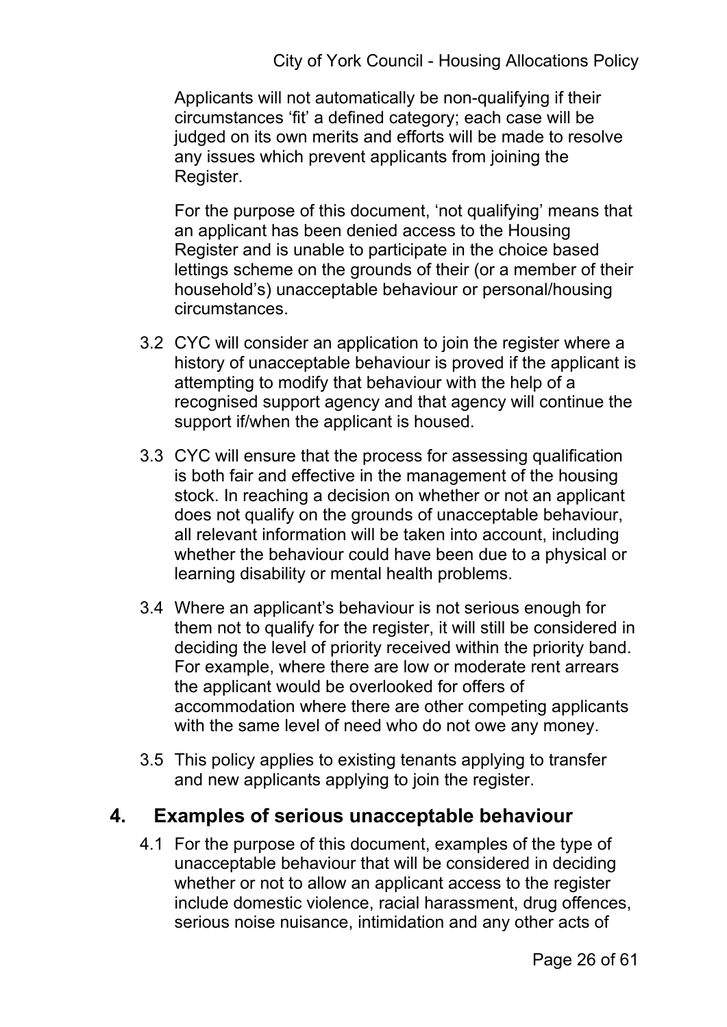Applicants will not automatically be non-qualifying if their circumstances 'fit' a defined category; each case will be judged on its own merits and efforts will be made to resolve any issues which prevent applicants from joining the Register.

For the purpose of this document, 'not qualifying' means that an applicant has been denied access to the Housing Register and is unable to participate in the choice based lettings scheme on the grounds of their (or a member of their household's) unacceptable behaviour or personal/housing circumstances.

3.2 CYC will consider an application to join the register where a history of unacceptable behaviour is proved if the applicant is attempting to modify that behaviour with the help of a recognised support agency and that agency will continue the support if/when the applicant is housed.

3.3 CYC will ensure that the process for assessing qualification is both fair and effective in the management of the housing stock. In reaching a decision on whether or not an applicant does not qualify on the grounds of unacceptable behaviour, all relevant information will be taken into account, including whether the behaviour could have been due to a physical or learning disability or mental health problems.

3.4 Where an applicant's behaviour is not serious enough for them not to qualify for the register, it will still be considered in deciding the level of priority received within the priority band. For example, where there are low or moderate rent arrears the applicant would be overlooked for offers of accommodation where there are other competing applicants with the same level of need who do not owe any money.

3.5 This policy applies to existing tenants applying to transfer and new applicants applying to join the register.

## 4. Examples of serious unacceptable behaviour

4.1 For the purpose of this document, examples of the type of unacceptable behaviour that will be considered in deciding whether or not to allow an applicant access to the register include domestic violence, racial harassment, drug offences, serious noise nuisance, intimidation and any other acts of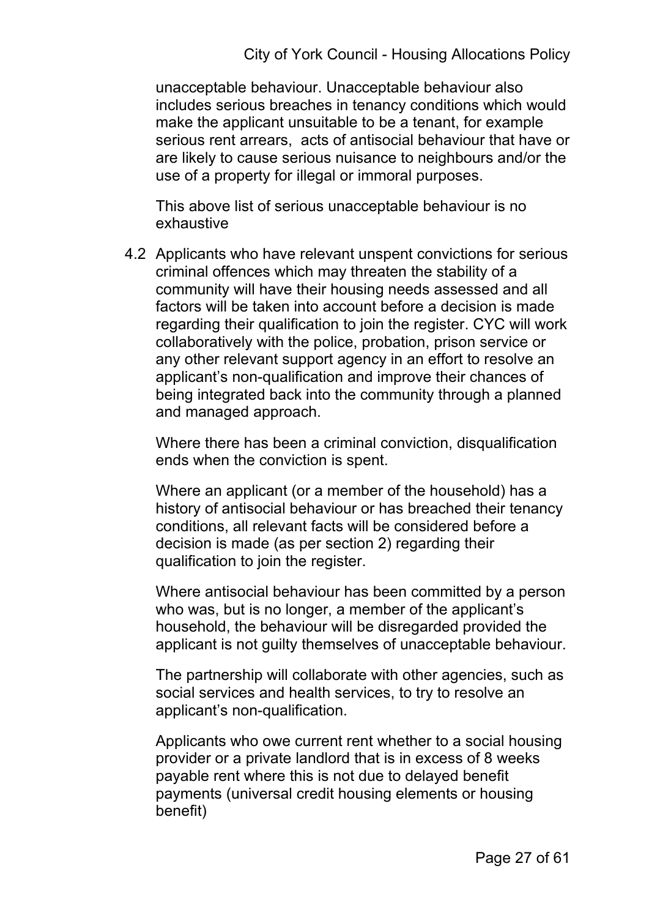unacceptable behaviour. Unacceptable behaviour also includes serious breaches in tenancy conditions which would make the applicant unsuitable to be a tenant, for example serious rent arrears,  acts of antisocial behaviour that have or are likely to cause serious nuisance to neighbours and/or the use of a property for illegal or immoral purposes.

This above list of serious unacceptable behaviour is no exhaustive

4.2 Applicants who have relevant unspent convictions for serious criminal offences which may threaten the stability of a community will have their housing needs assessed and all factors will be taken into account before a decision is made regarding their qualification to join the register. CYC will work collaboratively with the police, probation, prison service or any other relevant support agency in an effort to resolve an applicant's non-qualification and improve their chances of being integrated back into the community through a planned and managed approach.

Where there has been a criminal conviction, disqualification ends when the conviction is spent.

Where an applicant (or a member of the household) has a history of antisocial behaviour or has breached their tenancy conditions, all relevant facts will be considered before a decision is made (as per section 2) regarding their qualification to join the register.

Where antisocial behaviour has been committed by a person who was, but is no longer, a member of the applicant's household, the behaviour will be disregarded provided the applicant is not guilty themselves of unacceptable behaviour.

The partnership will collaborate with other agencies, such as social services and health services, to try to resolve an applicant's non-qualification.

Applicants who owe current rent whether to a social housing provider or a private landlord that is in excess of 8 weeks payable rent where this is not due to delayed benefit payments (universal credit housing elements or housing benefit)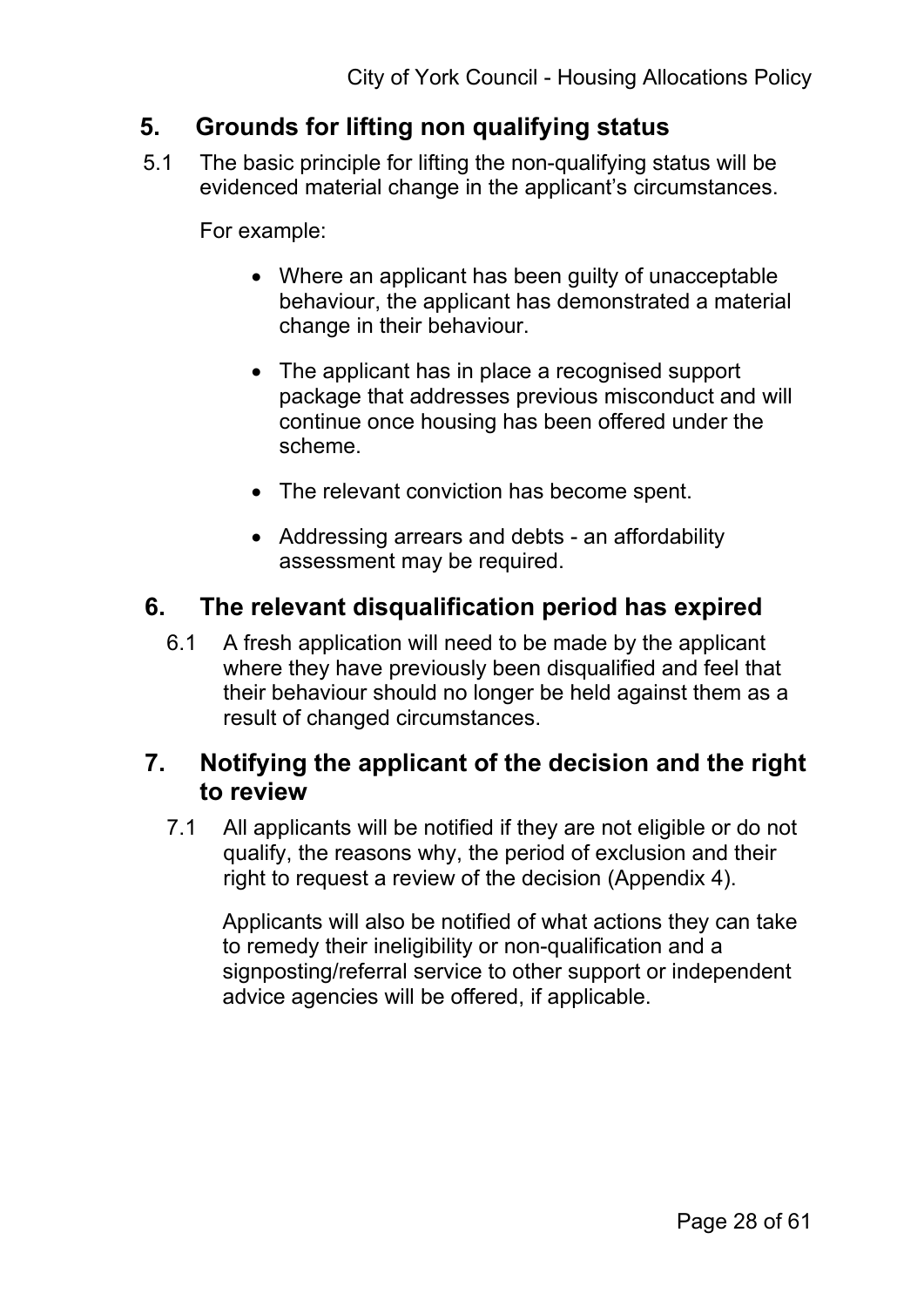## 5. Grounds for lifting non qualifying status

5.1 The basic principle for lifting the non-qualifying status will be evidenced material change in the applicant's circumstances.

For example:

- Where an applicant has been guilty of unacceptable behaviour, the applicant has demonstrated a material change in their behaviour.
- The applicant has in place a recognised support package that addresses previous misconduct and will continue once housing has been offered under the scheme.
- The relevant conviction has become spent.
- Addressing arrears and debts - an affordability assessment may be required.

## 6. The relevant disqualification period has expired

6.1 A fresh application will need to be made by the applicant where they have previously been disqualified and feel that their behaviour should no longer be held against them as a result of changed circumstances.

## 7. Notifying the applicant of the decision and the right to review

7.1 All applicants will be notified if they are not eligible or do not qualify, the reasons why, the period of exclusion and their right to request a review of the decision (Appendix 4).

Applicants will also be notified of what actions they can take to remedy their ineligibility or non-qualification and a signposting/referral service to other support or independent advice agencies will be offered, if applicable.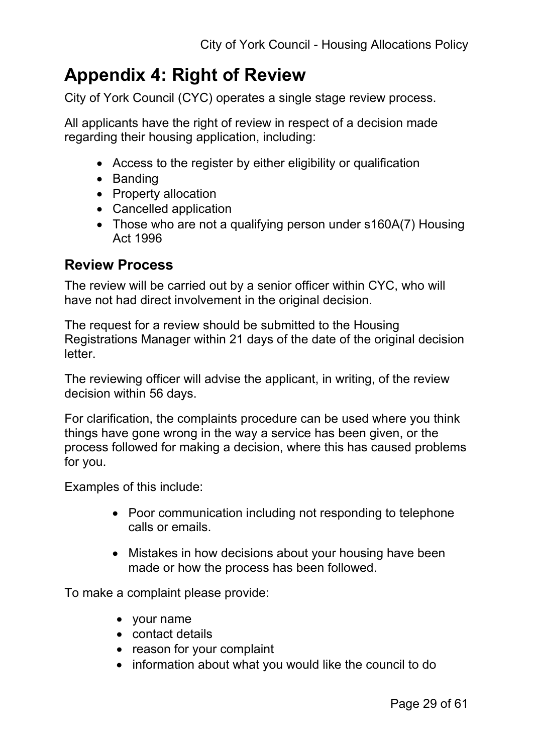# Appendix 4: Right of Review

City of York Council (CYC) operates a single stage review process.

All applicants have the right of review in respect of a decision made regarding their housing application, including:

- Access to the register by either eligibility or qualification
- Banding
- Property allocation
- Cancelled application
- Those who are not a qualifying person under s160A(7) Housing Act 1996

## Review Process

The review will be carried out by a senior officer within CYC, who will have not had direct involvement in the original decision.

The request for a review should be submitted to the Housing Registrations Manager within 21 days of the date of the original decision letter.

The reviewing officer will advise the applicant, in writing, of the review decision within 56 days.

For clarification, the complaints procedure can be used where you think things have gone wrong in the way a service has been given, or the process followed for making a decision, where this has caused problems for you.

Examples of this include:

- Poor communication including not responding to telephone calls or emails.
- Mistakes in how decisions about your housing have been made or how the process has been followed.

To make a complaint please provide:

- your name
- contact details
- reason for your complaint
- information about what you would like the council to do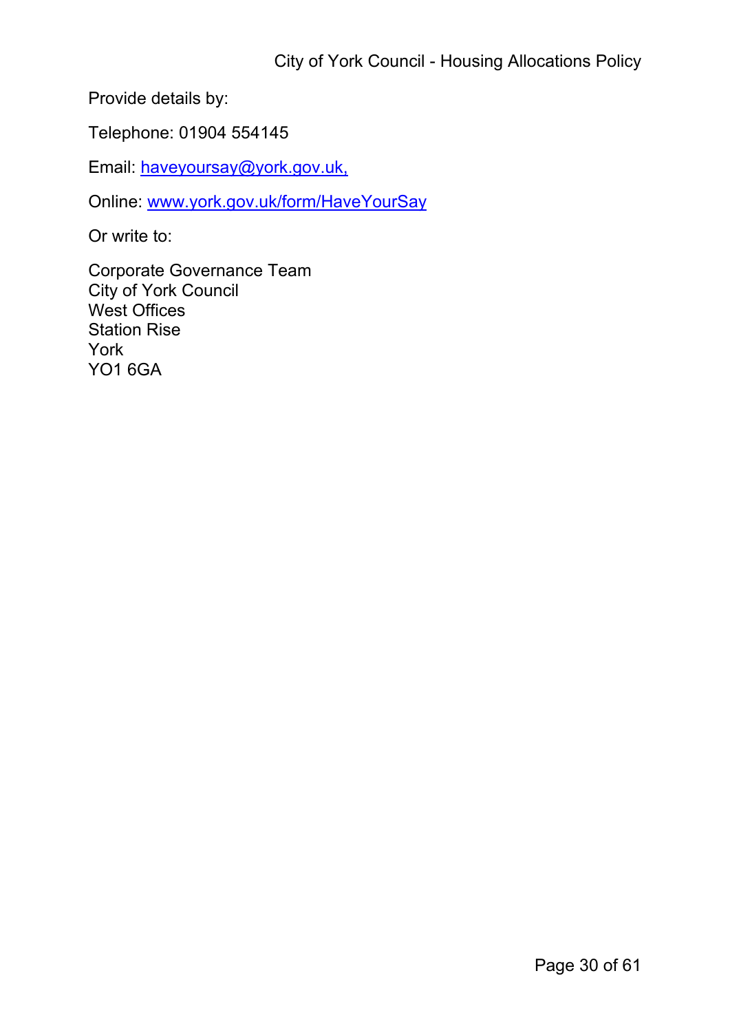Provide details by:

Telephone: 01904 554145

Email: haveyoursay@york.gov.uk,

Online: www.york.gov.uk/form/HaveYourSay

Or write to:

Corporate Governance Team  
City of York Council  
West Offices  
Station Rise  
York  
YO1 6GA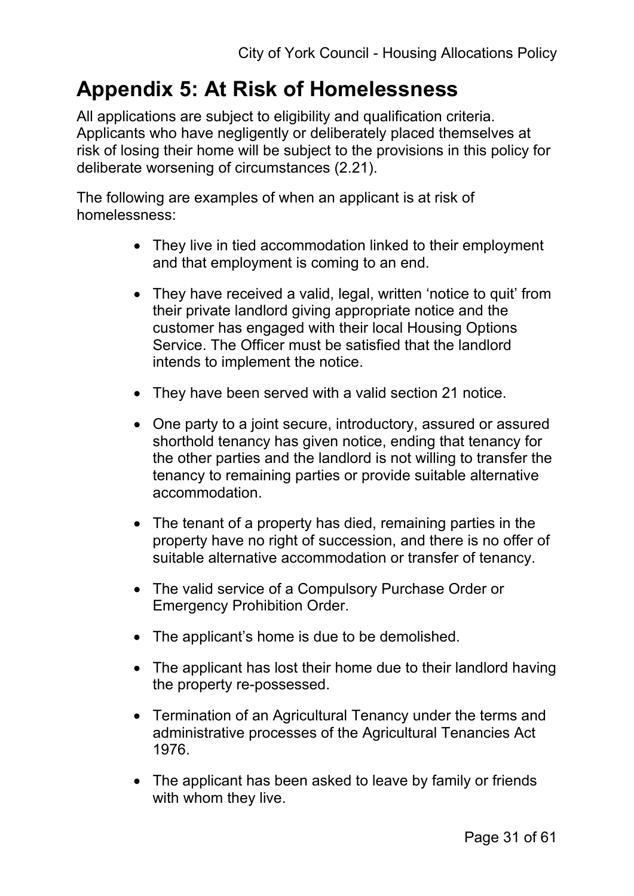# Appendix 5: At Risk of Homelessness

All applications are subject to eligibility and qualification criteria. Applicants who have negligently or deliberately placed themselves at risk of losing their home will be subject to the provisions in this policy for deliberate worsening of circumstances (2.21).

The following are examples of when an applicant is at risk of homelessness:

- They live in tied accommodation linked to their employment and that employment is coming to an end.
- They have received a valid, legal, written 'notice to quit' from their private landlord giving appropriate notice and the customer has engaged with their local Housing Options Service. The Officer must be satisfied that the landlord intends to implement the notice.
- They have been served with a valid section 21 notice.
- One party to a joint secure, introductory, assured or assured shorthold tenancy has given notice, ending that tenancy for the other parties and the landlord is not willing to transfer the tenancy to remaining parties or provide suitable alternative accommodation.
- The tenant of a property has died, remaining parties in the property have no right of succession, and there is no offer of suitable alternative accommodation or transfer of tenancy.
- The valid service of a Compulsory Purchase Order or Emergency Prohibition Order.
- The applicant's home is due to be demolished.
- The applicant has lost their home due to their landlord having the property re-possessed.
- Termination of an Agricultural Tenancy under the terms and administrative processes of the Agricultural Tenancies Act 1976.
- The applicant has been asked to leave by family or friends with whom they live.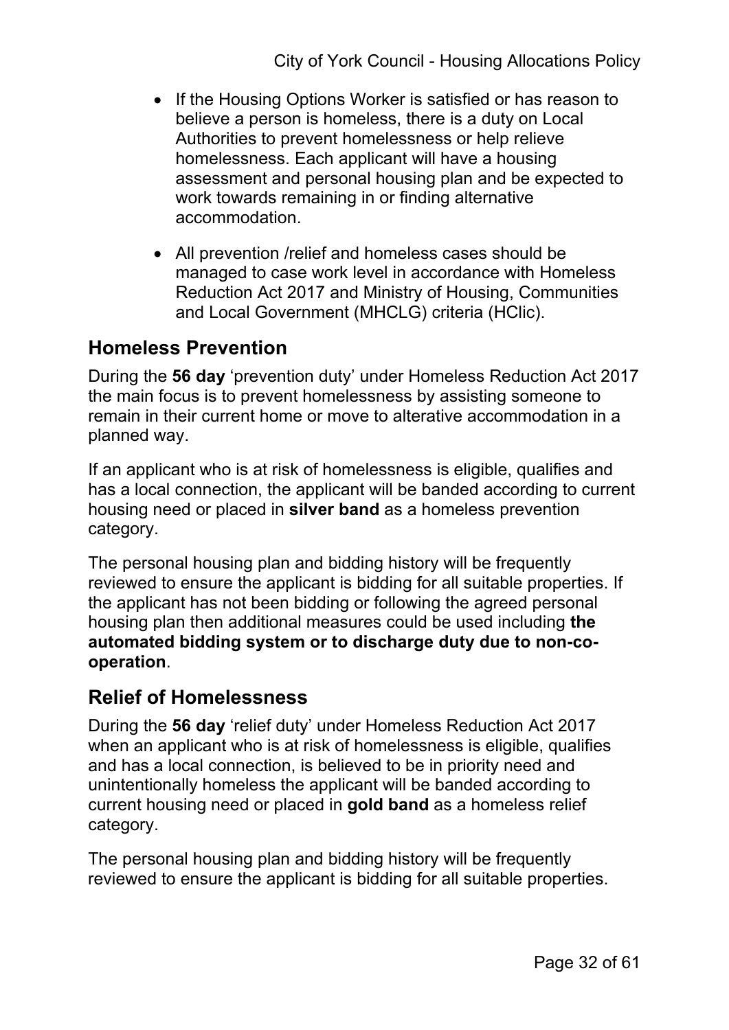- If the Housing Options Worker is satisfied or has reason to believe a person is homeless, there is a duty on Local Authorities to prevent homelessness or help relieve homelessness. Each applicant will have a housing assessment and personal housing plan and be expected to work towards remaining in or finding alternative accommodation.
- All prevention /relief and homeless cases should be managed to case work level in accordance with Homeless Reduction Act 2017 and Ministry of Housing, Communities and Local Government (MHCLG) criteria (HClic).

## Homeless Prevention

During the **56 day** 'prevention duty' under Homeless Reduction Act 2017 the main focus is to prevent homelessness by assisting someone to remain in their current home or move to alterative accommodation in a planned way.

If an applicant who is at risk of homelessness is eligible, qualifies and has a local connection, the applicant will be banded according to current housing need or placed in **silver band** as a homeless prevention category.

The personal housing plan and bidding history will be frequently reviewed to ensure the applicant is bidding for all suitable properties. If the applicant has not been bidding or following the agreed personal housing plan then additional measures could be used including **the automated bidding system or to discharge duty due to non-co-operation**.

## Relief of Homelessness

During the **56 day** 'relief duty' under Homeless Reduction Act 2017 when an applicant who is at risk of homelessness is eligible, qualifies and has a local connection, is believed to be in priority need and unintentionally homeless the applicant will be banded according to current housing need or placed in **gold band** as a homeless relief category.

The personal housing plan and bidding history will be frequently reviewed to ensure the applicant is bidding for all suitable properties.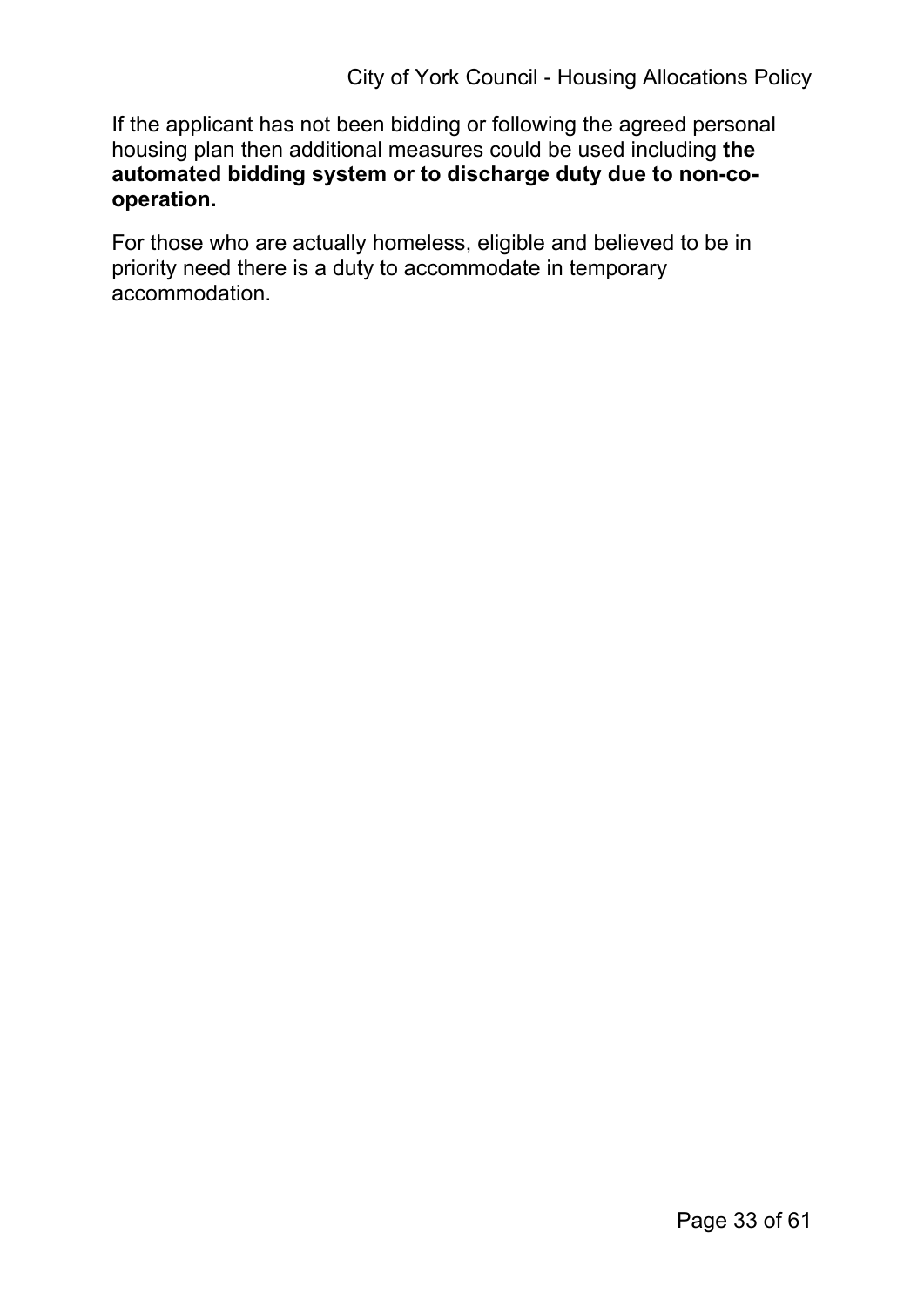If the applicant has not been bidding or following the agreed personal housing plan then additional measures could be used including **the automated bidding system or to discharge duty due to non-co-operation.**

For those who are actually homeless, eligible and believed to be in priority need there is a duty to accommodate in temporary accommodation.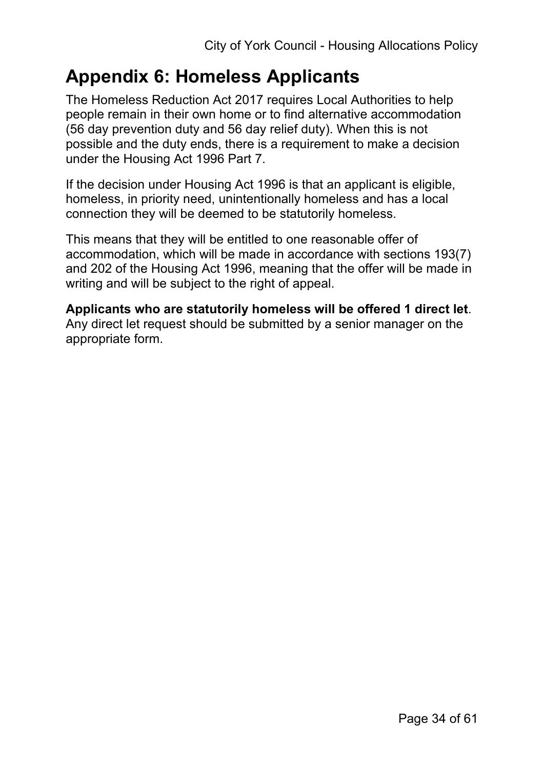# Appendix 6: Homeless Applicants

The Homeless Reduction Act 2017 requires Local Authorities to help people remain in their own home or to find alternative accommodation (56 day prevention duty and 56 day relief duty). When this is not possible and the duty ends, there is a requirement to make a decision under the Housing Act 1996 Part 7.

If the decision under Housing Act 1996 is that an applicant is eligible, homeless, in priority need, unintentionally homeless and has a local connection they will be deemed to be statutorily homeless.

This means that they will be entitled to one reasonable offer of accommodation, which will be made in accordance with sections 193(7) and 202 of the Housing Act 1996, meaning that the offer will be made in writing and will be subject to the right of appeal.

**Applicants who are statutorily homeless will be offered 1 direct let**. Any direct let request should be submitted by a senior manager on the appropriate form.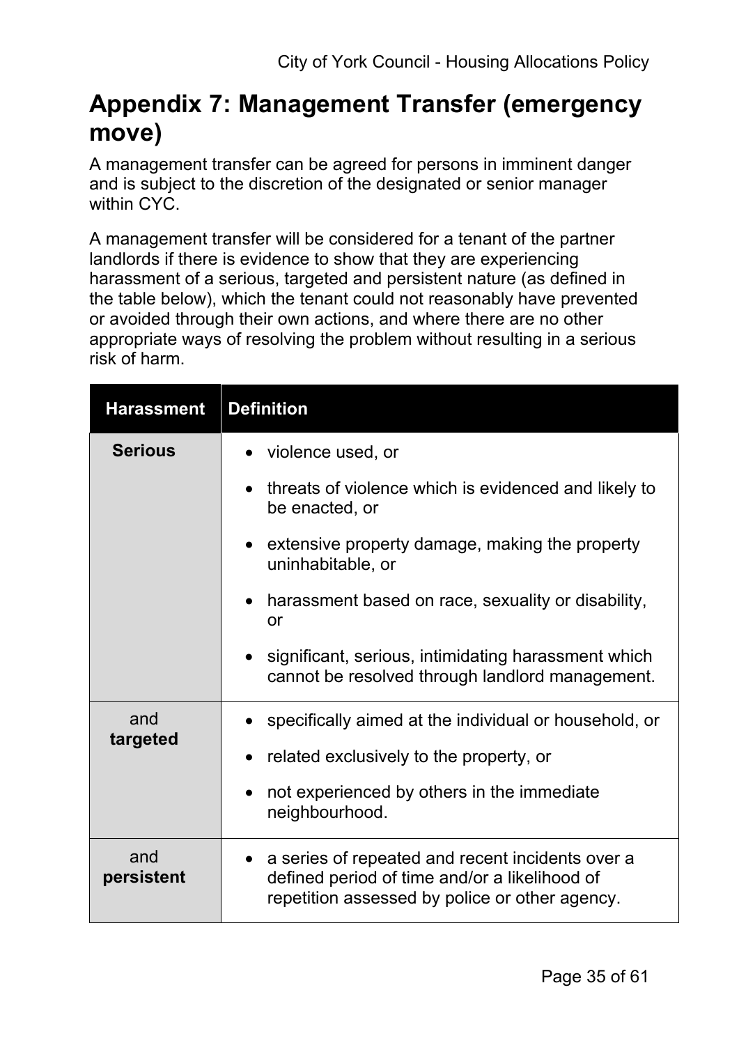# Appendix 7: Management Transfer (emergency move)

A management transfer can be agreed for persons in imminent danger and is subject to the discretion of the designated or senior manager within CYC.

A management transfer will be considered for a tenant of the partner landlords if there is evidence to show that they are experiencing harassment of a serious, targeted and persistent nature (as defined in the table below), which the tenant could not reasonably have prevented or avoided through their own actions, and where there are no other appropriate ways of resolving the problem without resulting in a serious risk of harm.

| Harassment | Definition |
|---|---|
| **Serious** | • violence used, or<br>• threats of violence which is evidenced and likely to be enacted, or<br>• extensive property damage, making the property uninhabitable, or<br>• harassment based on race, sexuality or disability, or<br>• significant, serious, intimidating harassment which cannot be resolved through landlord management. |
| and **targeted** | • specifically aimed at the individual or household, or<br>• related exclusively to the property, or<br>• not experienced by others in the immediate neighbourhood. |
| and **persistent** | • a series of repeated and recent incidents over a defined period of time and/or a likelihood of repetition assessed by police or other agency. |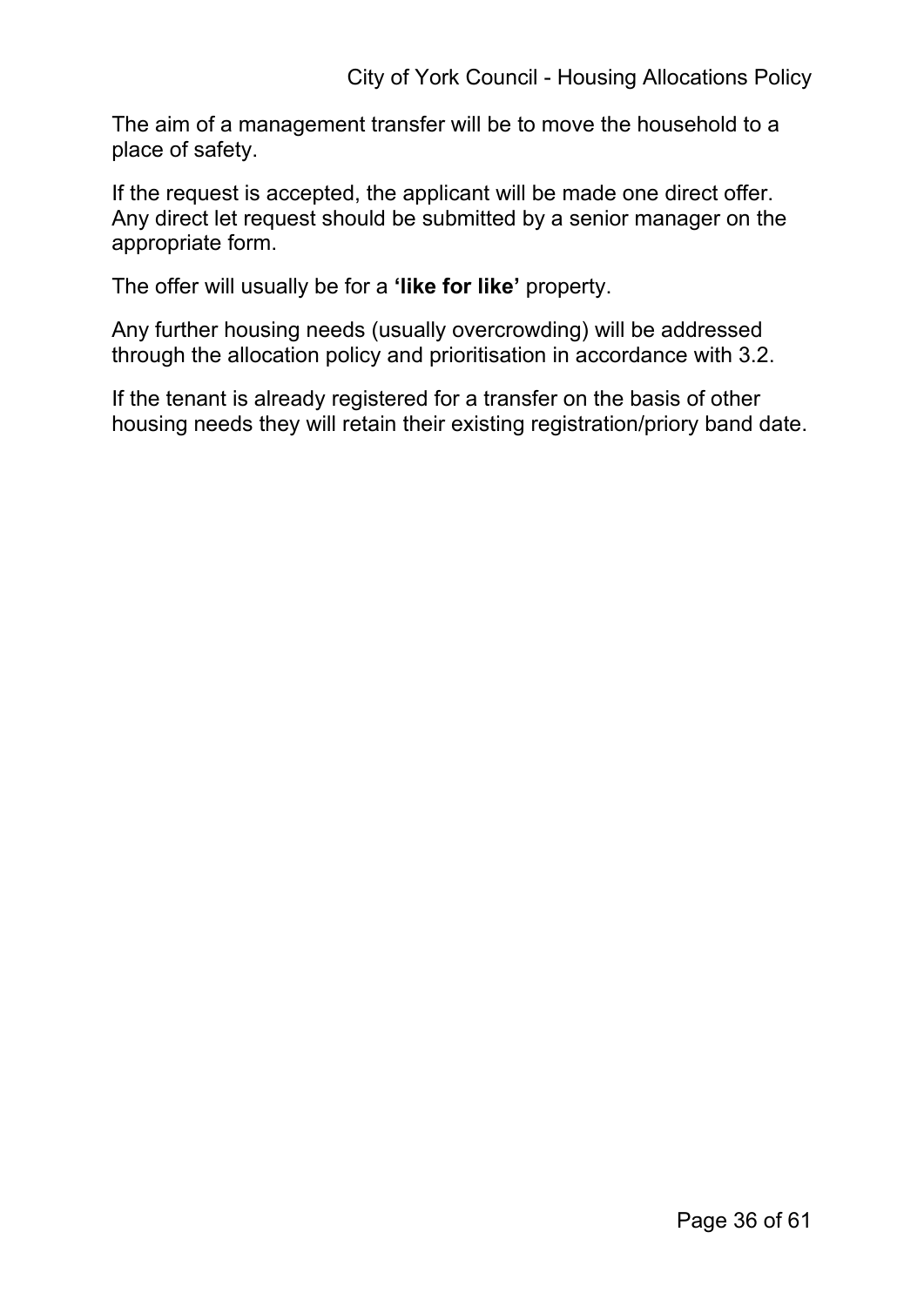The aim of a management transfer will be to move the household to a place of safety.

If the request is accepted, the applicant will be made one direct offer. Any direct let request should be submitted by a senior manager on the appropriate form.

The offer will usually be for a **'like for like'** property.

Any further housing needs (usually overcrowding) will be addressed through the allocation policy and prioritisation in accordance with 3.2.

If the tenant is already registered for a transfer on the basis of other housing needs they will retain their existing registration/priory band date.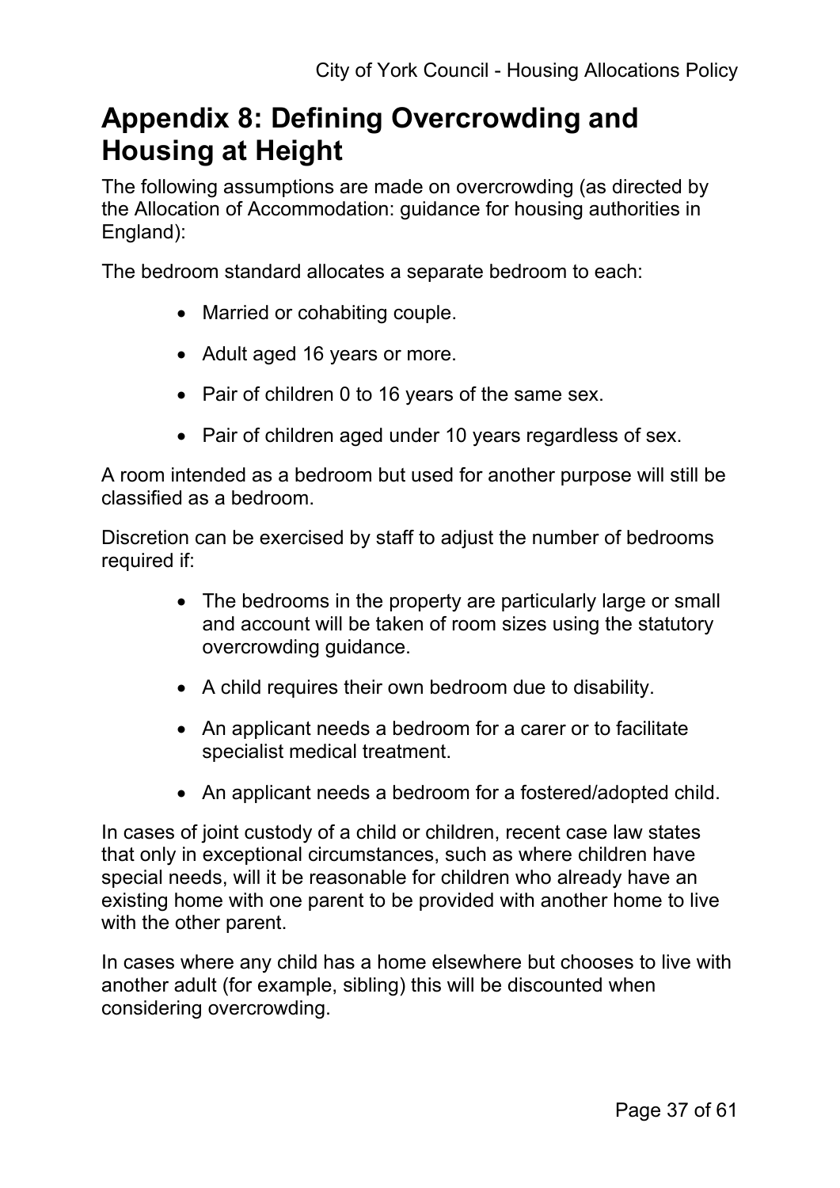# Appendix 8: Defining Overcrowding and Housing at Height

The following assumptions are made on overcrowding (as directed by the Allocation of Accommodation: guidance for housing authorities in England):

The bedroom standard allocates a separate bedroom to each:

- Married or cohabiting couple.
- Adult aged 16 years or more.
- Pair of children 0 to 16 years of the same sex.
- Pair of children aged under 10 years regardless of sex.

A room intended as a bedroom but used for another purpose will still be classified as a bedroom.

Discretion can be exercised by staff to adjust the number of bedrooms required if:

- The bedrooms in the property are particularly large or small and account will be taken of room sizes using the statutory overcrowding guidance.
- A child requires their own bedroom due to disability.
- An applicant needs a bedroom for a carer or to facilitate specialist medical treatment.
- An applicant needs a bedroom for a fostered/adopted child.

In cases of joint custody of a child or children, recent case law states that only in exceptional circumstances, such as where children have special needs, will it be reasonable for children who already have an existing home with one parent to be provided with another home to live with the other parent.

In cases where any child has a home elsewhere but chooses to live with another adult (for example, sibling) this will be discounted when considering overcrowding.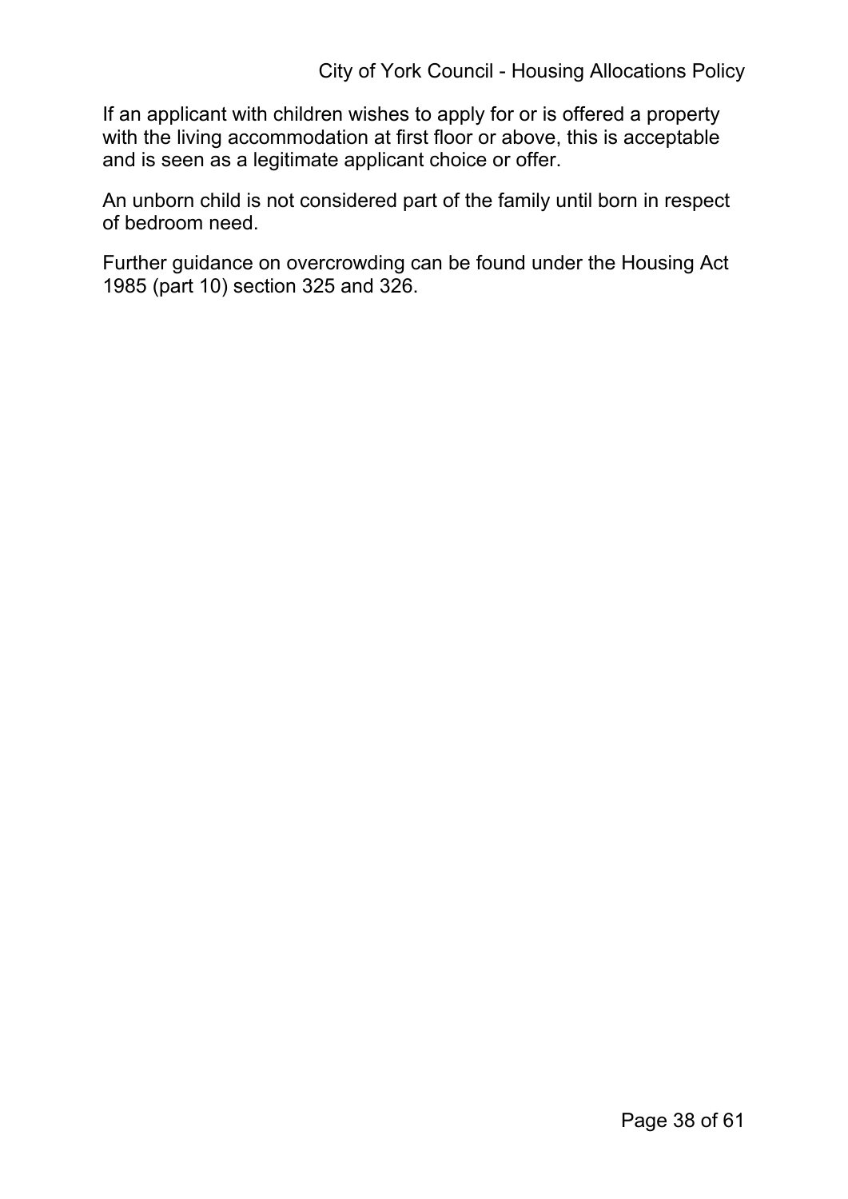If an applicant with children wishes to apply for or is offered a property with the living accommodation at first floor or above, this is acceptable and is seen as a legitimate applicant choice or offer.

An unborn child is not considered part of the family until born in respect of bedroom need.

Further guidance on overcrowding can be found under the Housing Act 1985 (part 10) section 325 and 326.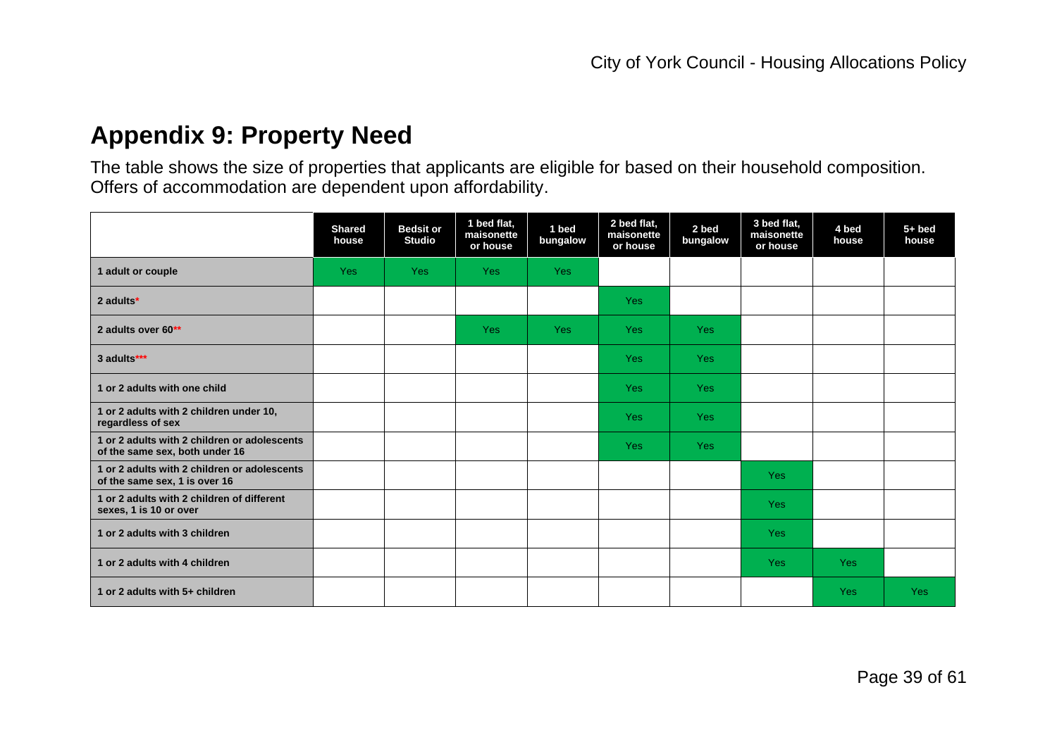# Appendix 9: Property Need

The table shows the size of properties that applicants are eligible for based on their household composition. Offers of accommodation are dependent upon affordability.

| | Shared house | Bedsit or Studio | 1 bed flat, maisonette or house | 1 bed bungalow | 2 bed flat, maisonette or house | 2 bed bungalow | 3 bed flat, maisonette or house | 4 bed house | 5+ bed house |
|---|---|---|---|---|---|---|---|---|---|
| **1 adult or couple** | Yes | Yes | Yes | Yes | | | | | |
| **2 adults*** | | | | | Yes | | | | |
| **2 adults over 60**** | | | Yes | Yes | Yes | Yes | | | |
| **3 adults***** | | | | | Yes | Yes | | | |
| **1 or 2 adults with one child** | | | | | Yes | Yes | | | |
| **1 or 2 adults with 2 children under 10, regardless of sex** | | | | | Yes | Yes | | | |
| **1 or 2 adults with 2 children or adolescents of the same sex, both under 16** | | | | | Yes | Yes | | | |
| **1 or 2 adults with 2 children or adolescents of the same sex, 1 is over 16** | | | | | | | Yes | | |
| **1 or 2 adults with 2 children of different sexes, 1 is 10 or over** | | | | | | | Yes | | |
| **1 or 2 adults with 3 children** | | | | | | | Yes | | |
| **1 or 2 adults with 4 children** | | | | | | | Yes | Yes | |
| **1 or 2 adults with 5+ children** | | | | | | | | Yes | Yes |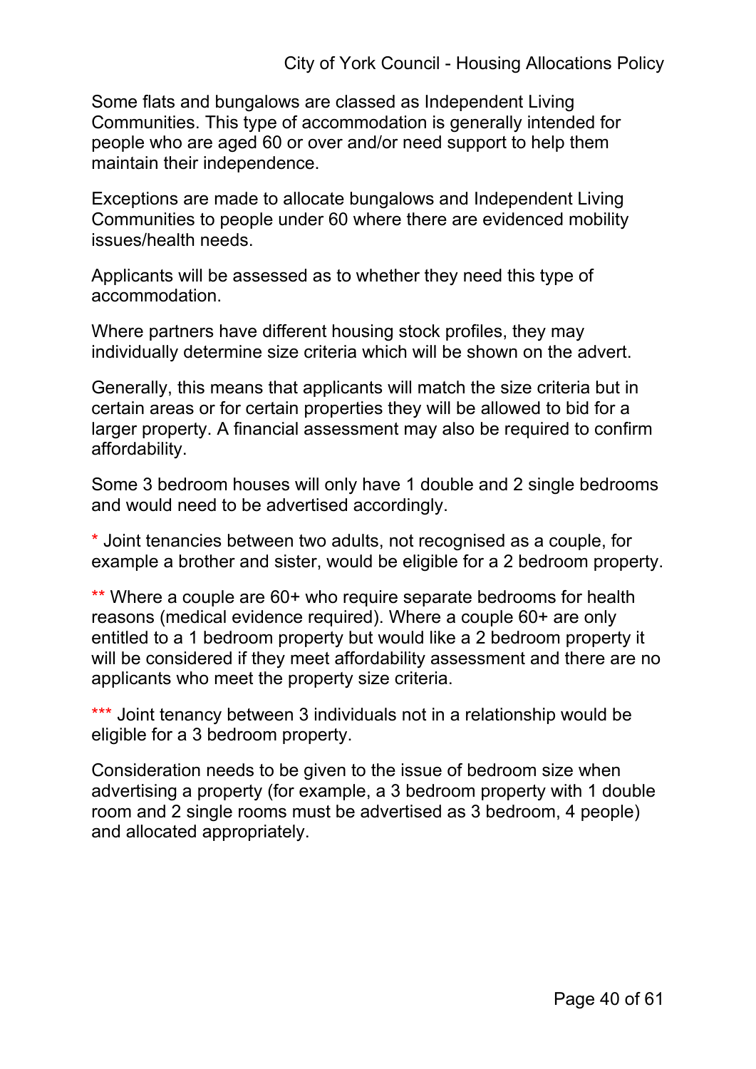Some flats and bungalows are classed as Independent Living Communities. This type of accommodation is generally intended for people who are aged 60 or over and/or need support to help them maintain their independence.

Exceptions are made to allocate bungalows and Independent Living Communities to people under 60 where there are evidenced mobility issues/health needs.

Applicants will be assessed as to whether they need this type of accommodation.

Where partners have different housing stock profiles, they may individually determine size criteria which will be shown on the advert.

Generally, this means that applicants will match the size criteria but in certain areas or for certain properties they will be allowed to bid for a larger property. A financial assessment may also be required to confirm affordability.

Some 3 bedroom houses will only have 1 double and 2 single bedrooms and would need to be advertised accordingly.

* Joint tenancies between two adults, not recognised as a couple, for example a brother and sister, would be eligible for a 2 bedroom property.

** Where a couple are 60+ who require separate bedrooms for health reasons (medical evidence required). Where a couple 60+ are only entitled to a 1 bedroom property but would like a 2 bedroom property it will be considered if they meet affordability assessment and there are no applicants who meet the property size criteria.

*** Joint tenancy between 3 individuals not in a relationship would be eligible for a 3 bedroom property.

Consideration needs to be given to the issue of bedroom size when advertising a property (for example, a 3 bedroom property with 1 double room and 2 single rooms must be advertised as 3 bedroom, 4 people) and allocated appropriately.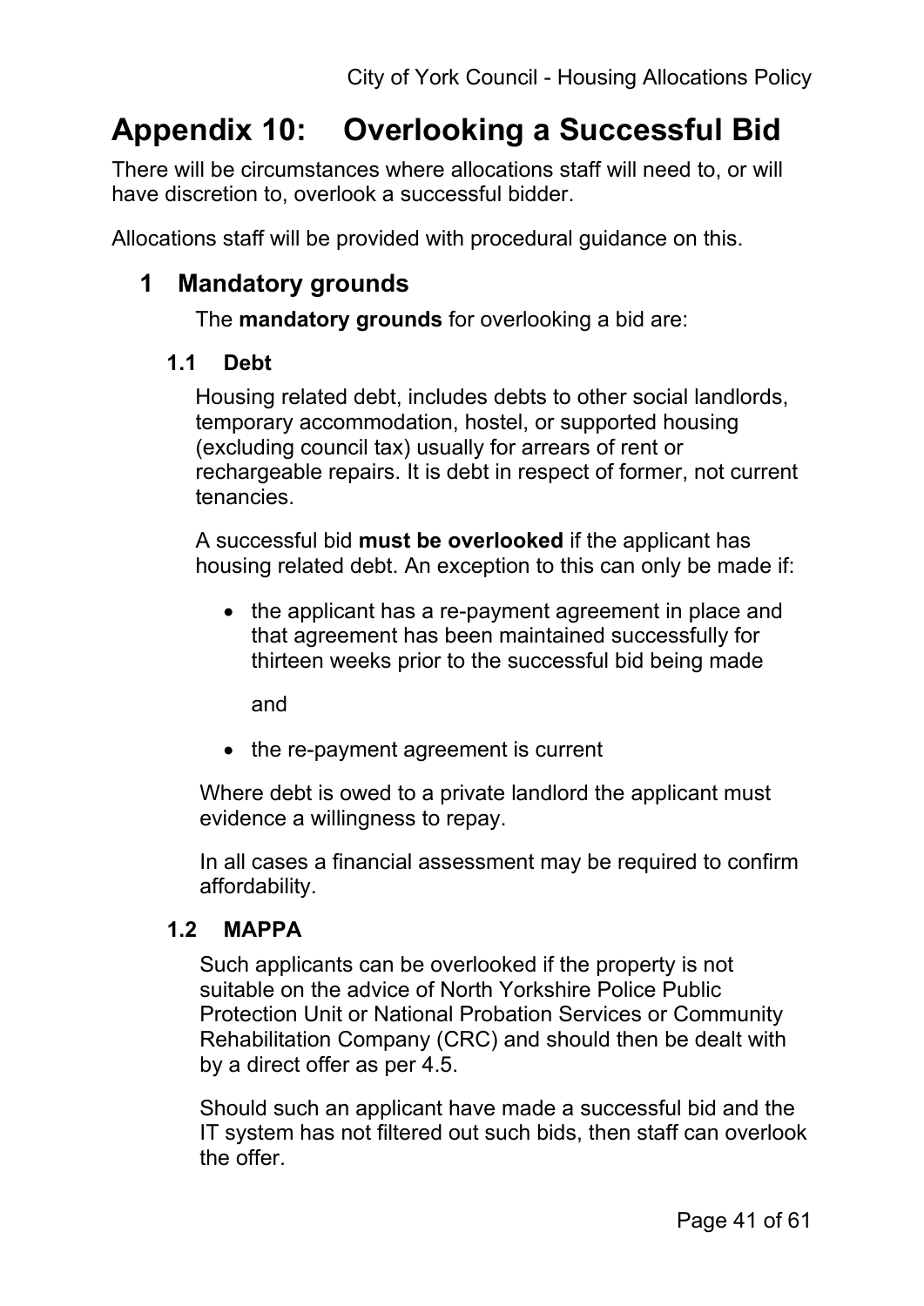# Appendix 10: Overlooking a Successful Bid

There will be circumstances where allocations staff will need to, or will have discretion to, overlook a successful bidder.

Allocations staff will be provided with procedural guidance on this.

## 1 Mandatory grounds

The **mandatory grounds** for overlooking a bid are:

### 1.1 Debt

Housing related debt, includes debts to other social landlords, temporary accommodation, hostel, or supported housing (excluding council tax) usually for arrears of rent or rechargeable repairs. It is debt in respect of former, not current tenancies.

A successful bid **must be overlooked** if the applicant has housing related debt. An exception to this can only be made if:

- the applicant has a re-payment agreement in place and that agreement has been maintained successfully for thirteen weeks prior to the successful bid being made

  and

- the re-payment agreement is current

Where debt is owed to a private landlord the applicant must evidence a willingness to repay.

In all cases a financial assessment may be required to confirm affordability.

### 1.2 MAPPA

Such applicants can be overlooked if the property is not suitable on the advice of North Yorkshire Police Public Protection Unit or National Probation Services or Community Rehabilitation Company (CRC) and should then be dealt with by a direct offer as per 4.5.

Should such an applicant have made a successful bid and the IT system has not filtered out such bids, then staff can overlook the offer.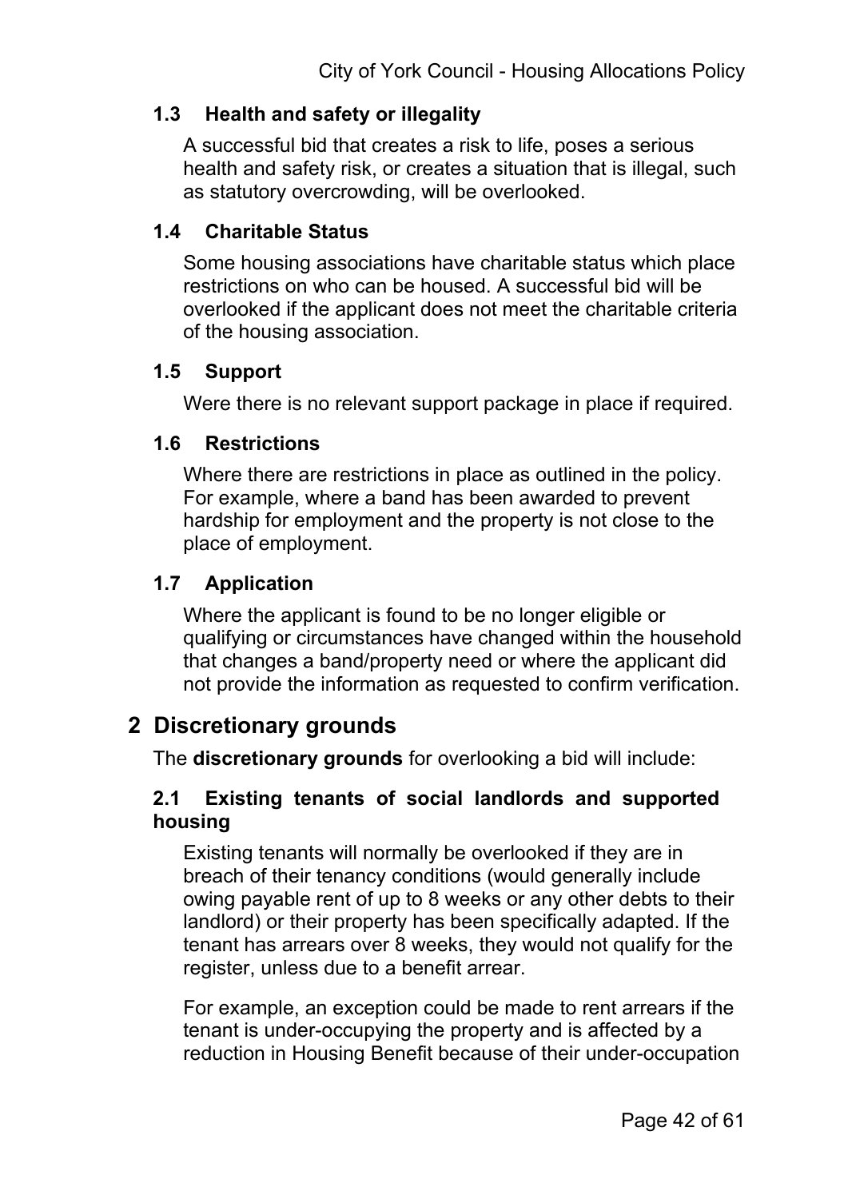### 1.3 Health and safety or illegality

A successful bid that creates a risk to life, poses a serious health and safety risk, or creates a situation that is illegal, such as statutory overcrowding, will be overlooked.

### 1.4 Charitable Status

Some housing associations have charitable status which place restrictions on who can be housed. A successful bid will be overlooked if the applicant does not meet the charitable criteria of the housing association.

### 1.5 Support

Were there is no relevant support package in place if required.

### 1.6 Restrictions

Where there are restrictions in place as outlined in the policy. For example, where a band has been awarded to prevent hardship for employment and the property is not close to the place of employment.

### 1.7 Application

Where the applicant is found to be no longer eligible or qualifying or circumstances have changed within the household that changes a band/property need or where the applicant did not provide the information as requested to confirm verification.

## 2 Discretionary grounds

The **discretionary grounds** for overlooking a bid will include:

### 2.1 Existing tenants of social landlords and supported housing

Existing tenants will normally be overlooked if they are in breach of their tenancy conditions (would generally include owing payable rent of up to 8 weeks or any other debts to their landlord) or their property has been specifically adapted. If the tenant has arrears over 8 weeks, they would not qualify for the register, unless due to a benefit arrear.

For example, an exception could be made to rent arrears if the tenant is under-occupying the property and is affected by a reduction in Housing Benefit because of their under-occupation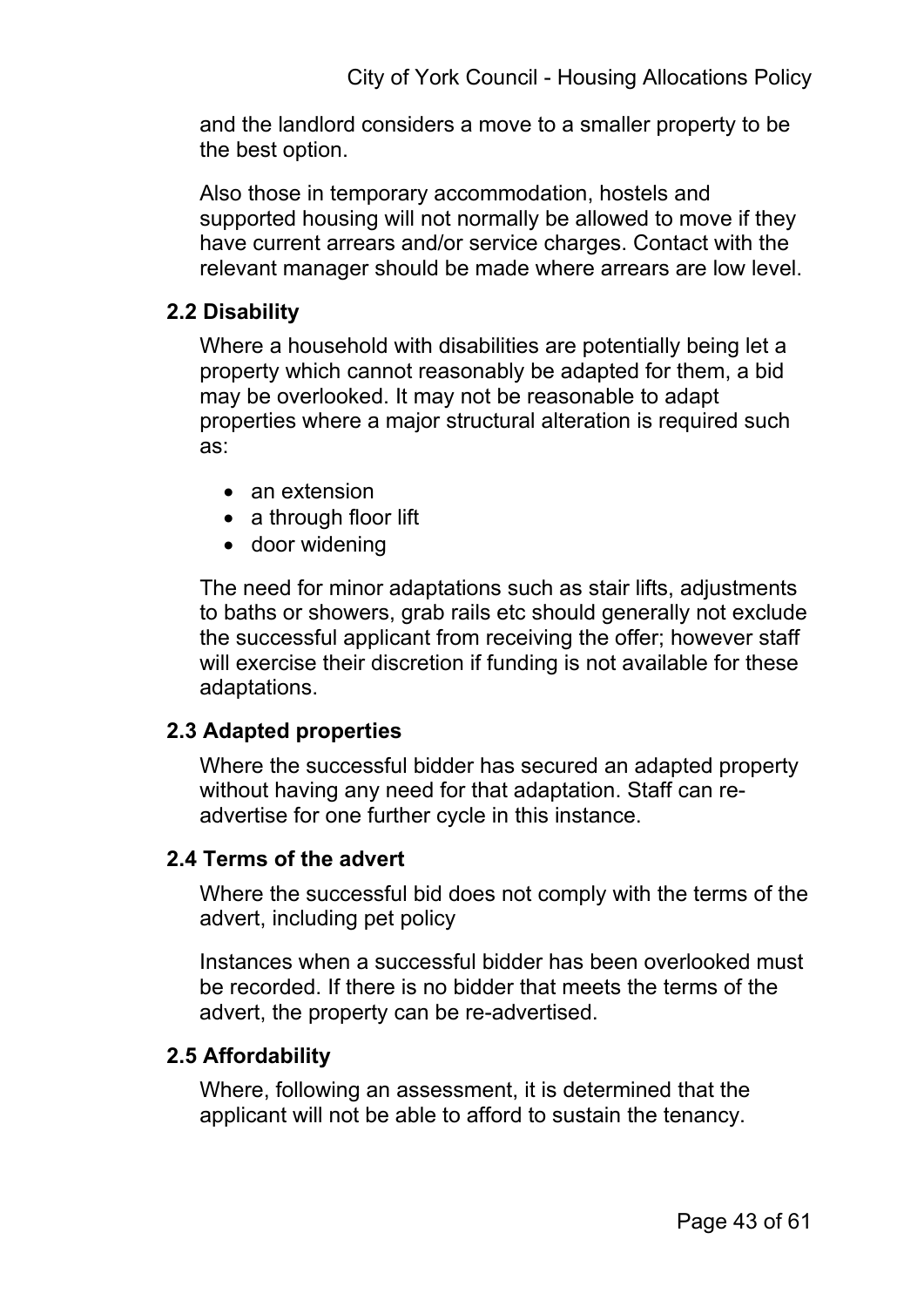and the landlord considers a move to a smaller property to be the best option.

Also those in temporary accommodation, hostels and supported housing will not normally be allowed to move if they have current arrears and/or service charges. Contact with the relevant manager should be made where arrears are low level.

### 2.2 Disability

Where a household with disabilities are potentially being let a property which cannot reasonably be adapted for them, a bid may be overlooked. It may not be reasonable to adapt properties where a major structural alteration is required such as:

- an extension
- a through floor lift
- door widening

The need for minor adaptations such as stair lifts, adjustments to baths or showers, grab rails etc should generally not exclude the successful applicant from receiving the offer; however staff will exercise their discretion if funding is not available for these adaptations.

### 2.3 Adapted properties

Where the successful bidder has secured an adapted property without having any need for that adaptation. Staff can re-advertise for one further cycle in this instance.

### 2.4 Terms of the advert

Where the successful bid does not comply with the terms of the advert, including pet policy

Instances when a successful bidder has been overlooked must be recorded. If there is no bidder that meets the terms of the advert, the property can be re-advertised.

### 2.5 Affordability

Where, following an assessment, it is determined that the applicant will not be able to afford to sustain the tenancy.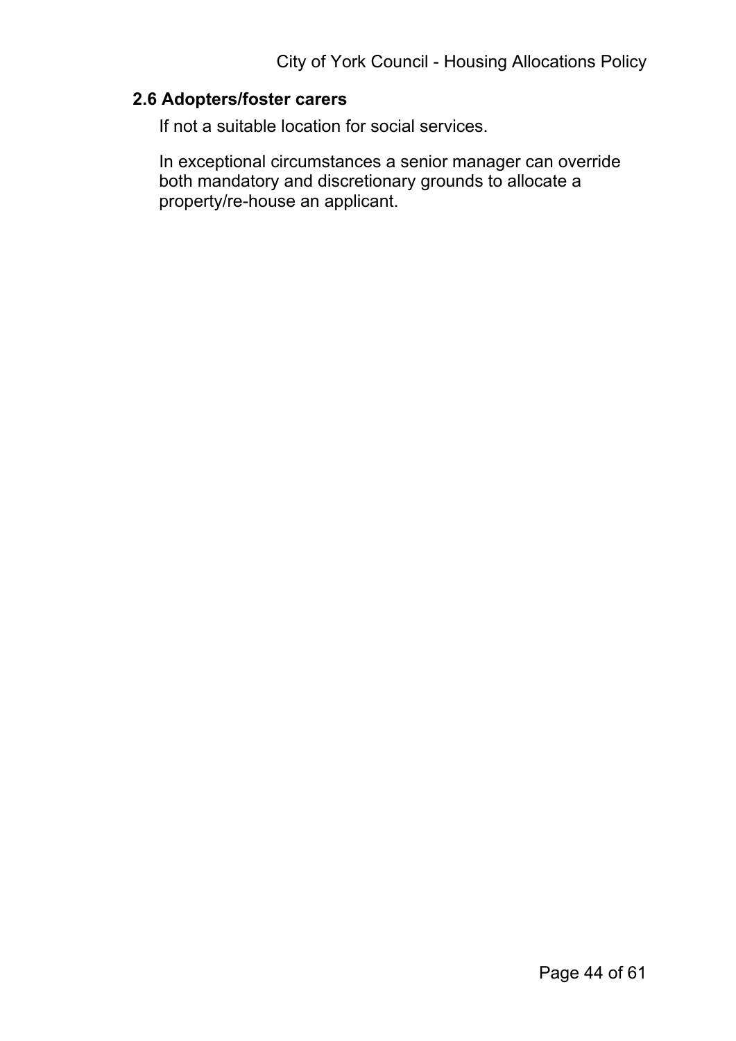### 2.6 Adopters/foster carers

If not a suitable location for social services.

In exceptional circumstances a senior manager can override both mandatory and discretionary grounds to allocate a property/re-house an applicant.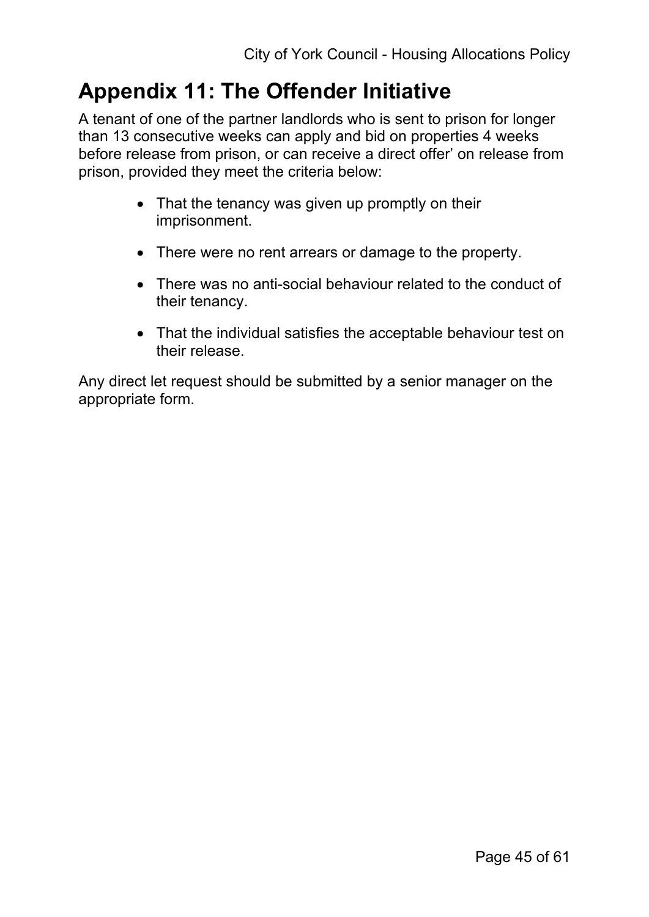# Appendix 11: The Offender Initiative

A tenant of one of the partner landlords who is sent to prison for longer than 13 consecutive weeks can apply and bid on properties 4 weeks before release from prison, or can receive a direct offer' on release from prison, provided they meet the criteria below:

- That the tenancy was given up promptly on their imprisonment.
- There were no rent arrears or damage to the property.
- There was no anti-social behaviour related to the conduct of their tenancy.
- That the individual satisfies the acceptable behaviour test on their release.

Any direct let request should be submitted by a senior manager on the appropriate form.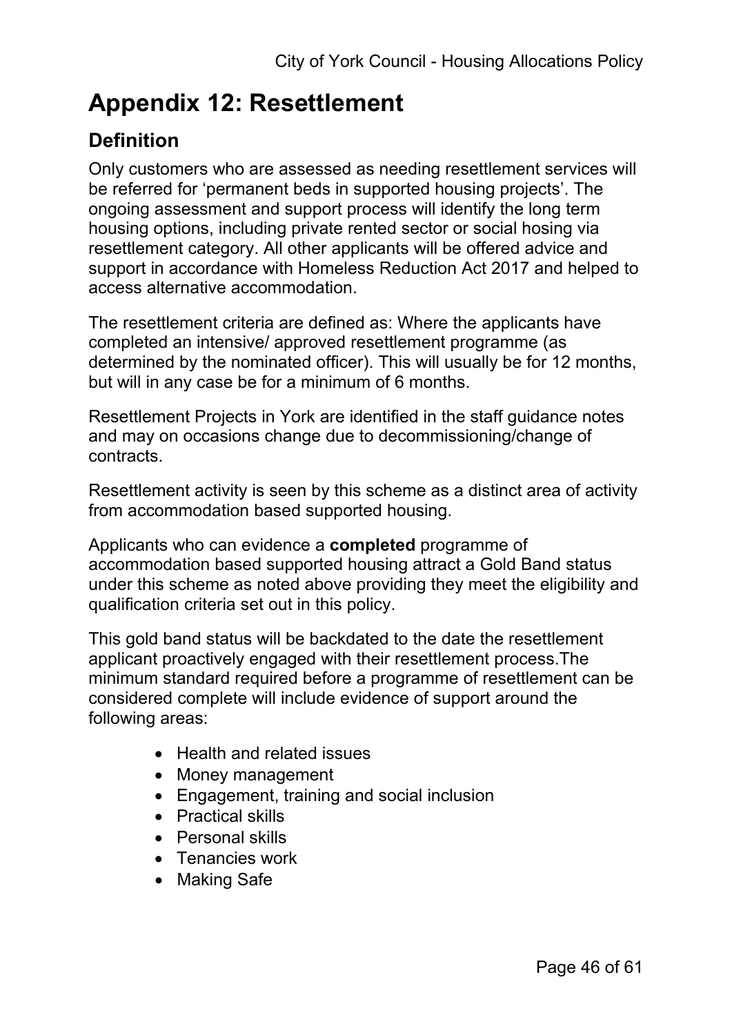# Appendix 12: Resettlement

## Definition

Only customers who are assessed as needing resettlement services will be referred for 'permanent beds in supported housing projects'. The ongoing assessment and support process will identify the long term housing options, including private rented sector or social hosing via resettlement category. All other applicants will be offered advice and support in accordance with Homeless Reduction Act 2017 and helped to access alternative accommodation.

The resettlement criteria are defined as: Where the applicants have completed an intensive/ approved resettlement programme (as determined by the nominated officer). This will usually be for 12 months, but will in any case be for a minimum of 6 months.

Resettlement Projects in York are identified in the staff guidance notes and may on occasions change due to decommissioning/change of contracts.

Resettlement activity is seen by this scheme as a distinct area of activity from accommodation based supported housing.

Applicants who can evidence a **completed** programme of accommodation based supported housing attract a Gold Band status under this scheme as noted above providing they meet the eligibility and qualification criteria set out in this policy.

This gold band status will be backdated to the date the resettlement applicant proactively engaged with their resettlement process.The minimum standard required before a programme of resettlement can be considered complete will include evidence of support around the following areas:

- Health and related issues
- Money management
- Engagement, training and social inclusion
- Practical skills
- Personal skills
- Tenancies work
- Making Safe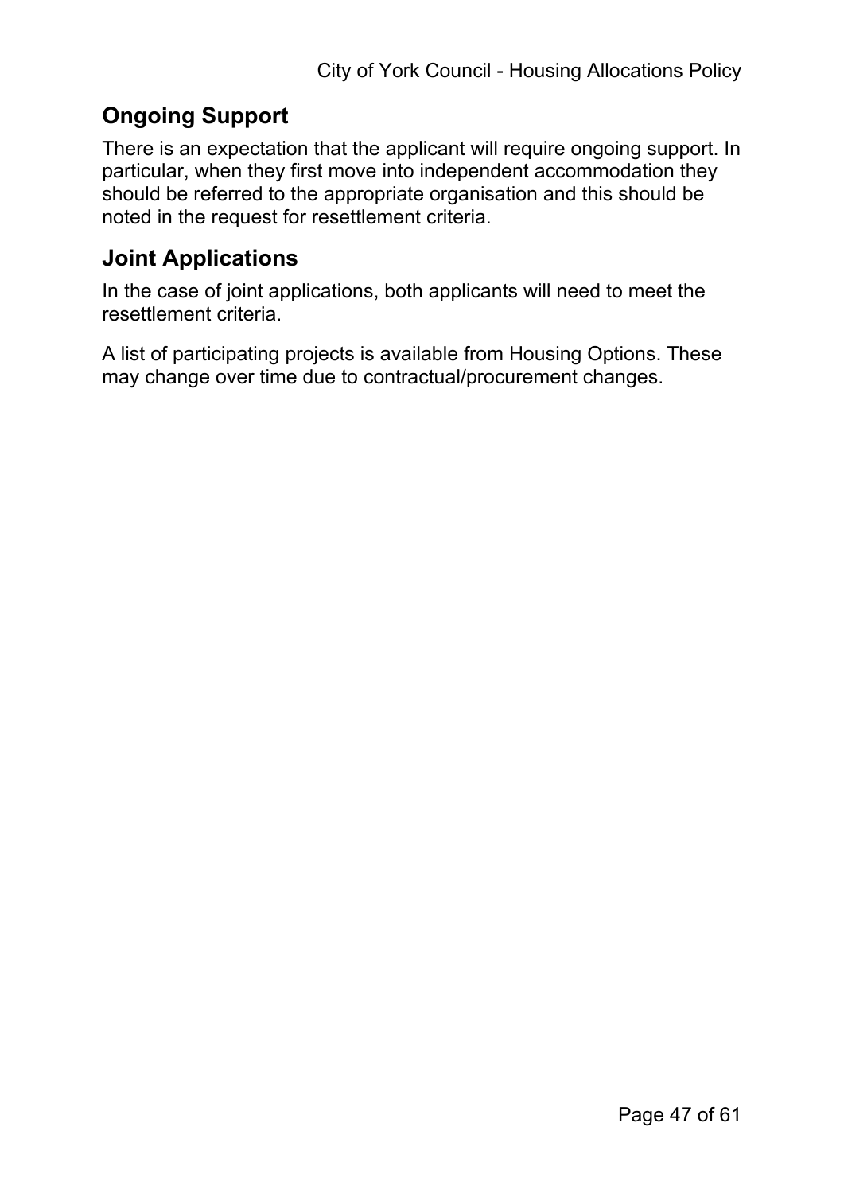## Ongoing Support

There is an expectation that the applicant will require ongoing support. In particular, when they first move into independent accommodation they should be referred to the appropriate organisation and this should be noted in the request for resettlement criteria.

## Joint Applications

In the case of joint applications, both applicants will need to meet the resettlement criteria.

A list of participating projects is available from Housing Options. These may change over time due to contractual/procurement changes.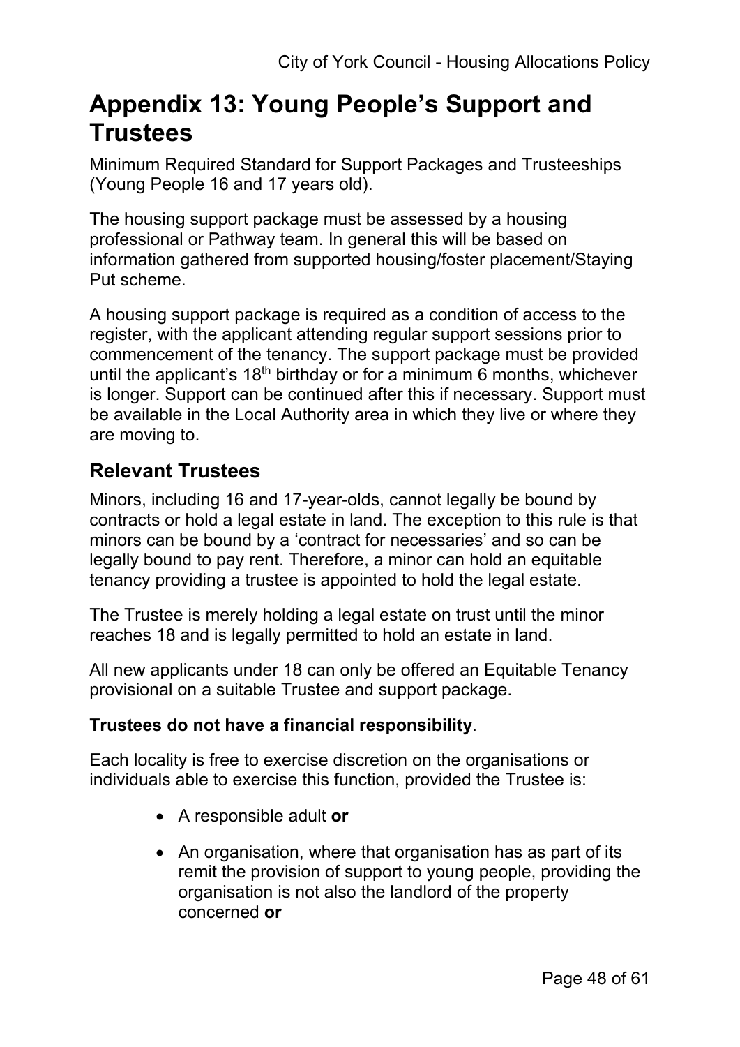# Appendix 13: Young People's Support and Trustees

Minimum Required Standard for Support Packages and Trusteeships (Young People 16 and 17 years old).

The housing support package must be assessed by a housing professional or Pathway team. In general this will be based on information gathered from supported housing/foster placement/Staying Put scheme.

A housing support package is required as a condition of access to the register, with the applicant attending regular support sessions prior to commencement of the tenancy. The support package must be provided until the applicant's 18th birthday or for a minimum 6 months, whichever is longer. Support can be continued after this if necessary. Support must be available in the Local Authority area in which they live or where they are moving to.

## Relevant Trustees

Minors, including 16 and 17-year-olds, cannot legally be bound by contracts or hold a legal estate in land. The exception to this rule is that minors can be bound by a 'contract for necessaries' and so can be legally bound to pay rent. Therefore, a minor can hold an equitable tenancy providing a trustee is appointed to hold the legal estate.

The Trustee is merely holding a legal estate on trust until the minor reaches 18 and is legally permitted to hold an estate in land.

All new applicants under 18 can only be offered an Equitable Tenancy provisional on a suitable Trustee and support package.

**Trustees do not have a financial responsibility**.

Each locality is free to exercise discretion on the organisations or individuals able to exercise this function, provided the Trustee is:

- A responsible adult **or**
- An organisation, where that organisation has as part of its remit the provision of support to young people, providing the organisation is not also the landlord of the property concerned **or**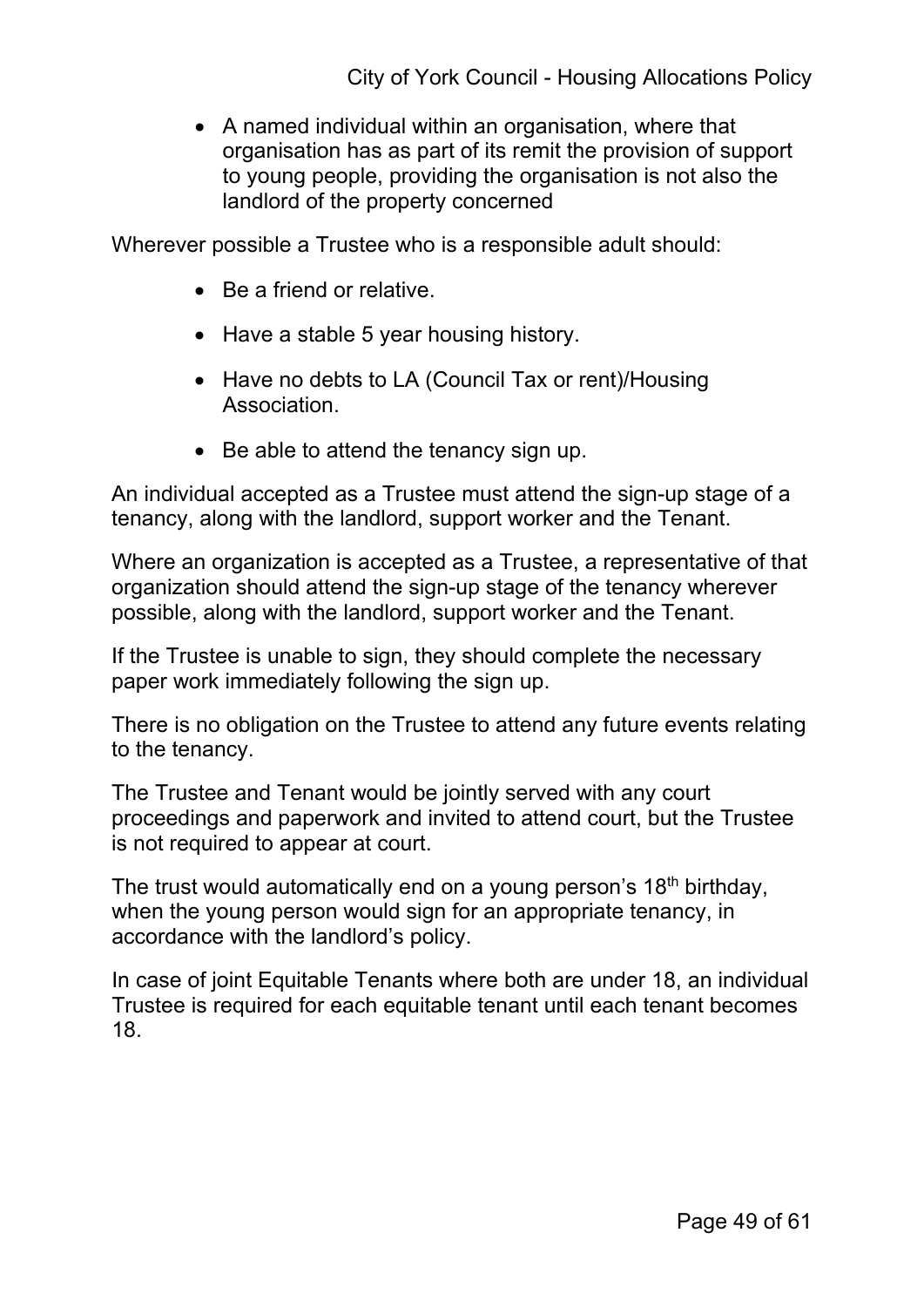- A named individual within an organisation, where that organisation has as part of its remit the provision of support to young people, providing the organisation is not also the landlord of the property concerned

Wherever possible a Trustee who is a responsible adult should:

- Be a friend or relative.
- Have a stable 5 year housing history.
- Have no debts to LA (Council Tax or rent)/Housing Association.
- Be able to attend the tenancy sign up.

An individual accepted as a Trustee must attend the sign-up stage of a tenancy, along with the landlord, support worker and the Tenant.

Where an organization is accepted as a Trustee, a representative of that organization should attend the sign-up stage of the tenancy wherever possible, along with the landlord, support worker and the Tenant.

If the Trustee is unable to sign, they should complete the necessary paper work immediately following the sign up.

There is no obligation on the Trustee to attend any future events relating to the tenancy.

The Trustee and Tenant would be jointly served with any court proceedings and paperwork and invited to attend court, but the Trustee is not required to appear at court.

The trust would automatically end on a young person's 18th birthday, when the young person would sign for an appropriate tenancy, in accordance with the landlord's policy.

In case of joint Equitable Tenants where both are under 18, an individual Trustee is required for each equitable tenant until each tenant becomes 18.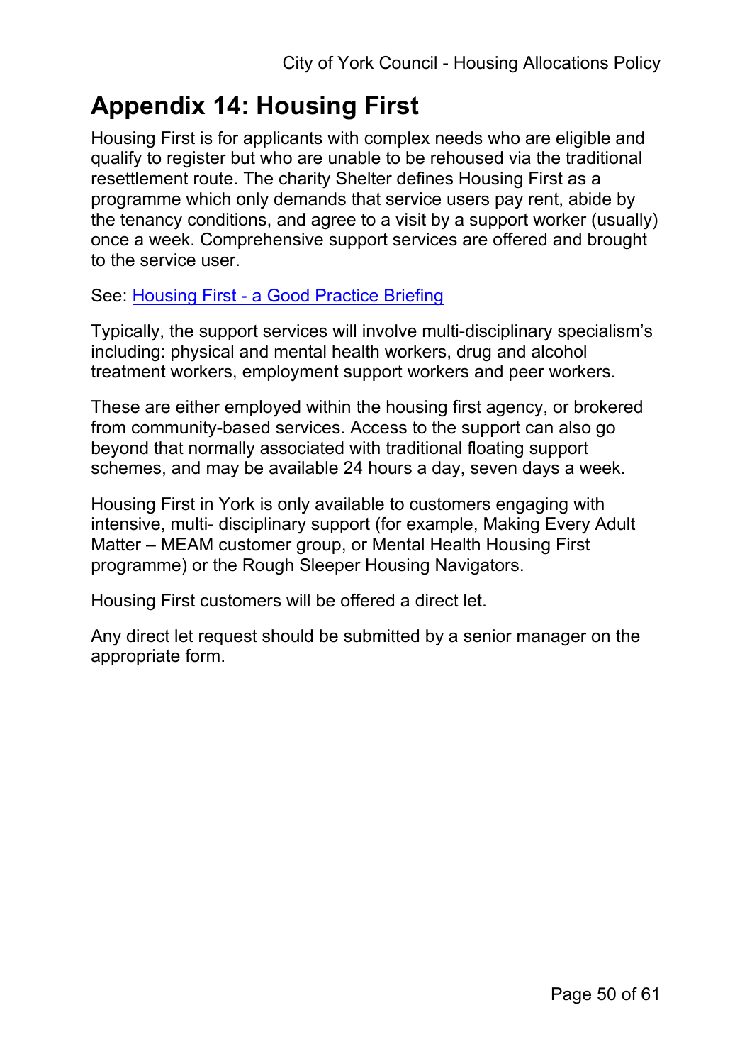# Appendix 14: Housing First

Housing First is for applicants with complex needs who are eligible and qualify to register but who are unable to be rehoused via the traditional resettlement route. The charity Shelter defines Housing First as a programme which only demands that service users pay rent, abide by the tenancy conditions, and agree to a visit by a support worker (usually) once a week. Comprehensive support services are offered and brought to the service user.

See: Housing First - a Good Practice Briefing

Typically, the support services will involve multi-disciplinary specialism's including: physical and mental health workers, drug and alcohol treatment workers, employment support workers and peer workers.

These are either employed within the housing first agency, or brokered from community-based services. Access to the support can also go beyond that normally associated with traditional floating support schemes, and may be available 24 hours a day, seven days a week.

Housing First in York is only available to customers engaging with intensive, multi- disciplinary support (for example, Making Every Adult Matter – MEAM customer group, or Mental Health Housing First programme) or the Rough Sleeper Housing Navigators.

Housing First customers will be offered a direct let.

Any direct let request should be submitted by a senior manager on the appropriate form.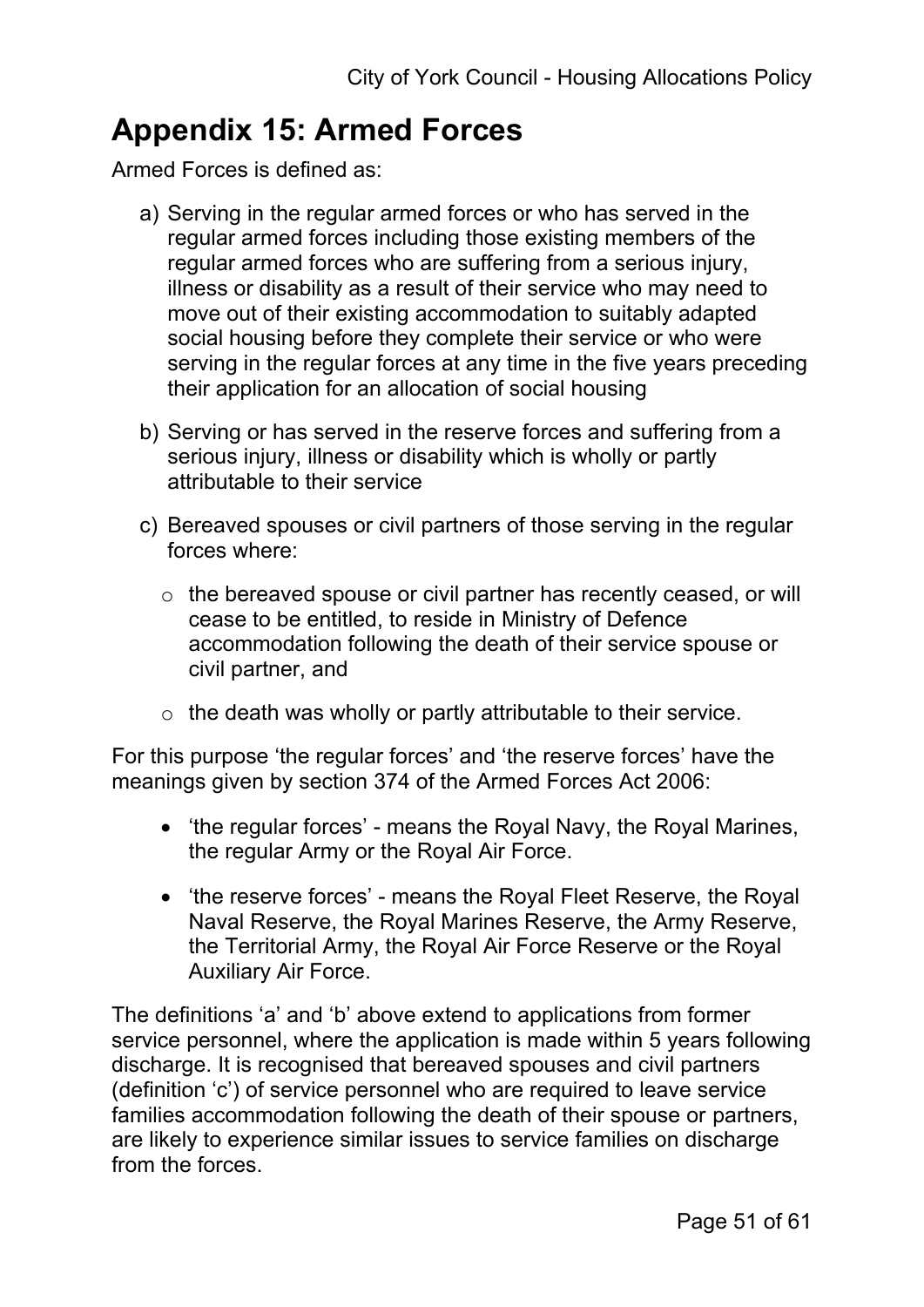# Appendix 15: Armed Forces

Armed Forces is defined as:

a) Serving in the regular armed forces or who has served in the regular armed forces including those existing members of the regular armed forces who are suffering from a serious injury, illness or disability as a result of their service who may need to move out of their existing accommodation to suitably adapted social housing before they complete their service or who were serving in the regular forces at any time in the five years preceding their application for an allocation of social housing

b) Serving or has served in the reserve forces and suffering from a serious injury, illness or disability which is wholly or partly attributable to their service

c) Bereaved spouses or civil partners of those serving in the regular forces where:

   - the bereaved spouse or civil partner has recently ceased, or will cease to be entitled, to reside in Ministry of Defence accommodation following the death of their service spouse or civil partner, and

   - the death was wholly or partly attributable to their service.

For this purpose 'the regular forces' and 'the reserve forces' have the meanings given by section 374 of the Armed Forces Act 2006:

- 'the regular forces' - means the Royal Navy, the Royal Marines, the regular Army or the Royal Air Force.

- 'the reserve forces' - means the Royal Fleet Reserve, the Royal Naval Reserve, the Royal Marines Reserve, the Army Reserve, the Territorial Army, the Royal Air Force Reserve or the Royal Auxiliary Air Force.

The definitions 'a' and 'b' above extend to applications from former service personnel, where the application is made within 5 years following discharge. It is recognised that bereaved spouses and civil partners (definition 'c') of service personnel who are required to leave service families accommodation following the death of their spouse or partners, are likely to experience similar issues to service families on discharge from the forces.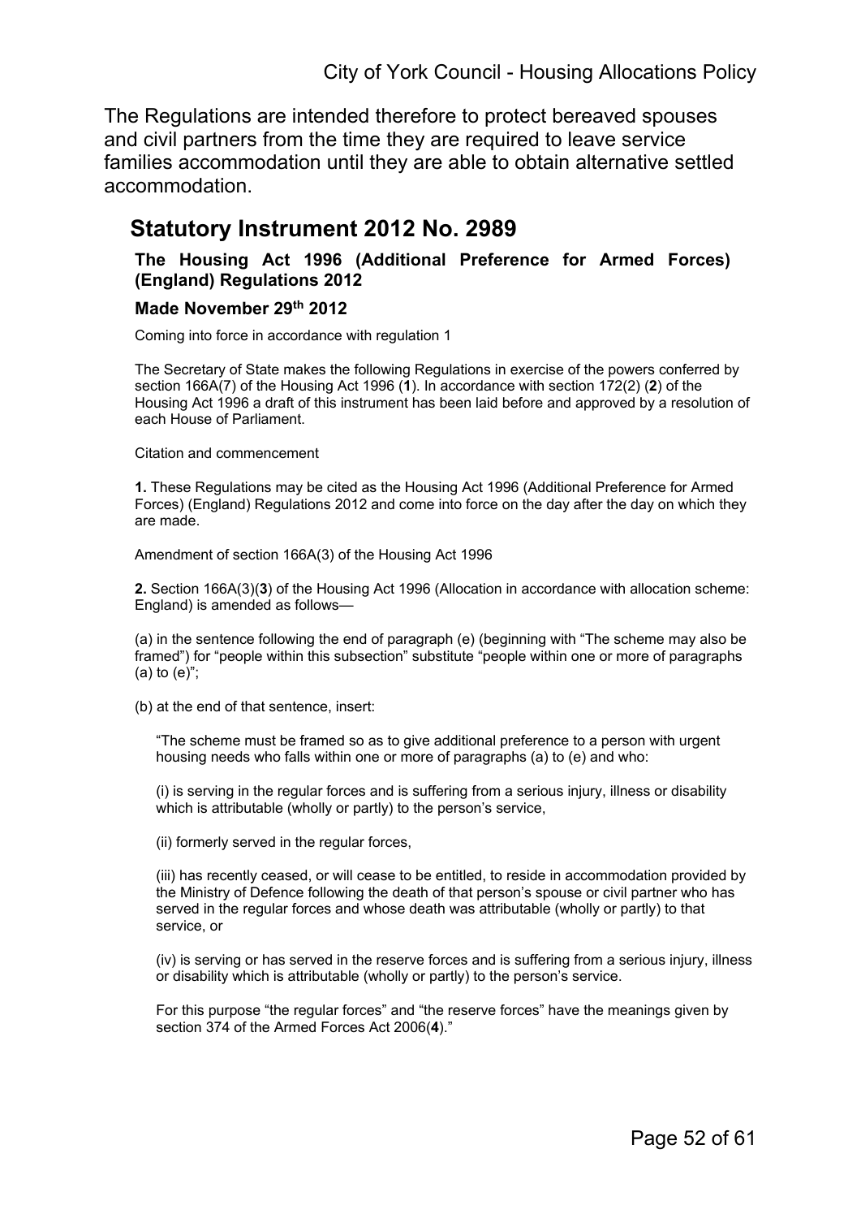The Regulations are intended therefore to protect bereaved spouses and civil partners from the time they are required to leave service families accommodation until they are able to obtain alternative settled accommodation.

## Statutory Instrument 2012 No. 2989

### The Housing Act 1996 (Additional Preference for Armed Forces) (England) Regulations 2012

### Made November 29th 2012

Coming into force in accordance with regulation 1

The Secretary of State makes the following Regulations in exercise of the powers conferred by section 166A(7) of the Housing Act 1996 (**1**). In accordance with section 172(2) (**2**) of the Housing Act 1996 a draft of this instrument has been laid before and approved by a resolution of each House of Parliament.

Citation and commencement

**1.** These Regulations may be cited as the Housing Act 1996 (Additional Preference for Armed Forces) (England) Regulations 2012 and come into force on the day after the day on which they are made.

Amendment of section 166A(3) of the Housing Act 1996

**2.** Section 166A(3)(**3**) of the Housing Act 1996 (Allocation in accordance with allocation scheme: England) is amended as follows—

(a) in the sentence following the end of paragraph (e) (beginning with "The scheme may also be framed") for "people within this subsection" substitute "people within one or more of paragraphs (a) to (e)";

(b) at the end of that sentence, insert:

> "The scheme must be framed so as to give additional preference to a person with urgent housing needs who falls within one or more of paragraphs (a) to (e) and who:
>
> (i) is serving in the regular forces and is suffering from a serious injury, illness or disability which is attributable (wholly or partly) to the person's service,
>
> (ii) formerly served in the regular forces,
>
> (iii) has recently ceased, or will cease to be entitled, to reside in accommodation provided by the Ministry of Defence following the death of that person's spouse or civil partner who has served in the regular forces and whose death was attributable (wholly or partly) to that service, or
>
> (iv) is serving or has served in the reserve forces and is suffering from a serious injury, illness or disability which is attributable (wholly or partly) to the person's service.
>
> For this purpose "the regular forces" and "the reserve forces" have the meanings given by section 374 of the Armed Forces Act 2006(**4**)."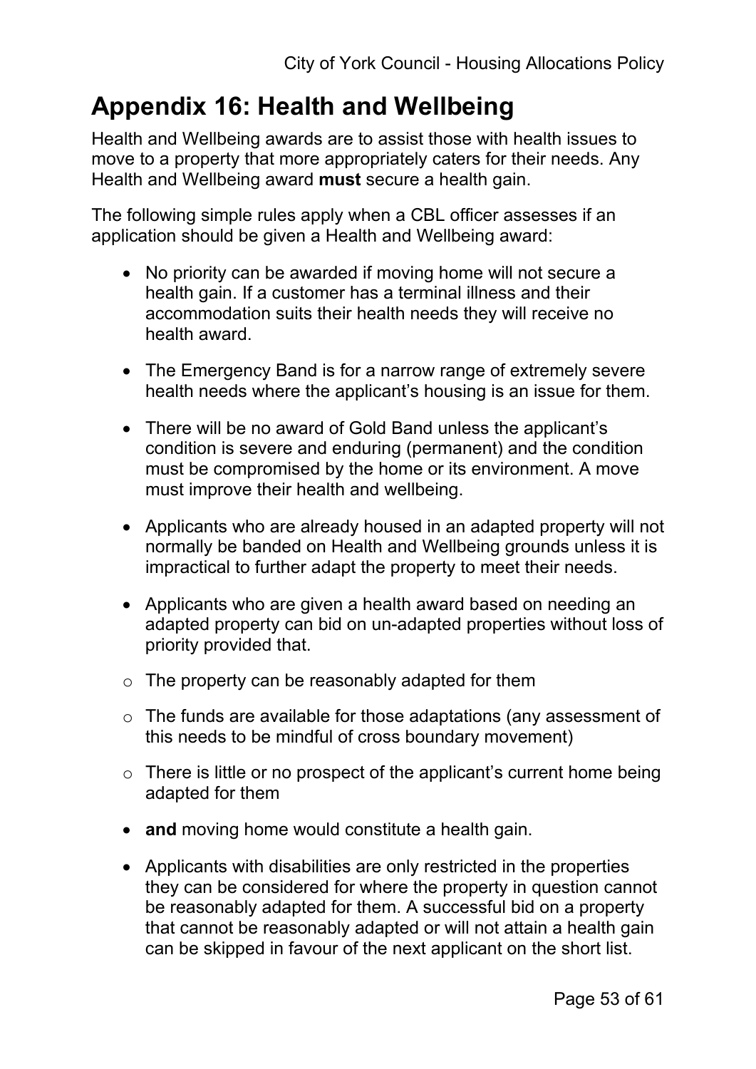# Appendix 16: Health and Wellbeing

Health and Wellbeing awards are to assist those with health issues to move to a property that more appropriately caters for their needs. Any Health and Wellbeing award **must** secure a health gain.

The following simple rules apply when a CBL officer assesses if an application should be given a Health and Wellbeing award:

- No priority can be awarded if moving home will not secure a health gain. If a customer has a terminal illness and their accommodation suits their health needs they will receive no health award.
- The Emergency Band is for a narrow range of extremely severe health needs where the applicant's housing is an issue for them.
- There will be no award of Gold Band unless the applicant's condition is severe and enduring (permanent) and the condition must be compromised by the home or its environment. A move must improve their health and wellbeing.
- Applicants who are already housed in an adapted property will not normally be banded on Health and Wellbeing grounds unless it is impractical to further adapt the property to meet their needs.
- Applicants who are given a health award based on needing an adapted property can bid on un-adapted properties without loss of priority provided that.
  - The property can be reasonably adapted for them
  - The funds are available for those adaptations (any assessment of this needs to be mindful of cross boundary movement)
  - There is little or no prospect of the applicant's current home being adapted for them
- **and** moving home would constitute a health gain.
- Applicants with disabilities are only restricted in the properties they can be considered for where the property in question cannot be reasonably adapted for them. A successful bid on a property that cannot be reasonably adapted or will not attain a health gain can be skipped in favour of the next applicant on the short list.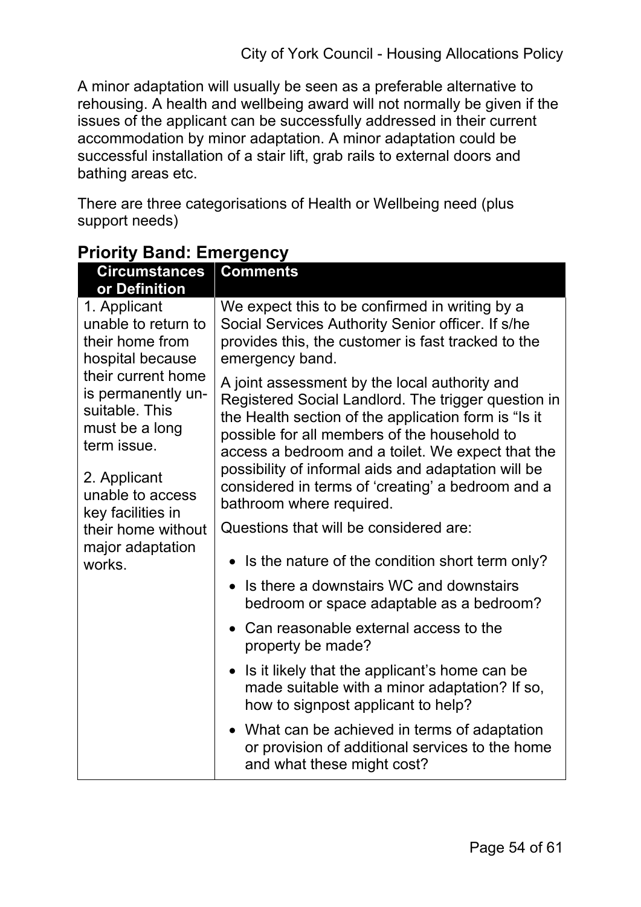A minor adaptation will usually be seen as a preferable alternative to rehousing. A health and wellbeing award will not normally be given if the issues of the applicant can be successfully addressed in their current accommodation by minor adaptation. A minor adaptation could be successful installation of a stair lift, grab rails to external doors and bathing areas etc.

There are three categorisations of Health or Wellbeing need (plus support needs)

## Priority Band: Emergency

| Circumstances or Definition | Comments |
|---|---|
| 1. Applicant unable to return to their home from hospital because their current home is permanently un-suitable. This must be a long term issue.<br><br>2. Applicant unable to access key facilities in their home without major adaptation works. | We expect this to be confirmed in writing by a Social Services Authority Senior officer. If s/he provides this, the customer is fast tracked to the emergency band.<br><br>A joint assessment by the local authority and Registered Social Landlord. The trigger question in the Health section of the application form is "Is it possible for all members of the household to access a bedroom and a toilet. We expect that the possibility of informal aids and adaptation will be considered in terms of 'creating' a bedroom and a bathroom where required.<br><br>Questions that will be considered are:<br><br>• Is the nature of the condition short term only?<br>• Is there a downstairs WC and downstairs bedroom or space adaptable as a bedroom?<br>• Can reasonable external access to the property be made?<br>• Is it likely that the applicant's home can be made suitable with a minor adaptation? If so, how to signpost applicant to help?<br>• What can be achieved in terms of adaptation or provision of additional services to the home and what these might cost? |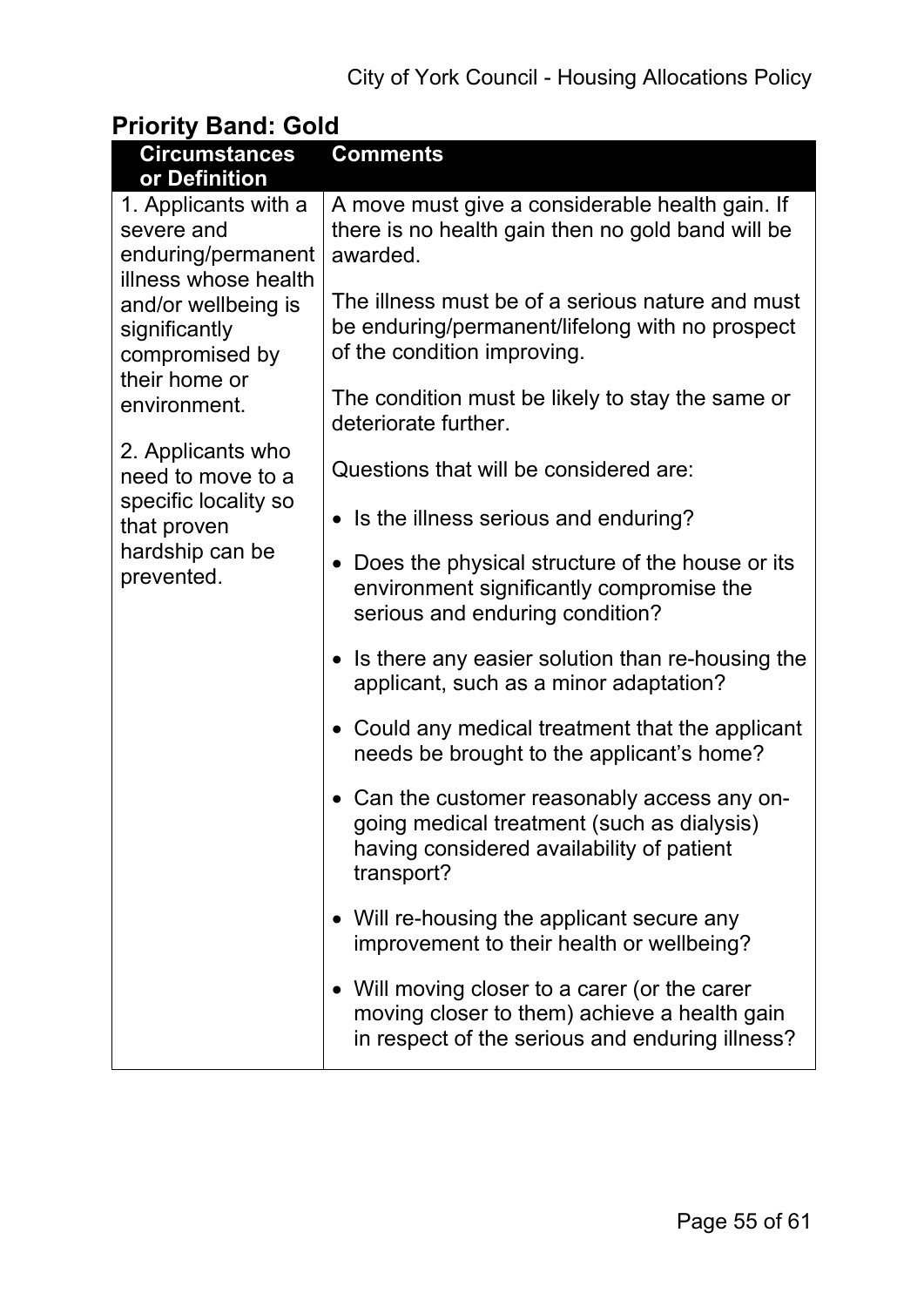## Priority Band: Gold

| Circumstances or Definition | Comments |
|---|---|
| 1. Applicants with a severe and enduring/permanent illness whose health and/or wellbeing is significantly compromised by their home or environment.<br><br>2. Applicants who need to move to a specific locality so that proven hardship can be prevented. | A move must give a considerable health gain. If there is no health gain then no gold band will be awarded.<br><br>The illness must be of a serious nature and must be enduring/permanent/lifelong with no prospect of the condition improving.<br><br>The condition must be likely to stay the same or deteriorate further.<br><br>Questions that will be considered are:<br><br>• Is the illness serious and enduring?<br>• Does the physical structure of the house or its environment significantly compromise the serious and enduring condition?<br>• Is there any easier solution than re-housing the applicant, such as a minor adaptation?<br>• Could any medical treatment that the applicant needs be brought to the applicant's home?<br>• Can the customer reasonably access any on-going medical treatment (such as dialysis) having considered availability of patient transport?<br>• Will re-housing the applicant secure any improvement to their health or wellbeing?<br>• Will moving closer to a carer (or the carer moving closer to them) achieve a health gain in respect of the serious and enduring illness? |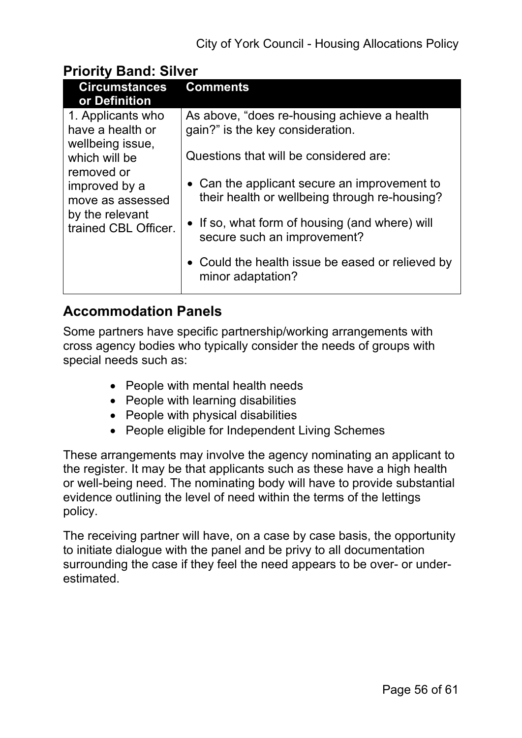## Priority Band: Silver

| Circumstances or Definition | Comments |
|---|---|
| 1. Applicants who have a health or wellbeing issue, which will be removed or improved by a move as assessed by the relevant trained CBL Officer. | As above, “does re-housing achieve a health gain?” is the key consideration.<br><br>Questions that will be considered are:<br><br>• Can the applicant secure an improvement to their health or wellbeing through re-housing?<br><br>• If so, what form of housing (and where) will secure such an improvement?<br><br>• Could the health issue be eased or relieved by minor adaptation? |

## Accommodation Panels

Some partners have specific partnership/working arrangements with cross agency bodies who typically consider the needs of groups with special needs such as:

- People with mental health needs
- People with learning disabilities
- People with physical disabilities
- People eligible for Independent Living Schemes

These arrangements may involve the agency nominating an applicant to the register. It may be that applicants such as these have a high health or well-being need. The nominating body will have to provide substantial evidence outlining the level of need within the terms of the lettings policy.

The receiving partner will have, on a case by case basis, the opportunity to initiate dialogue with the panel and be privy to all documentation surrounding the case if they feel the need appears to be over- or under-estimated.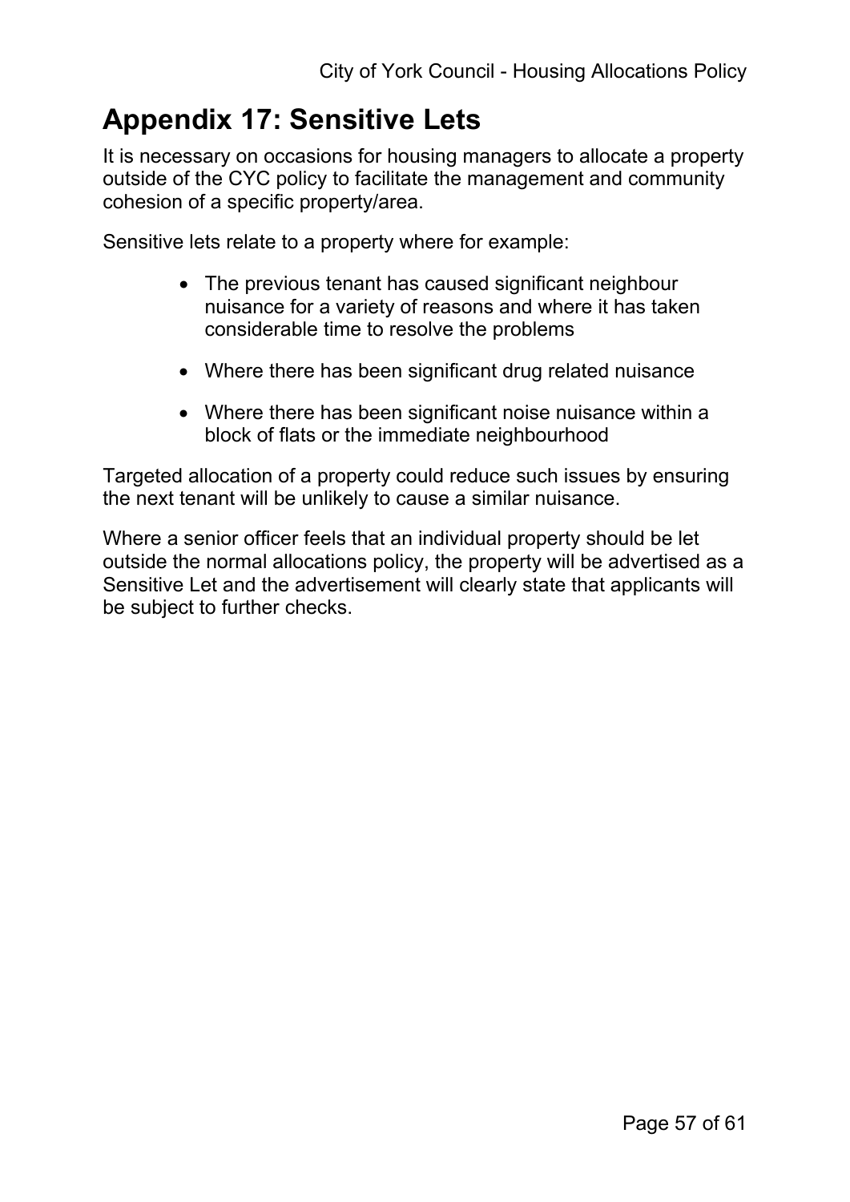# Appendix 17: Sensitive Lets

It is necessary on occasions for housing managers to allocate a property outside of the CYC policy to facilitate the management and community cohesion of a specific property/area.

Sensitive lets relate to a property where for example:

- The previous tenant has caused significant neighbour nuisance for a variety of reasons and where it has taken considerable time to resolve the problems
- Where there has been significant drug related nuisance
- Where there has been significant noise nuisance within a block of flats or the immediate neighbourhood

Targeted allocation of a property could reduce such issues by ensuring the next tenant will be unlikely to cause a similar nuisance.

Where a senior officer feels that an individual property should be let outside the normal allocations policy, the property will be advertised as a Sensitive Let and the advertisement will clearly state that applicants will be subject to further checks.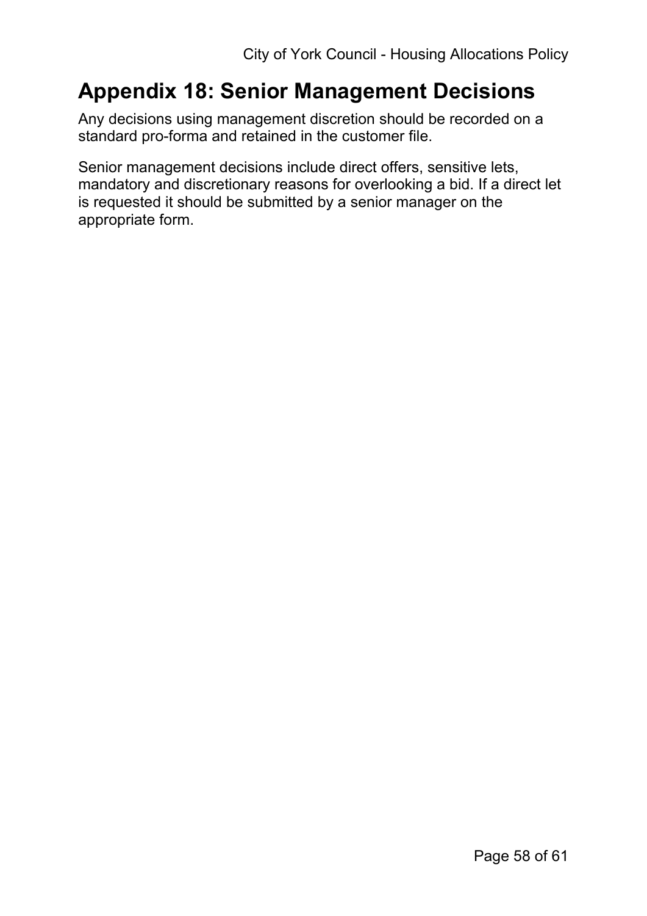# Appendix 18: Senior Management Decisions

Any decisions using management discretion should be recorded on a standard pro-forma and retained in the customer file.

Senior management decisions include direct offers, sensitive lets, mandatory and discretionary reasons for overlooking a bid. If a direct let is requested it should be submitted by a senior manager on the appropriate form.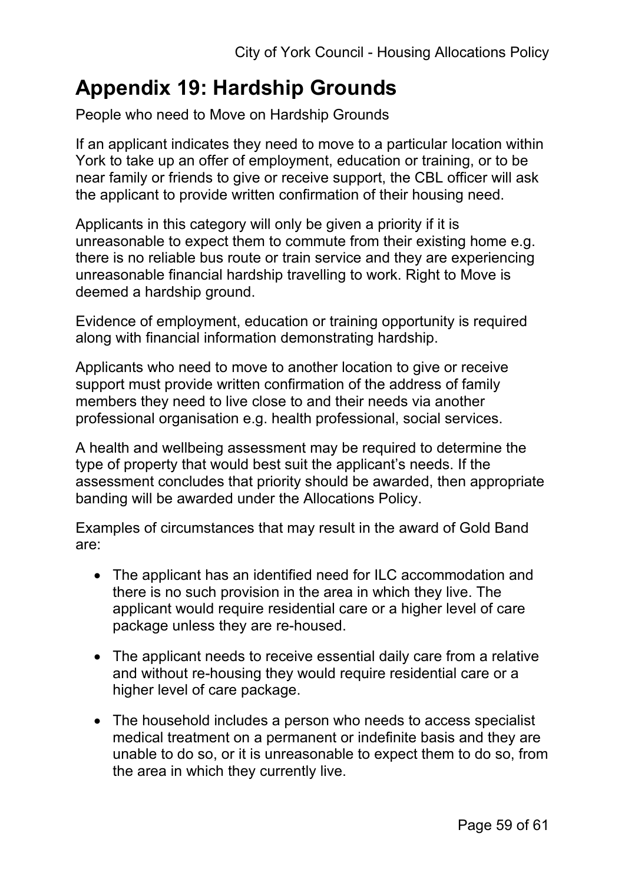# Appendix 19: Hardship Grounds

People who need to Move on Hardship Grounds

If an applicant indicates they need to move to a particular location within York to take up an offer of employment, education or training, or to be near family or friends to give or receive support, the CBL officer will ask the applicant to provide written confirmation of their housing need.

Applicants in this category will only be given a priority if it is unreasonable to expect them to commute from their existing home e.g. there is no reliable bus route or train service and they are experiencing unreasonable financial hardship travelling to work. Right to Move is deemed a hardship ground.

Evidence of employment, education or training opportunity is required along with financial information demonstrating hardship.

Applicants who need to move to another location to give or receive support must provide written confirmation of the address of family members they need to live close to and their needs via another professional organisation e.g. health professional, social services.

A health and wellbeing assessment may be required to determine the type of property that would best suit the applicant's needs. If the assessment concludes that priority should be awarded, then appropriate banding will be awarded under the Allocations Policy.

Examples of circumstances that may result in the award of Gold Band are:

- The applicant has an identified need for ILC accommodation and there is no such provision in the area in which they live. The applicant would require residential care or a higher level of care package unless they are re-housed.
- The applicant needs to receive essential daily care from a relative and without re-housing they would require residential care or a higher level of care package.
- The household includes a person who needs to access specialist medical treatment on a permanent or indefinite basis and they are unable to do so, or it is unreasonable to expect them to do so, from the area in which they currently live.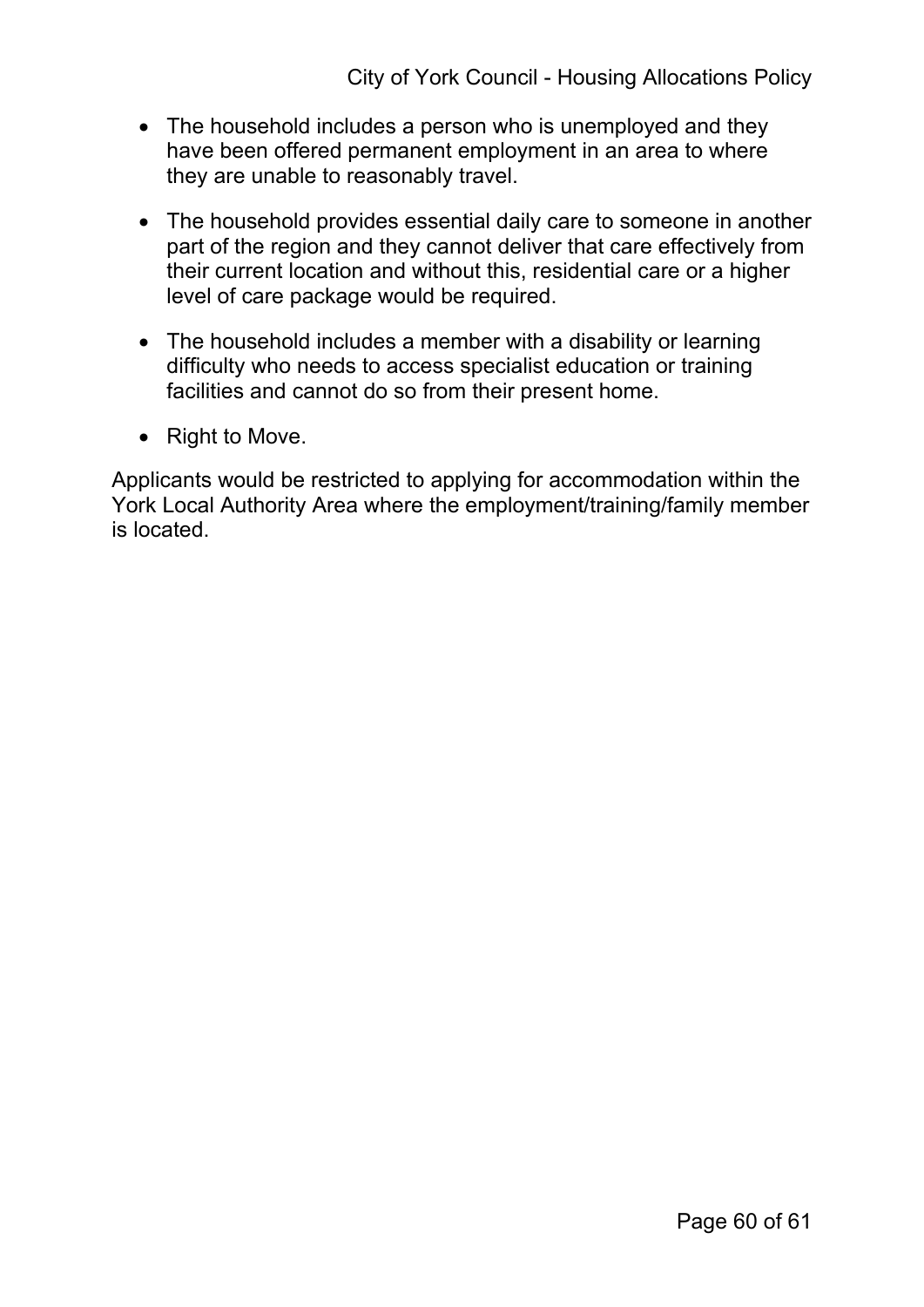- The household includes a person who is unemployed and they have been offered permanent employment in an area to where they are unable to reasonably travel.
- The household provides essential daily care to someone in another part of the region and they cannot deliver that care effectively from their current location and without this, residential care or a higher level of care package would be required.
- The household includes a member with a disability or learning difficulty who needs to access specialist education or training facilities and cannot do so from their present home.
- Right to Move.

Applicants would be restricted to applying for accommodation within the York Local Authority Area where the employment/training/family member is located.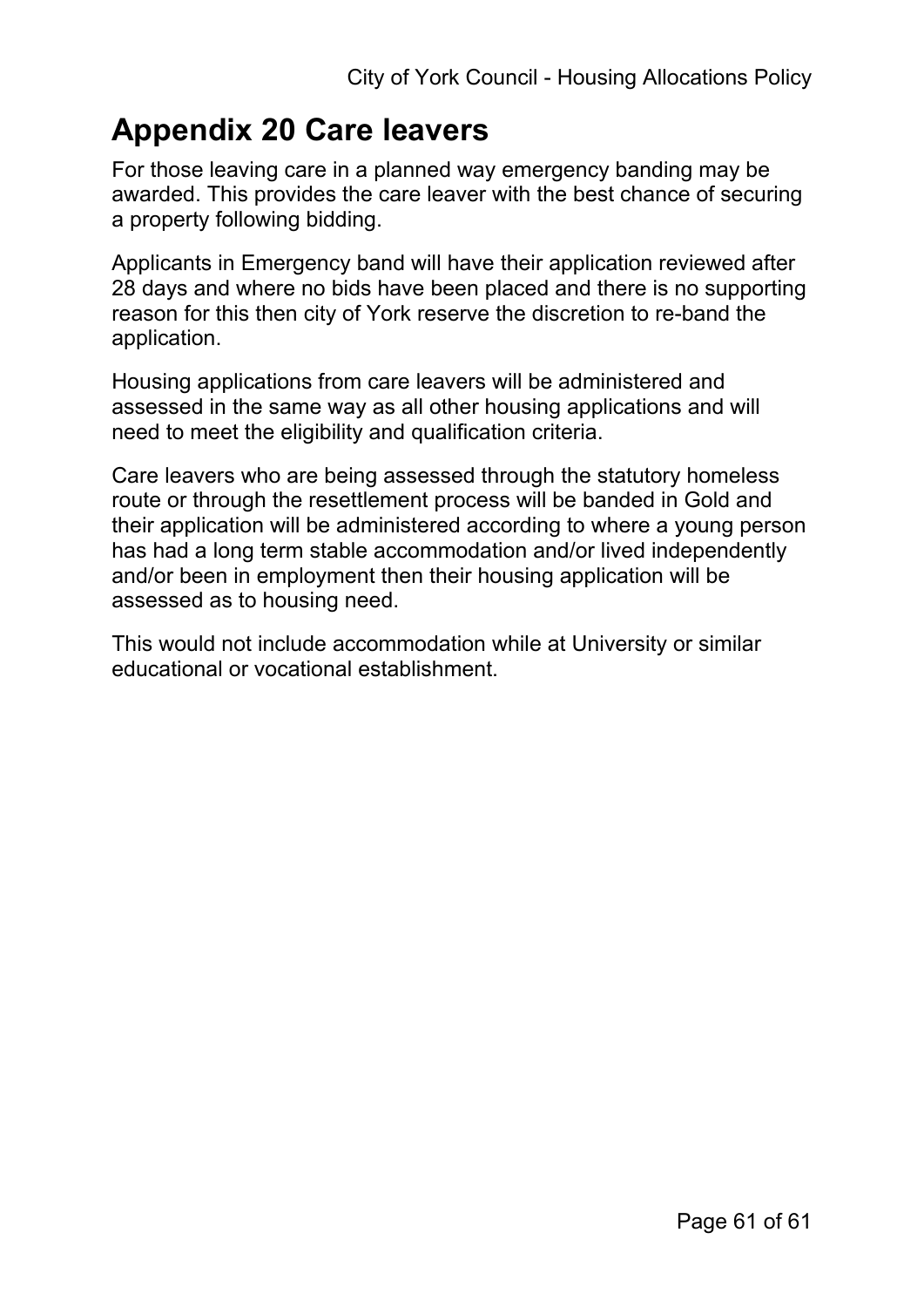# Appendix 20 Care leavers

For those leaving care in a planned way emergency banding may be awarded. This provides the care leaver with the best chance of securing a property following bidding.

Applicants in Emergency band will have their application reviewed after 28 days and where no bids have been placed and there is no supporting reason for this then city of York reserve the discretion to re-band the application.

Housing applications from care leavers will be administered and assessed in the same way as all other housing applications and will need to meet the eligibility and qualification criteria.

Care leavers who are being assessed through the statutory homeless route or through the resettlement process will be banded in Gold and their application will be administered according to where a young person has had a long term stable accommodation and/or lived independently and/or been in employment then their housing application will be assessed as to housing need.

This would not include accommodation while at University or similar educational or vocational establishment.